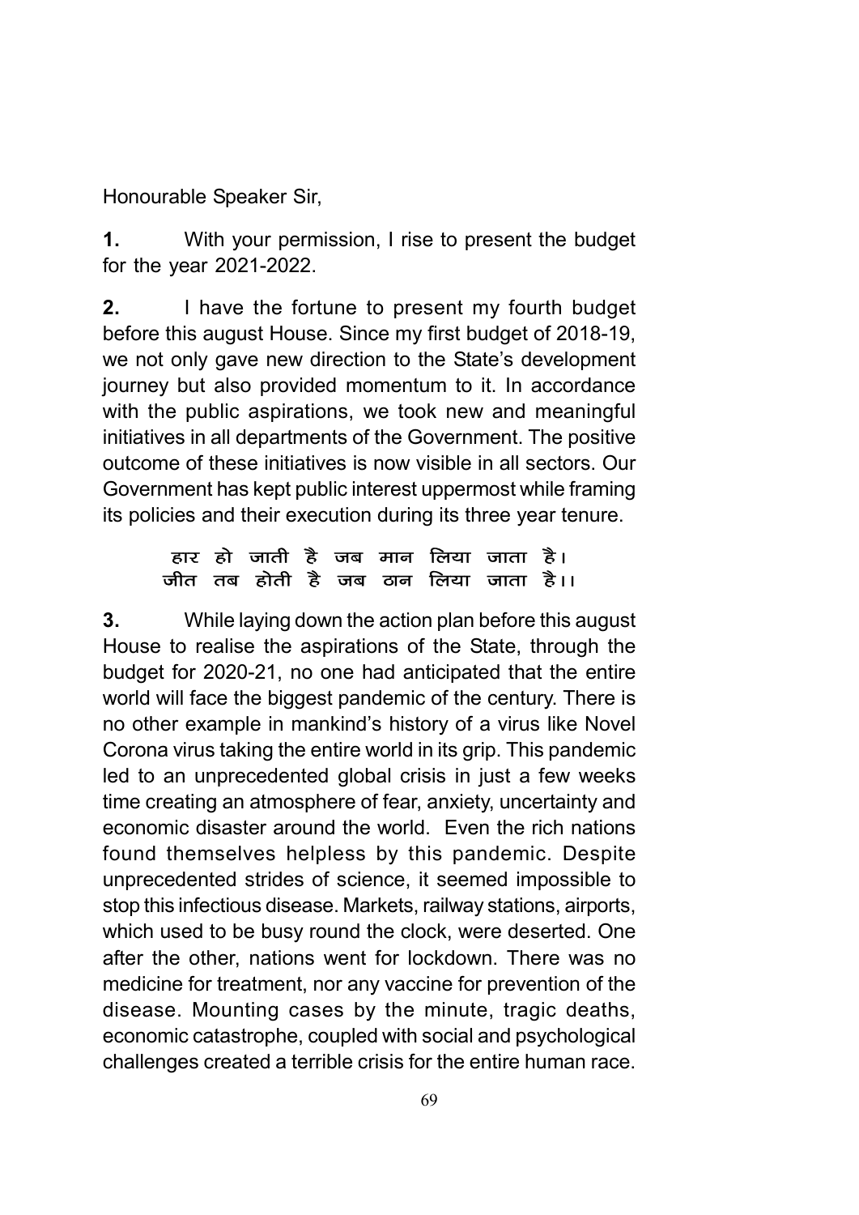Honourable Speaker Sir,

**1.** With your permission, I rise to present the budget for the year 2021-2022.

**2.** I have the fortune to present my fourth budget before this august House. Since my first budget of 2018-19, we not only gave new direction to the State's development journey but also provided momentum to it. In accordance with the public aspirations, we took new and meaningful initiatives in all departments of the Government. The positive outcome of these initiatives is now visible in all sectors. Our Government has kept public interest uppermost while framing its policies and their execution during its three year tenure.

हार हो जाती है जब मान लिया जाता है।
जीत तब होती है जब ठान लिया जाता है।।

**3.** While laying down the action plan before this august House to realise the aspirations of the State, through the budget for 2020-21, no one had anticipated that the entire world will face the biggest pandemic of the century. There is no other example in mankind's history of a virus like Novel Corona virus taking the entire world in its grip. This pandemic led to an unprecedented global crisis in just a few weeks time creating an atmosphere of fear, anxiety, uncertainty and economic disaster around the world. Even the rich nations found themselves helpless by this pandemic. Despite unprecedented strides of science, it seemed impossible to stop this infectious disease. Markets, railway stations, airports, which used to be busy round the clock, were deserted. One after the other, nations went for lockdown. There was no medicine for treatment, nor any vaccine for prevention of the disease. Mounting cases by the minute, tragic deaths, economic catastrophe, coupled with social and psychological challenges created a terrible crisis for the entire human race.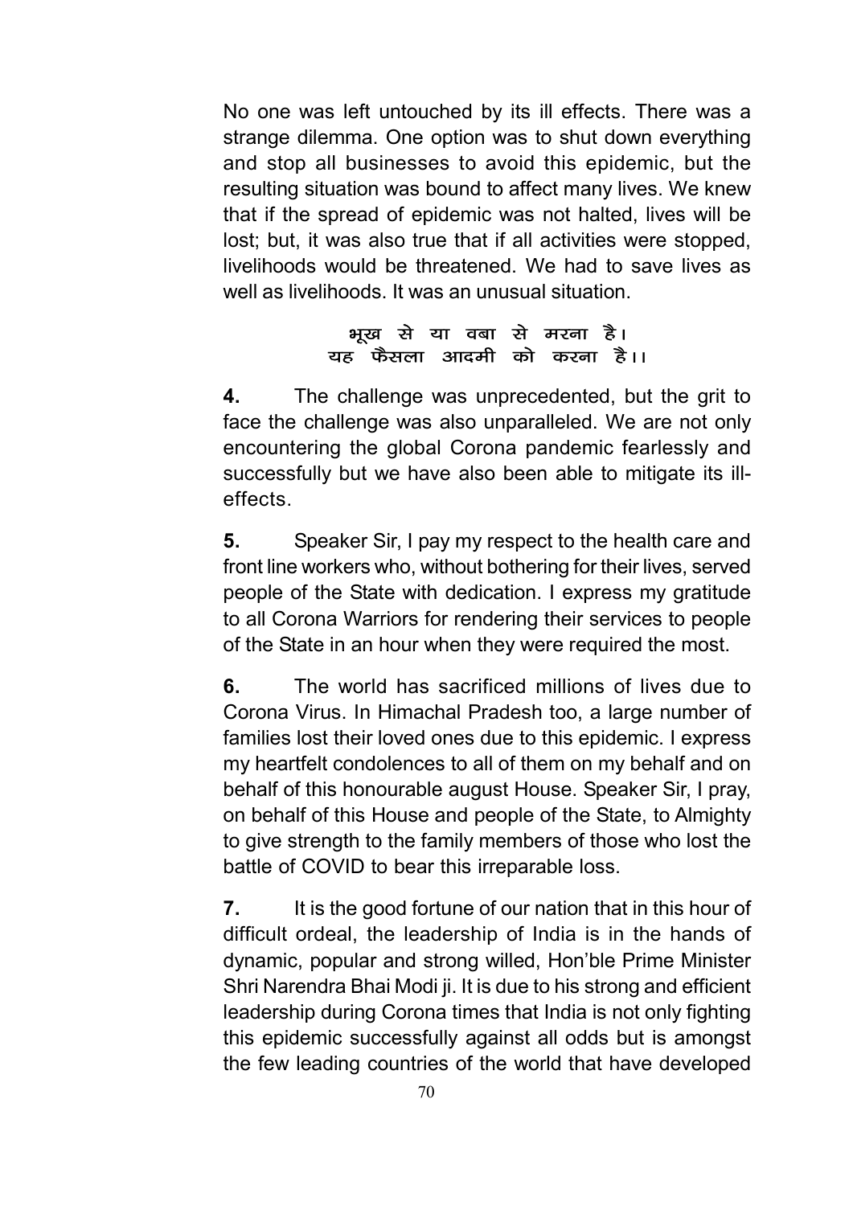No one was left untouched by its ill effects. There was a strange dilemma. One option was to shut down everything and stop all businesses to avoid this epidemic, but the resulting situation was bound to affect many lives. We knew that if the spread of epidemic was not halted, lives will be lost; but, it was also true that if all activities were stopped, livelihoods would be threatened. We had to save lives as well as livelihoods. It was an unusual situation.

भूख से या वबा से मरना है।
यह फैसला आदमी को करना है।।

**4.** The challenge was unprecedented, but the grit to face the challenge was also unparalleled. We are not only encountering the global Corona pandemic fearlessly and successfully but we have also been able to mitigate its ill-effects.

**5.** Speaker Sir, I pay my respect to the health care and front line workers who, without bothering for their lives, served people of the State with dedication. I express my gratitude to all Corona Warriors for rendering their services to people of the State in an hour when they were required the most.

**6.** The world has sacrificed millions of lives due to Corona Virus. In Himachal Pradesh too, a large number of families lost their loved ones due to this epidemic. I express my heartfelt condolences to all of them on my behalf and on behalf of this honourable august House. Speaker Sir, I pray, on behalf of this House and people of the State, to Almighty to give strength to the family members of those who lost the battle of COVID to bear this irreparable loss.

**7.** It is the good fortune of our nation that in this hour of difficult ordeal, the leadership of India is in the hands of dynamic, popular and strong willed, Hon'ble Prime Minister Shri Narendra Bhai Modi ji. It is due to his strong and efficient leadership during Corona times that India is not only fighting this epidemic successfully against all odds but is amongst the few leading countries of the world that have developed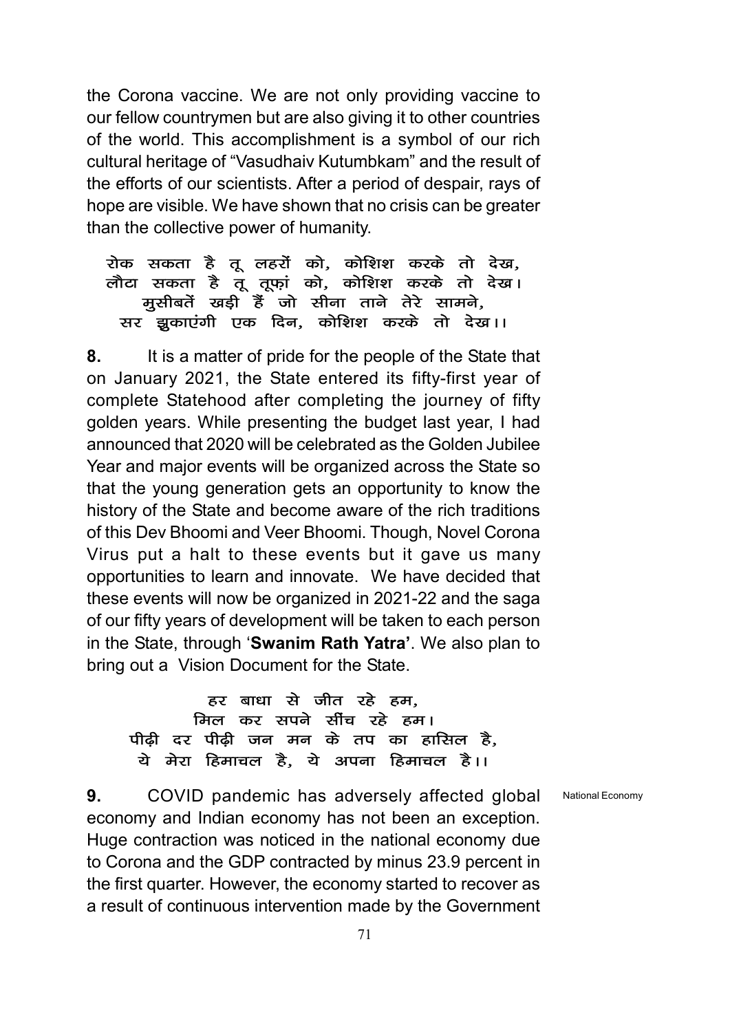the Corona vaccine. We are not only providing vaccine to our fellow countrymen but are also giving it to other countries of the world. This accomplishment is a symbol of our rich cultural heritage of "Vasudhaiv Kutumbkam" and the result of the efforts of our scientists. After a period of despair, rays of hope are visible. We have shown that no crisis can be greater than the collective power of humanity.

रोक सकता है तू लहरों को, कोशिश करके तो देख,
लौटा सकता है तू तूफ़ां को, कोशिश करके तो देख।
मुसीबतें खड़ी हैं जो सीना ताने तेरे सामने,
सर झुकाएंगी एक दिन, कोशिश करके तो देख।।

**8.** It is a matter of pride for the people of the State that on January 2021, the State entered its fifty-first year of complete Statehood after completing the journey of fifty golden years. While presenting the budget last year, I had announced that 2020 will be celebrated as the Golden Jubilee Year and major events will be organized across the State so that the young generation gets an opportunity to know the history of the State and become aware of the rich traditions of this Dev Bhoomi and Veer Bhoomi. Though, Novel Corona Virus put a halt to these events but it gave us many opportunities to learn and innovate. We have decided that these events will now be organized in 2021-22 and the saga of our fifty years of development will be taken to each person in the State, through '**Swanim Rath Yatra**'. We also plan to bring out a Vision Document for the State.

हर बाधा से जीत रहे हम,
मिल कर सपने सींच रहे हम।
पीढ़ी दर पीढ़ी जन मन के तप का हासिल है,
ये मेरा हिमाचल है, ये अपना हिमाचल है।।

National Economy

**9.** COVID pandemic has adversely affected global economy and Indian economy has not been an exception. Huge contraction was noticed in the national economy due to Corona and the GDP contracted by minus 23.9 percent in the first quarter. However, the economy started to recover as a result of continuous intervention made by the Government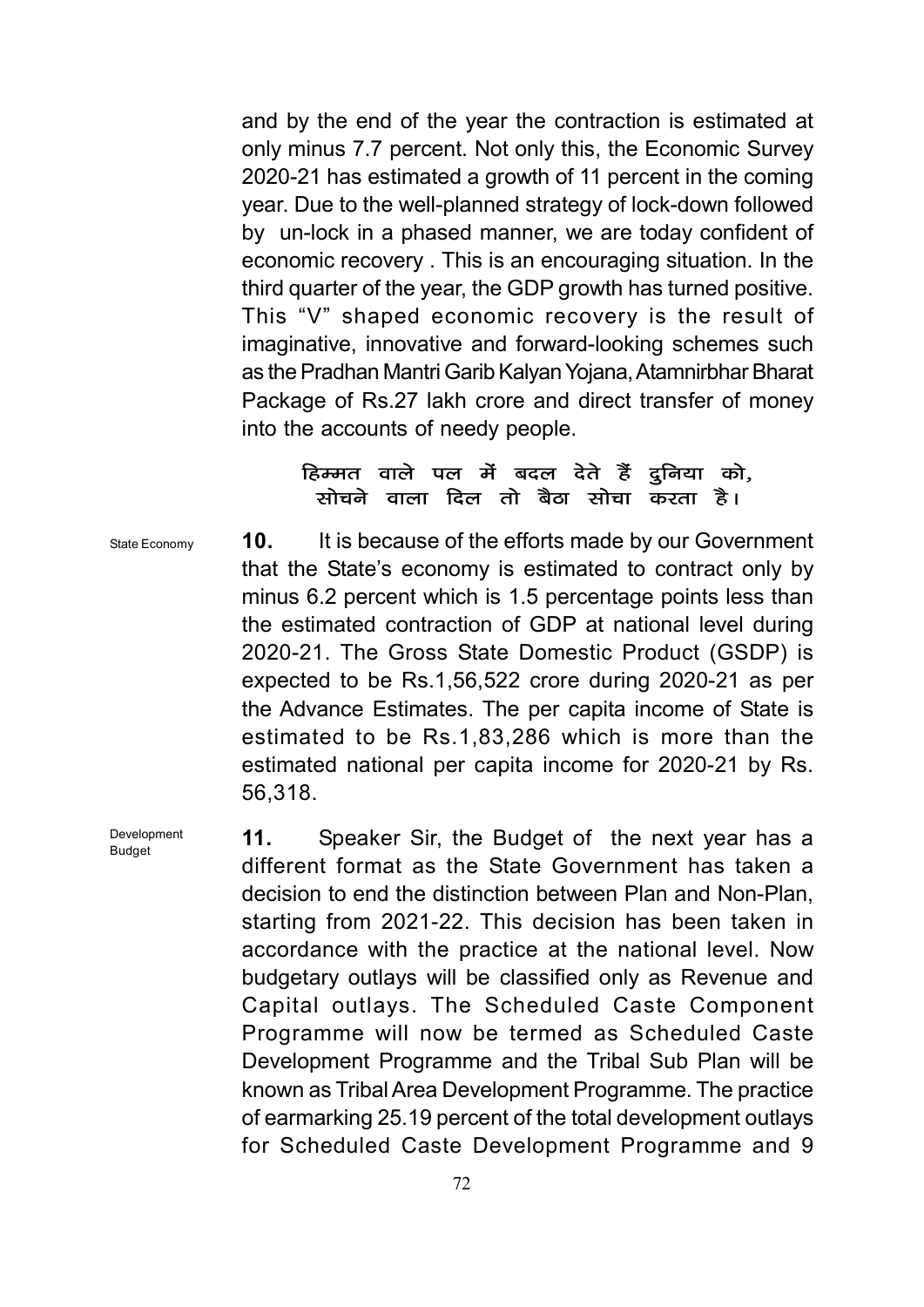and by the end of the year the contraction is estimated at only minus 7.7 percent. Not only this, the Economic Survey 2020-21 has estimated a growth of 11 percent in the coming year. Due to the well-planned strategy of lock-down followed by un-lock in a phased manner, we are today confident of economic recovery . This is an encouraging situation. In the third quarter of the year, the GDP growth has turned positive. This "V" shaped economic recovery is the result of imaginative, innovative and forward-looking schemes such as the Pradhan Mantri Garib Kalyan Yojana, Atamnirbhar Bharat Package of Rs.27 lakh crore and direct transfer of money into the accounts of needy people.

हिम्मत वाले पल में बदल देते हैं दुनिया को,
सोचने वाला दिल तो बैठा सोचा करता है।

State Economy

**10.** It is because of the efforts made by our Government that the State's economy is estimated to contract only by minus 6.2 percent which is 1.5 percentage points less than the estimated contraction of GDP at national level during 2020-21. The Gross State Domestic Product (GSDP) is expected to be Rs.1,56,522 crore during 2020-21 as per the Advance Estimates. The per capita income of State is estimated to be Rs.1,83,286 which is more than the estimated national per capita income for 2020-21 by Rs. 56,318.

Development Budget

**11.** Speaker Sir, the Budget of the next year has a different format as the State Government has taken a decision to end the distinction between Plan and Non-Plan, starting from 2021-22. This decision has been taken in accordance with the practice at the national level. Now budgetary outlays will be classified only as Revenue and Capital outlays. The Scheduled Caste Component Programme will now be termed as Scheduled Caste Development Programme and the Tribal Sub Plan will be known as Tribal Area Development Programme. The practice of earmarking 25.19 percent of the total development outlays for Scheduled Caste Development Programme and 9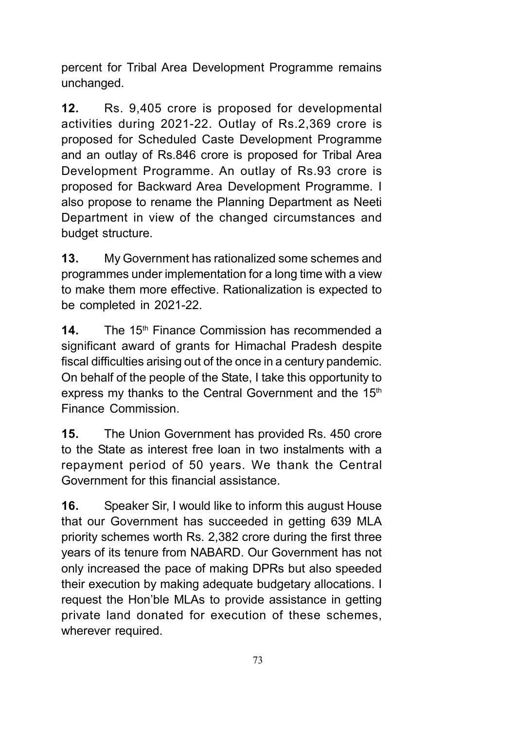percent for Tribal Area Development Programme remains unchanged.

**12.** Rs. 9,405 crore is proposed for developmental activities during 2021-22. Outlay of Rs.2,369 crore is proposed for Scheduled Caste Development Programme and an outlay of Rs.846 crore is proposed for Tribal Area Development Programme. An outlay of Rs.93 crore is proposed for Backward Area Development Programme. I also propose to rename the Planning Department as Neeti Department in view of the changed circumstances and budget structure.

**13.** My Government has rationalized some schemes and programmes under implementation for a long time with a view to make them more effective. Rationalization is expected to be completed in 2021-22.

**14.** The 15th Finance Commission has recommended a significant award of grants for Himachal Pradesh despite fiscal difficulties arising out of the once in a century pandemic. On behalf of the people of the State, I take this opportunity to express my thanks to the Central Government and the 15th Finance Commission.

**15.** The Union Government has provided Rs. 450 crore to the State as interest free loan in two instalments with a repayment period of 50 years. We thank the Central Government for this financial assistance.

**16.** Speaker Sir, I would like to inform this august House that our Government has succeeded in getting 639 MLA priority schemes worth Rs. 2,382 crore during the first three years of its tenure from NABARD. Our Government has not only increased the pace of making DPRs but also speeded their execution by making adequate budgetary allocations. I request the Hon'ble MLAs to provide assistance in getting private land donated for execution of these schemes, wherever required.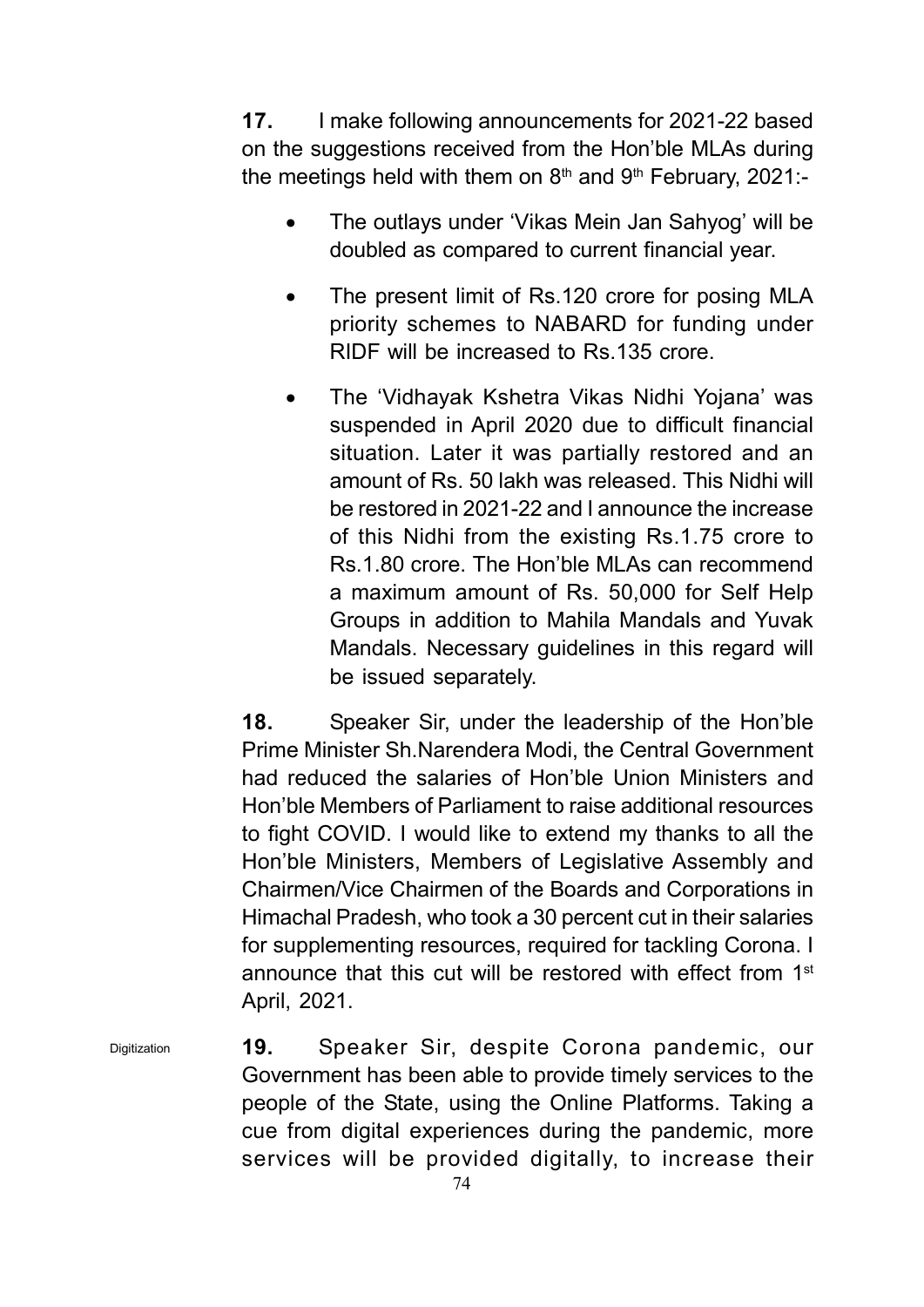**17.** I make following announcements for 2021-22 based on the suggestions received from the Hon'ble MLAs during the meetings held with them on 8th and 9th February, 2021:-

- The outlays under 'Vikas Mein Jan Sahyog' will be doubled as compared to current financial year.
- The present limit of Rs.120 crore for posing MLA priority schemes to NABARD for funding under RIDF will be increased to Rs.135 crore.
- The 'Vidhayak Kshetra Vikas Nidhi Yojana' was suspended in April 2020 due to difficult financial situation. Later it was partially restored and an amount of Rs. 50 lakh was released. This Nidhi will be restored in 2021-22 and I announce the increase of this Nidhi from the existing Rs.1.75 crore to Rs.1.80 crore. The Hon'ble MLAs can recommend a maximum amount of Rs. 50,000 for Self Help Groups in addition to Mahila Mandals and Yuvak Mandals. Necessary guidelines in this regard will be issued separately.

**18.** Speaker Sir, under the leadership of the Hon'ble Prime Minister Sh.Narendera Modi, the Central Government had reduced the salaries of Hon'ble Union Ministers and Hon'ble Members of Parliament to raise additional resources to fight COVID. I would like to extend my thanks to all the Hon'ble Ministers, Members of Legislative Assembly and Chairmen/Vice Chairmen of the Boards and Corporations in Himachal Pradesh, who took a 30 percent cut in their salaries for supplementing resources, required for tackling Corona. I announce that this cut will be restored with effect from 1st April, 2021.

Digitization

**19.** Speaker Sir, despite Corona pandemic, our Government has been able to provide timely services to the people of the State, using the Online Platforms. Taking a cue from digital experiences during the pandemic, more services will be provided digitally, to increase their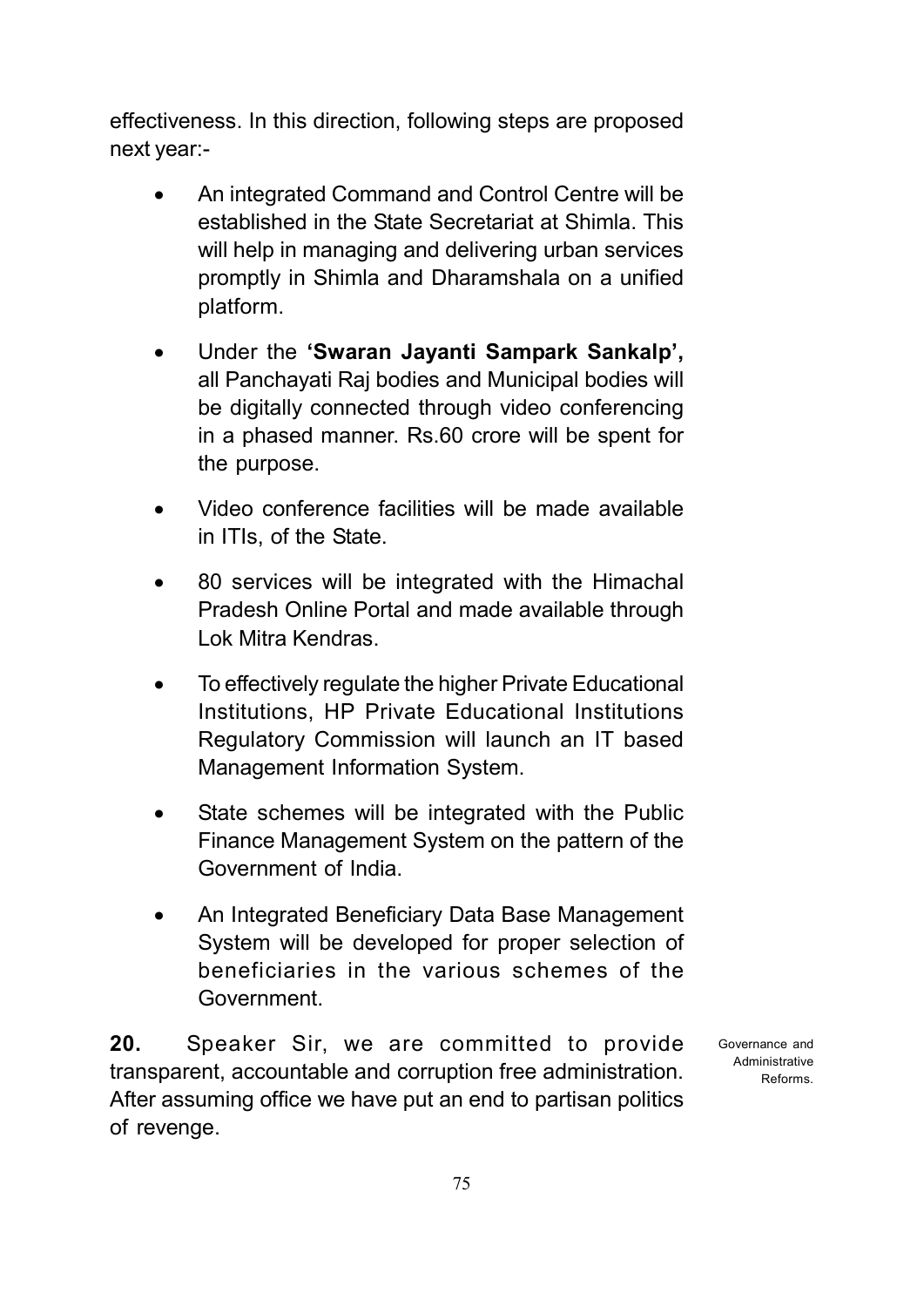effectiveness. In this direction, following steps are proposed next year:-

- An integrated Command and Control Centre will be established in the State Secretariat at Shimla. This will help in managing and delivering urban services promptly in Shimla and Dharamshala on a unified platform.
- Under the **'Swaran Jayanti Sampark Sankalp',** all Panchayati Raj bodies and Municipal bodies will be digitally connected through video conferencing in a phased manner. Rs.60 crore will be spent for the purpose.
- Video conference facilities will be made available in ITIs, of the State.
- 80 services will be integrated with the Himachal Pradesh Online Portal and made available through Lok Mitra Kendras.
- To effectively regulate the higher Private Educational Institutions, HP Private Educational Institutions Regulatory Commission will launch an IT based Management Information System.
- State schemes will be integrated with the Public Finance Management System on the pattern of the Government of India.
- An Integrated Beneficiary Data Base Management System will be developed for proper selection of beneficiaries in the various schemes of the Government.

Governance and Administrative Reforms.

**20.** Speaker Sir, we are committed to provide transparent, accountable and corruption free administration. After assuming office we have put an end to partisan politics of revenge.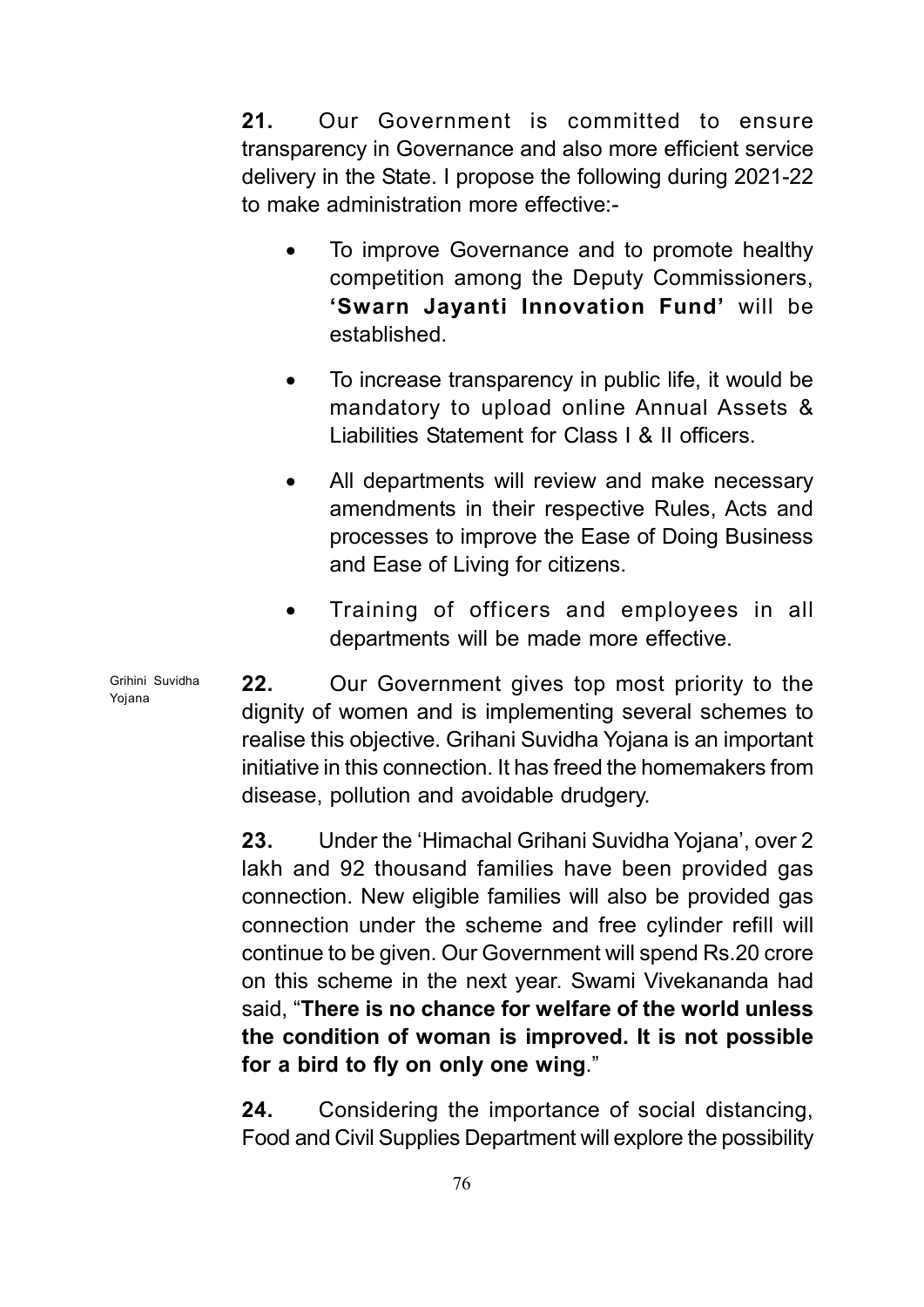**21.** Our Government is committed to ensure transparency in Governance and also more efficient service delivery in the State. I propose the following during 2021-22 to make administration more effective:-

- To improve Governance and to promote healthy competition among the Deputy Commissioners, **'Swarn Jayanti Innovation Fund'** will be established.
- To increase transparency in public life, it would be mandatory to upload online Annual Assets & Liabilities Statement for Class I & II officers.
- All departments will review and make necessary amendments in their respective Rules, Acts and processes to improve the Ease of Doing Business and Ease of Living for citizens.
- Training of officers and employees in all departments will be made more effective.

Grihini Suvidha Yojana

**22.** Our Government gives top most priority to the dignity of women and is implementing several schemes to realise this objective. Grihani Suvidha Yojana is an important initiative in this connection. It has freed the homemakers from disease, pollution and avoidable drudgery.

**23.** Under the 'Himachal Grihani Suvidha Yojana', over 2 lakh and 92 thousand families have been provided gas connection. New eligible families will also be provided gas connection under the scheme and free cylinder refill will continue to be given. Our Government will spend Rs.20 crore on this scheme in the next year. Swami Vivekananda had said, "**There is no chance for welfare of the world unless the condition of woman is improved. It is not possible for a bird to fly on only one wing**."

**24.** Considering the importance of social distancing, Food and Civil Supplies Department will explore the possibility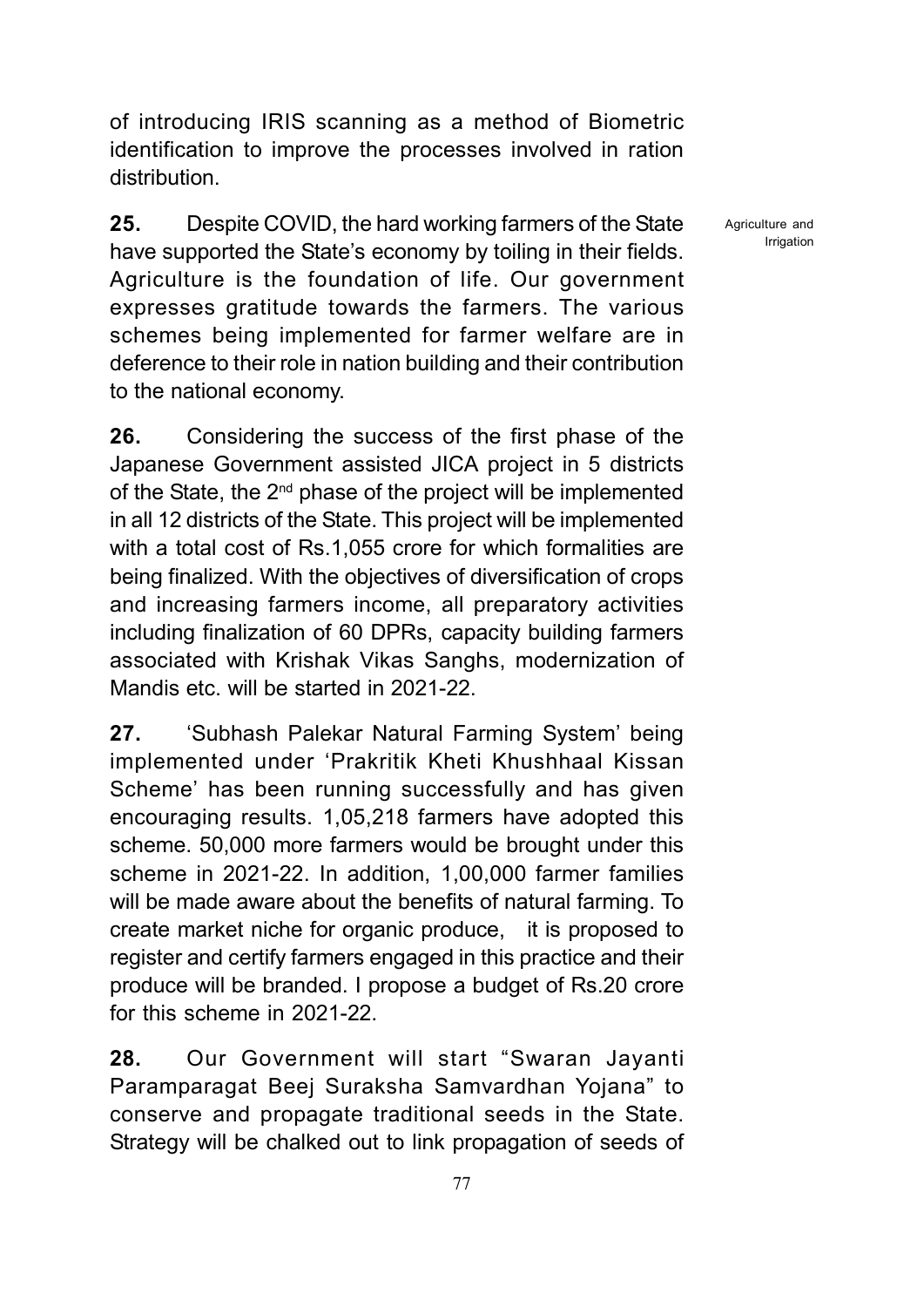of introducing IRIS scanning as a method of Biometric identification to improve the processes involved in ration distribution.

Agriculture and Irrigation

**25.** Despite COVID, the hard working farmers of the State have supported the State's economy by toiling in their fields. Agriculture is the foundation of life. Our government expresses gratitude towards the farmers. The various schemes being implemented for farmer welfare are in deference to their role in nation building and their contribution to the national economy.

**26.** Considering the success of the first phase of the Japanese Government assisted JICA project in 5 districts of the State, the 2nd phase of the project will be implemented in all 12 districts of the State. This project will be implemented with a total cost of Rs.1,055 crore for which formalities are being finalized. With the objectives of diversification of crops and increasing farmers income, all preparatory activities including finalization of 60 DPRs, capacity building farmers associated with Krishak Vikas Sanghs, modernization of Mandis etc. will be started in 2021-22.

**27.** 'Subhash Palekar Natural Farming System' being implemented under 'Prakritik Kheti Khushhaal Kissan Scheme' has been running successfully and has given encouraging results. 1,05,218 farmers have adopted this scheme. 50,000 more farmers would be brought under this scheme in 2021-22. In addition, 1,00,000 farmer families will be made aware about the benefits of natural farming. To create market niche for organic produce, it is proposed to register and certify farmers engaged in this practice and their produce will be branded. I propose a budget of Rs.20 crore for this scheme in 2021-22.

**28.** Our Government will start "Swaran Jayanti Paramparagat Beej Suraksha Samvardhan Yojana" to conserve and propagate traditional seeds in the State. Strategy will be chalked out to link propagation of seeds of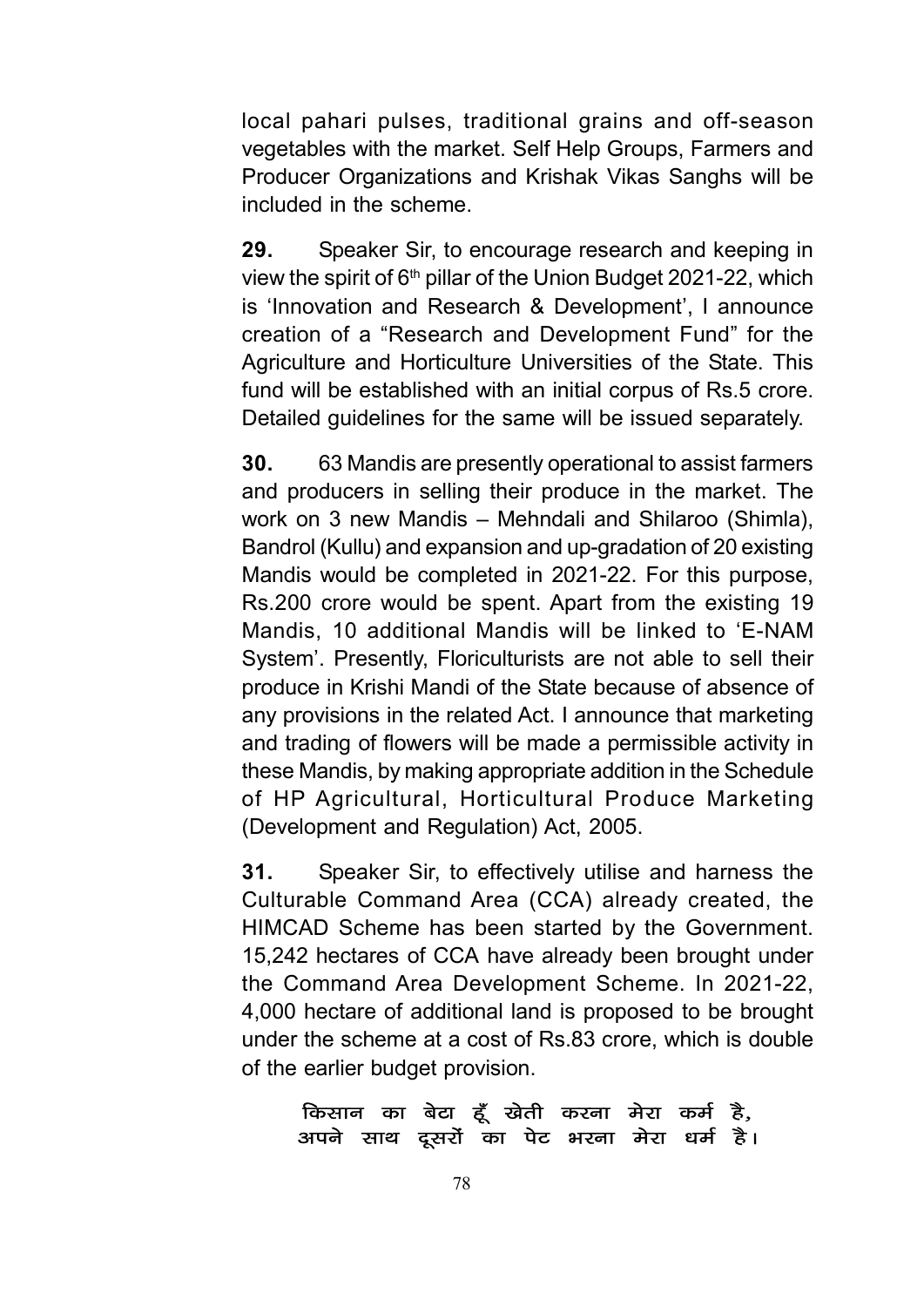local pahari pulses, traditional grains and off-season vegetables with the market. Self Help Groups, Farmers and Producer Organizations and Krishak Vikas Sanghs will be included in the scheme.

**29.** Speaker Sir, to encourage research and keeping in view the spirit of 6th pillar of the Union Budget 2021-22, which is 'Innovation and Research & Development', I announce creation of a "Research and Development Fund" for the Agriculture and Horticulture Universities of the State. This fund will be established with an initial corpus of Rs.5 crore. Detailed guidelines for the same will be issued separately.

**30.** 63 Mandis are presently operational to assist farmers and producers in selling their produce in the market. The work on 3 new Mandis – Mehndali and Shilaroo (Shimla), Bandrol (Kullu) and expansion and up-gradation of 20 existing Mandis would be completed in 2021-22. For this purpose, Rs.200 crore would be spent. Apart from the existing 19 Mandis, 10 additional Mandis will be linked to 'E-NAM System'. Presently, Floriculturists are not able to sell their produce in Krishi Mandi of the State because of absence of any provisions in the related Act. I announce that marketing and trading of flowers will be made a permissible activity in these Mandis, by making appropriate addition in the Schedule of HP Agricultural, Horticultural Produce Marketing (Development and Regulation) Act, 2005.

**31.** Speaker Sir, to effectively utilise and harness the Culturable Command Area (CCA) already created, the HIMCAD Scheme has been started by the Government. 15,242 hectares of CCA have already been brought under the Command Area Development Scheme. In 2021-22, 4,000 hectare of additional land is proposed to be brought under the scheme at a cost of Rs.83 crore, which is double of the earlier budget provision.

**किसान का बेटा हूँ खेती करना मेरा कर्म है,**
**अपने साथ दूसरों का पेट भरना मेरा धर्म है।**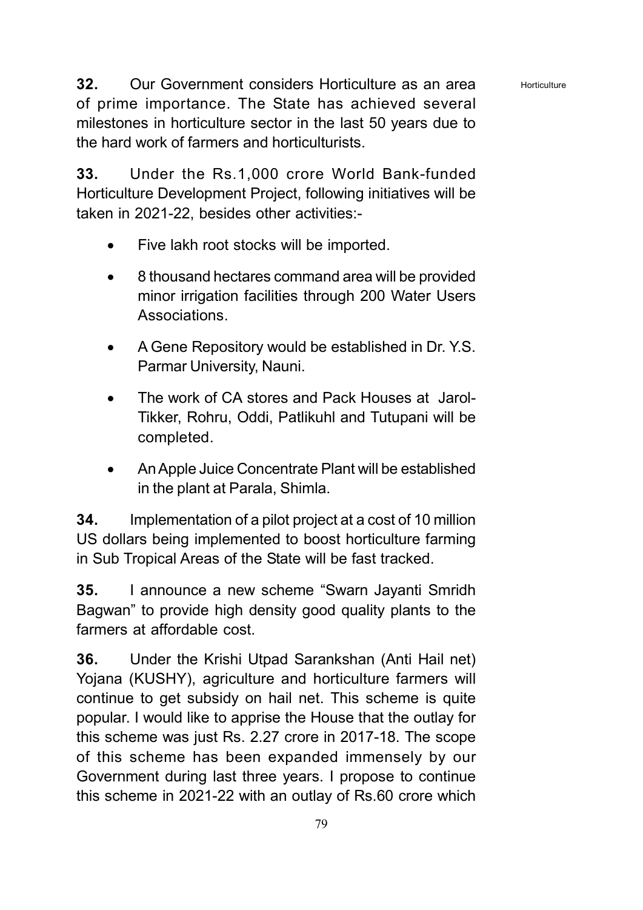Horticulture

**32.** Our Government considers Horticulture as an area of prime importance. The State has achieved several milestones in horticulture sector in the last 50 years due to the hard work of farmers and horticulturists.

**33.** Under the Rs.1,000 crore World Bank-funded Horticulture Development Project, following initiatives will be taken in 2021-22, besides other activities:-

- Five lakh root stocks will be imported.
- 8 thousand hectares command area will be provided minor irrigation facilities through 200 Water Users Associations.
- A Gene Repository would be established in Dr. Y.S. Parmar University, Nauni.
- The work of CA stores and Pack Houses at Jarol-Tikker, Rohru, Oddi, Patlikuhl and Tutupani will be completed.
- An Apple Juice Concentrate Plant will be established in the plant at Parala, Shimla.

**34.** Implementation of a pilot project at a cost of 10 million US dollars being implemented to boost horticulture farming in Sub Tropical Areas of the State will be fast tracked.

**35.** I announce a new scheme "Swarn Jayanti Smridh Bagwan" to provide high density good quality plants to the farmers at affordable cost.

**36.** Under the Krishi Utpad Sarankshan (Anti Hail net) Yojana (KUSHY), agriculture and horticulture farmers will continue to get subsidy on hail net. This scheme is quite popular. I would like to apprise the House that the outlay for this scheme was just Rs. 2.27 crore in 2017-18. The scope of this scheme has been expanded immensely by our Government during last three years. I propose to continue this scheme in 2021-22 with an outlay of Rs.60 crore which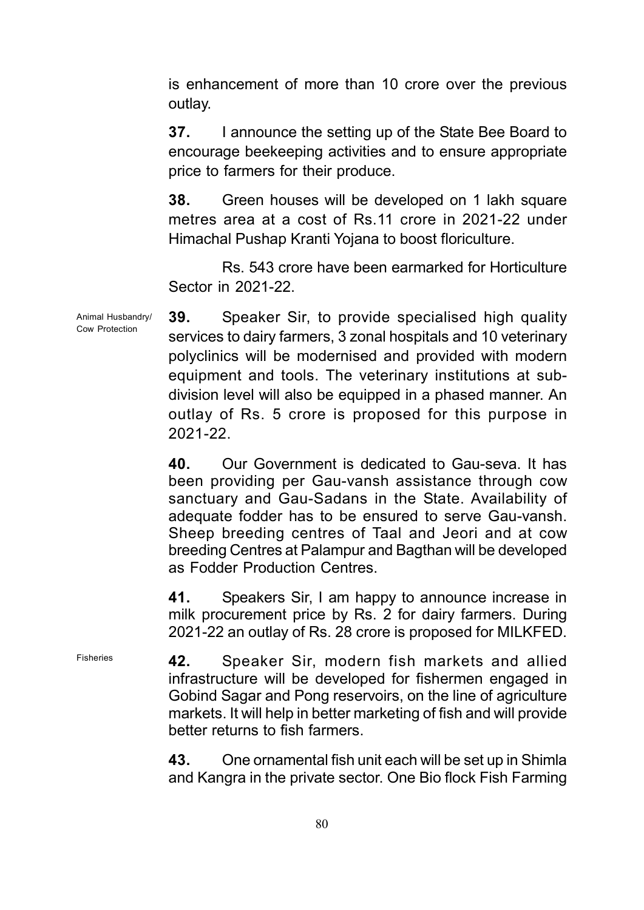is enhancement of more than 10 crore over the previous outlay.

**37.** I announce the setting up of the State Bee Board to encourage beekeeping activities and to ensure appropriate price to farmers for their produce.

**38.** Green houses will be developed on 1 lakh square metres area at a cost of Rs.11 crore in 2021-22 under Himachal Pushap Kranti Yojana to boost floriculture.

Rs. 543 crore have been earmarked for Horticulture Sector in 2021-22.

Animal Husbandry/ Cow Protection

**39.** Speaker Sir, to provide specialised high quality services to dairy farmers, 3 zonal hospitals and 10 veterinary polyclinics will be modernised and provided with modern equipment and tools. The veterinary institutions at sub-division level will also be equipped in a phased manner. An outlay of Rs. 5 crore is proposed for this purpose in 2021-22.

**40.** Our Government is dedicated to Gau-seva. It has been providing per Gau-vansh assistance through cow sanctuary and Gau-Sadans in the State. Availability of adequate fodder has to be ensured to serve Gau-vansh. Sheep breeding centres of Taal and Jeori and at cow breeding Centres at Palampur and Bagthan will be developed as Fodder Production Centres.

**41.** Speakers Sir, I am happy to announce increase in milk procurement price by Rs. 2 for dairy farmers. During 2021-22 an outlay of Rs. 28 crore is proposed for MILKFED.

Fisheries

**42.** Speaker Sir, modern fish markets and allied infrastructure will be developed for fishermen engaged in Gobind Sagar and Pong reservoirs, on the line of agriculture markets. It will help in better marketing of fish and will provide better returns to fish farmers.

**43.** One ornamental fish unit each will be set up in Shimla and Kangra in the private sector. One Bio flock Fish Farming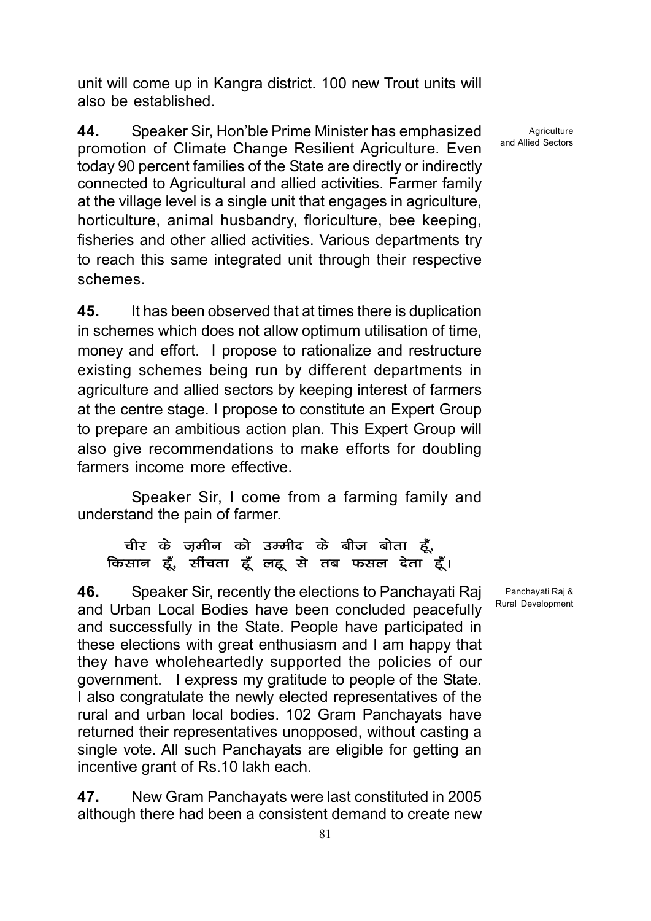unit will come up in Kangra district. 100 new Trout units will also be established.

Agriculture and Allied Sectors

**44.** Speaker Sir, Hon'ble Prime Minister has emphasized promotion of Climate Change Resilient Agriculture. Even today 90 percent families of the State are directly or indirectly connected to Agricultural and allied activities. Farmer family at the village level is a single unit that engages in agriculture, horticulture, animal husbandry, floriculture, bee keeping, fisheries and other allied activities. Various departments try to reach this same integrated unit through their respective schemes.

**45.** It has been observed that at times there is duplication in schemes which does not allow optimum utilisation of time, money and effort. I propose to rationalize and restructure existing schemes being run by different departments in agriculture and allied sectors by keeping interest of farmers at the centre stage. I propose to constitute an Expert Group to prepare an ambitious action plan. This Expert Group will also give recommendations to make efforts for doubling farmers income more effective.

Speaker Sir, I come from a farming family and understand the pain of farmer.

चीर के ज़मीन को उम्मीद के बीज बोता हूँ,
किसान हूँ, सींचता हूँ लहू से तब फसल देता हूँ।

Panchayati Raj & Rural Development

**46.** Speaker Sir, recently the elections to Panchayati Raj and Urban Local Bodies have been concluded peacefully and successfully in the State. People have participated in these elections with great enthusiasm and I am happy that they have wholeheartedly supported the policies of our government. I express my gratitude to people of the State. I also congratulate the newly elected representatives of the rural and urban local bodies. 102 Gram Panchayats have returned their representatives unopposed, without casting a single vote. All such Panchayats are eligible for getting an incentive grant of Rs.10 lakh each.

**47.** New Gram Panchayats were last constituted in 2005 although there had been a consistent demand to create new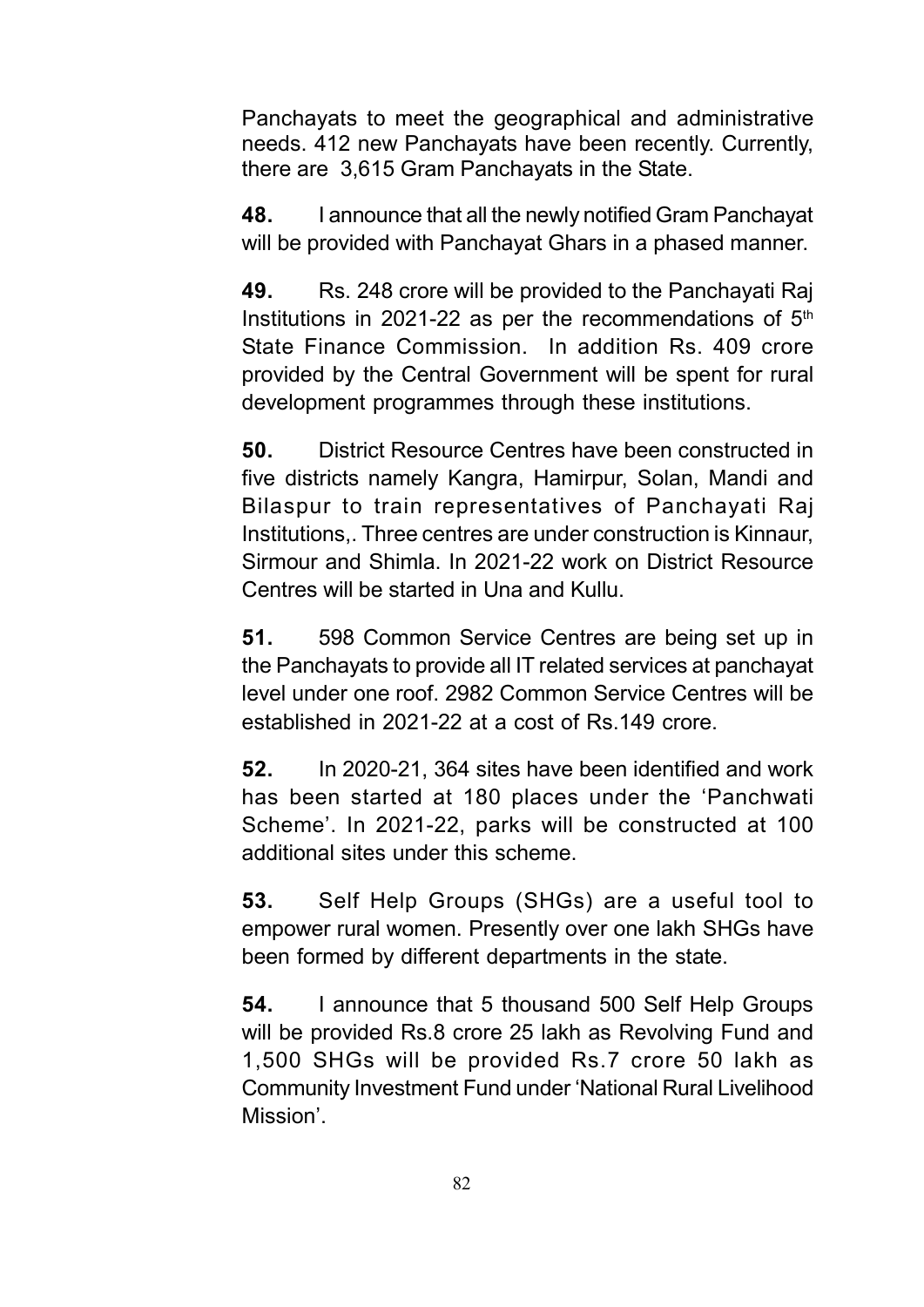Panchayats to meet the geographical and administrative needs. 412 new Panchayats have been recently. Currently, there are 3,615 Gram Panchayats in the State.

**48.** I announce that all the newly notified Gram Panchayat will be provided with Panchayat Ghars in a phased manner.

**49.** Rs. 248 crore will be provided to the Panchayati Raj Institutions in 2021-22 as per the recommendations of 5th State Finance Commission. In addition Rs. 409 crore provided by the Central Government will be spent for rural development programmes through these institutions.

**50.** District Resource Centres have been constructed in five districts namely Kangra, Hamirpur, Solan, Mandi and Bilaspur to train representatives of Panchayati Raj Institutions,. Three centres are under construction is Kinnaur, Sirmour and Shimla. In 2021-22 work on District Resource Centres will be started in Una and Kullu.

**51.** 598 Common Service Centres are being set up in the Panchayats to provide all IT related services at panchayat level under one roof. 2982 Common Service Centres will be established in 2021-22 at a cost of Rs.149 crore.

**52.** In 2020-21, 364 sites have been identified and work has been started at 180 places under the 'Panchwati Scheme'. In 2021-22, parks will be constructed at 100 additional sites under this scheme.

**53.** Self Help Groups (SHGs) are a useful tool to empower rural women. Presently over one lakh SHGs have been formed by different departments in the state.

**54.** I announce that 5 thousand 500 Self Help Groups will be provided Rs.8 crore 25 lakh as Revolving Fund and 1,500 SHGs will be provided Rs.7 crore 50 lakh as Community Investment Fund under 'National Rural Livelihood Mission'.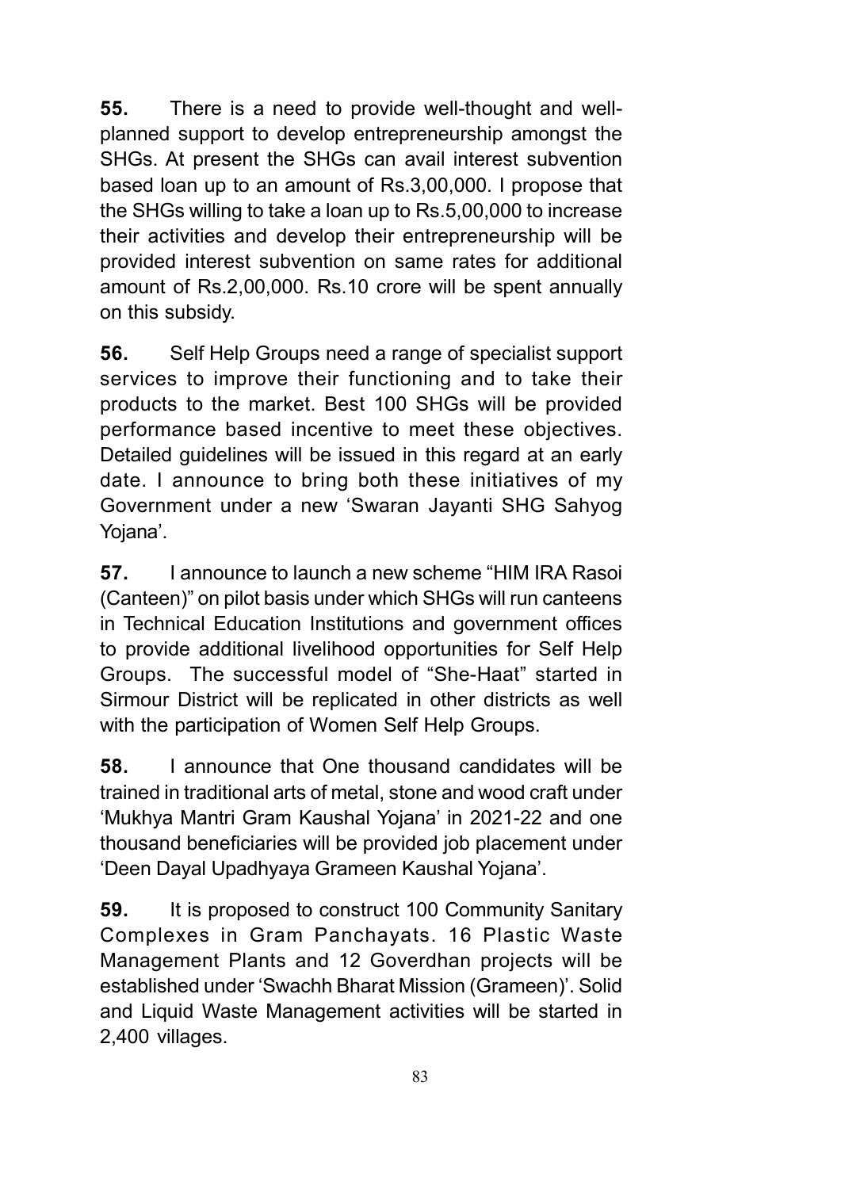**55.** There is a need to provide well-thought and well-planned support to develop entrepreneurship amongst the SHGs. At present the SHGs can avail interest subvention based loan up to an amount of Rs.3,00,000. I propose that the SHGs willing to take a loan up to Rs.5,00,000 to increase their activities and develop their entrepreneurship will be provided interest subvention on same rates for additional amount of Rs.2,00,000. Rs.10 crore will be spent annually on this subsidy.

**56.** Self Help Groups need a range of specialist support services to improve their functioning and to take their products to the market. Best 100 SHGs will be provided performance based incentive to meet these objectives. Detailed guidelines will be issued in this regard at an early date. I announce to bring both these initiatives of my Government under a new 'Swaran Jayanti SHG Sahyog Yojana'.

**57.** I announce to launch a new scheme "HIM IRA Rasoi (Canteen)" on pilot basis under which SHGs will run canteens in Technical Education Institutions and government offices to provide additional livelihood opportunities for Self Help Groups. The successful model of "She-Haat" started in Sirmour District will be replicated in other districts as well with the participation of Women Self Help Groups.

**58.** I announce that One thousand candidates will be trained in traditional arts of metal, stone and wood craft under 'Mukhya Mantri Gram Kaushal Yojana' in 2021-22 and one thousand beneficiaries will be provided job placement under 'Deen Dayal Upadhyaya Grameen Kaushal Yojana'.

**59.** It is proposed to construct 100 Community Sanitary Complexes in Gram Panchayats. 16 Plastic Waste Management Plants and 12 Goverdhan projects will be established under 'Swachh Bharat Mission (Grameen)'. Solid and Liquid Waste Management activities will be started in 2,400 villages.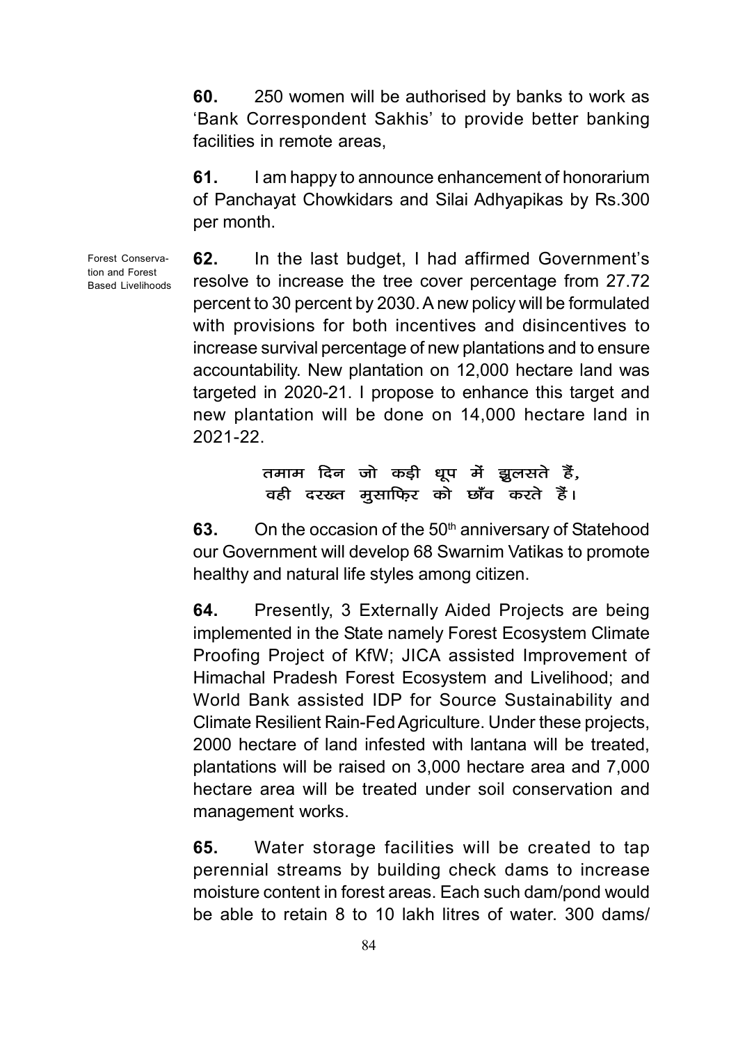**60.** 250 women will be authorised by banks to work as 'Bank Correspondent Sakhis' to provide better banking facilities in remote areas,

**61.** I am happy to announce enhancement of honorarium of Panchayat Chowkidars and Silai Adhyapikas by Rs.300 per month.

Forest Conservation and Forest Based Livelihoods

**62.** In the last budget, I had affirmed Government's resolve to increase the tree cover percentage from 27.72 percent to 30 percent by 2030. A new policy will be formulated with provisions for both incentives and disincentives to increase survival percentage of new plantations and to ensure accountability. New plantation on 12,000 hectare land was targeted in 2020-21. I propose to enhance this target and new plantation will be done on 14,000 hectare land in 2021-22.

तमाम दिन जो कड़ी धूप में झुलसते हैं,
वही दरख़्त मुसाफ़िर को छाँव करते हैं।

**63.** On the occasion of the 50th anniversary of Statehood our Government will develop 68 Swarnim Vatikas to promote healthy and natural life styles among citizen.

**64.** Presently, 3 Externally Aided Projects are being implemented in the State namely Forest Ecosystem Climate Proofing Project of KfW; JICA assisted Improvement of Himachal Pradesh Forest Ecosystem and Livelihood; and World Bank assisted IDP for Source Sustainability and Climate Resilient Rain-Fed Agriculture. Under these projects, 2000 hectare of land infested with lantana will be treated, plantations will be raised on 3,000 hectare area and 7,000 hectare area will be treated under soil conservation and management works.

**65.** Water storage facilities will be created to tap perennial streams by building check dams to increase moisture content in forest areas. Each such dam/pond would be able to retain 8 to 10 lakh litres of water. 300 dams/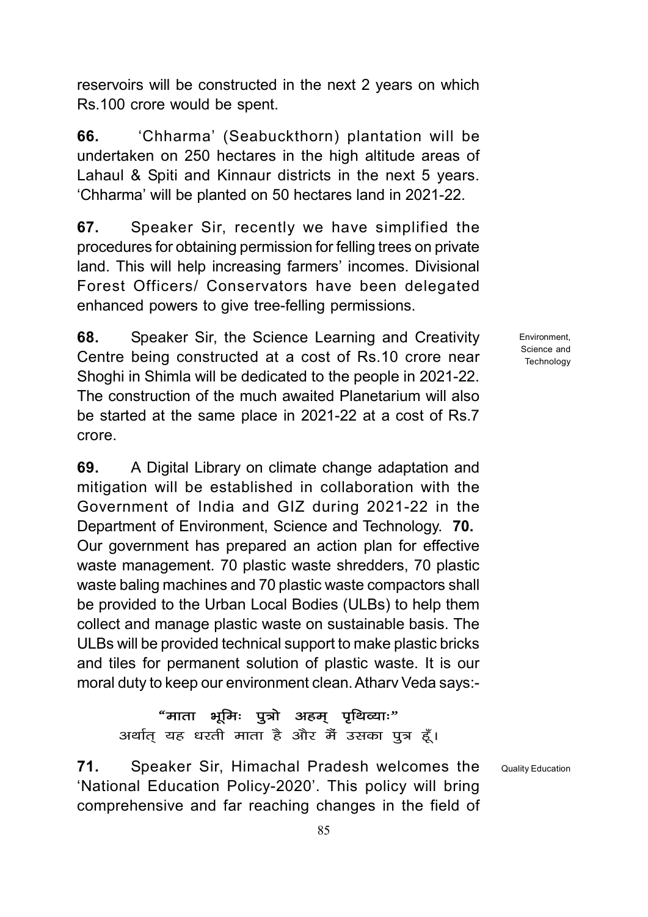reservoirs will be constructed in the next 2 years on which Rs.100 crore would be spent.

**66.** 'Chharma' (Seabuckthorn) plantation will be undertaken on 250 hectares in the high altitude areas of Lahaul & Spiti and Kinnaur districts in the next 5 years. 'Chharma' will be planted on 50 hectares land in 2021-22.

**67.** Speaker Sir, recently we have simplified the procedures for obtaining permission for felling trees on private land. This will help increasing farmers' incomes. Divisional Forest Officers/ Conservators have been delegated enhanced powers to give tree-felling permissions.

Environment, Science and Technology

**68.** Speaker Sir, the Science Learning and Creativity Centre being constructed at a cost of Rs.10 crore near Shoghi in Shimla will be dedicated to the people in 2021-22. The construction of the much awaited Planetarium will also be started at the same place in 2021-22 at a cost of Rs.7 crore.

**69.** A Digital Library on climate change adaptation and mitigation will be established in collaboration with the Government of India and GIZ during 2021-22 in the Department of Environment, Science and Technology.

**70.** Our government has prepared an action plan for effective waste management. 70 plastic waste shredders, 70 plastic waste baling machines and 70 plastic waste compactors shall be provided to the Urban Local Bodies (ULBs) to help them collect and manage plastic waste on sustainable basis. The ULBs will be provided technical support to make plastic bricks and tiles for permanent solution of plastic waste. It is our moral duty to keep our environment clean. Atharv Veda says:-

**"माता भूमिः पुत्रो अहम् पृथिव्याः"**
अर्थात् यह धरती माता है और मैं उसका पुत्र हूँ।

Quality Education

**71.** Speaker Sir, Himachal Pradesh welcomes the 'National Education Policy-2020'. This policy will bring comprehensive and far reaching changes in the field of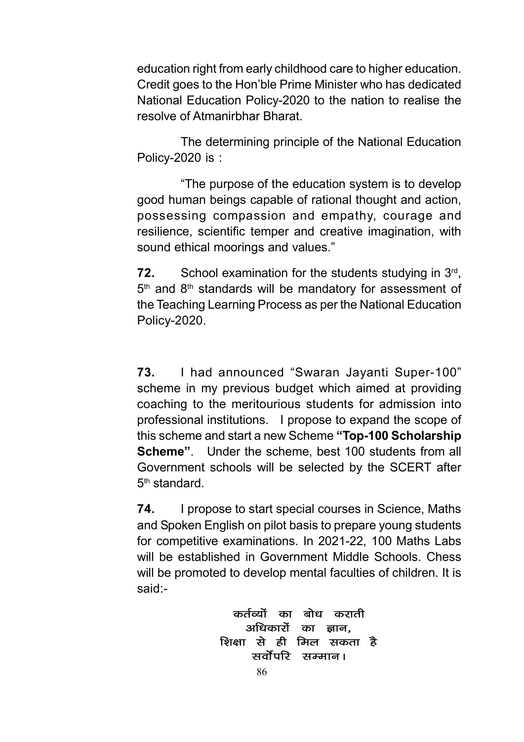education right from early childhood care to higher education. Credit goes to the Hon'ble Prime Minister who has dedicated National Education Policy-2020 to the nation to realise the resolve of Atmanirbhar Bharat.

The determining principle of the National Education Policy-2020 is :

"The purpose of the education system is to develop good human beings capable of rational thought and action, possessing compassion and empathy, courage and resilience, scientific temper and creative imagination, with sound ethical moorings and values."

**72.** School examination for the students studying in 3rd, 5th and 8th standards will be mandatory for assessment of the Teaching Learning Process as per the National Education Policy-2020.

**73.** I had announced "Swaran Jayanti Super-100" scheme in my previous budget which aimed at providing coaching to the meritourious students for admission into professional institutions. I propose to expand the scope of this scheme and start a new Scheme **"Top-100 Scholarship Scheme"**. Under the scheme, best 100 students from all Government schools will be selected by the SCERT after 5th standard.

**74.** I propose to start special courses in Science, Maths and Spoken English on pilot basis to prepare young students for competitive examinations. In 2021-22, 100 Maths Labs will be established in Government Middle Schools. Chess will be promoted to develop mental faculties of children. It is said:-

कर्तव्यों का बोध कराती
अधिकारों का ज्ञान,
शिक्षा से ही मिल सकता है
सर्वोपरि सम्मान।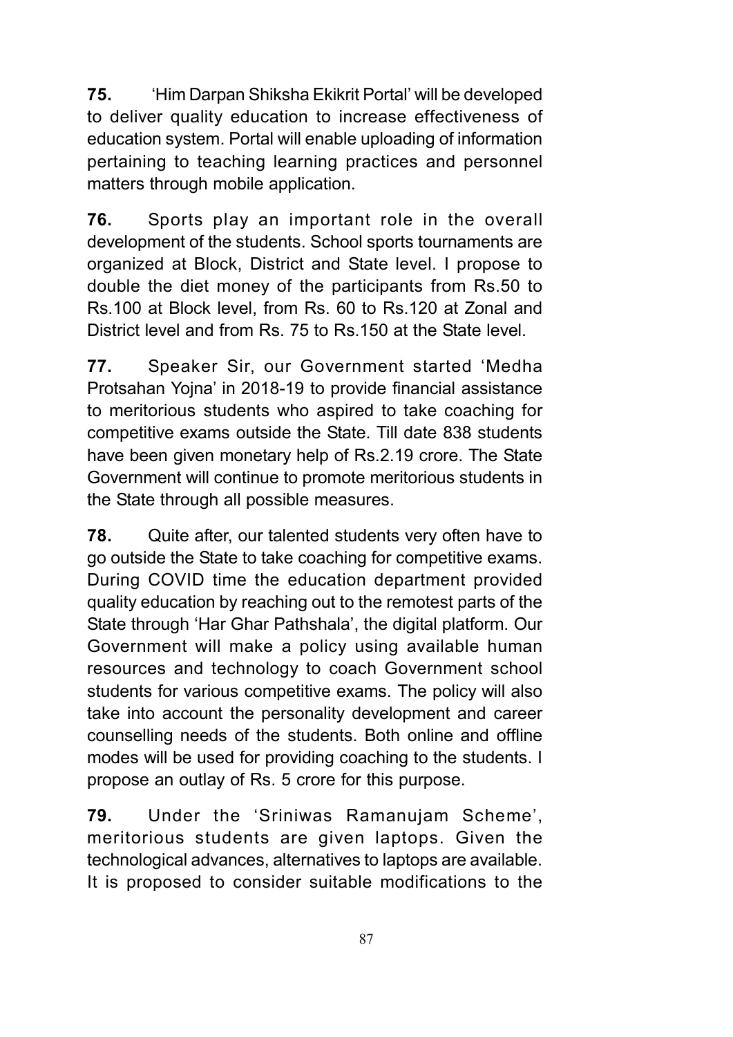**75.** 'Him Darpan Shiksha Ekikrit Portal' will be developed to deliver quality education to increase effectiveness of education system. Portal will enable uploading of information pertaining to teaching learning practices and personnel matters through mobile application.

**76.** Sports play an important role in the overall development of the students. School sports tournaments are organized at Block, District and State level. I propose to double the diet money of the participants from Rs.50 to Rs.100 at Block level, from Rs. 60 to Rs.120 at Zonal and District level and from Rs. 75 to Rs.150 at the State level.

**77.** Speaker Sir, our Government started 'Medha Protsahan Yojna' in 2018-19 to provide financial assistance to meritorious students who aspired to take coaching for competitive exams outside the State. Till date 838 students have been given monetary help of Rs.2.19 crore. The State Government will continue to promote meritorious students in the State through all possible measures.

**78.** Quite after, our talented students very often have to go outside the State to take coaching for competitive exams. During COVID time the education department provided quality education by reaching out to the remotest parts of the State through 'Har Ghar Pathshala', the digital platform. Our Government will make a policy using available human resources and technology to coach Government school students for various competitive exams. The policy will also take into account the personality development and career counselling needs of the students. Both online and offline modes will be used for providing coaching to the students. I propose an outlay of Rs. 5 crore for this purpose.

**79.** Under the 'Sriniwas Ramanujam Scheme', meritorious students are given laptops. Given the technological advances, alternatives to laptops are available. It is proposed to consider suitable modifications to the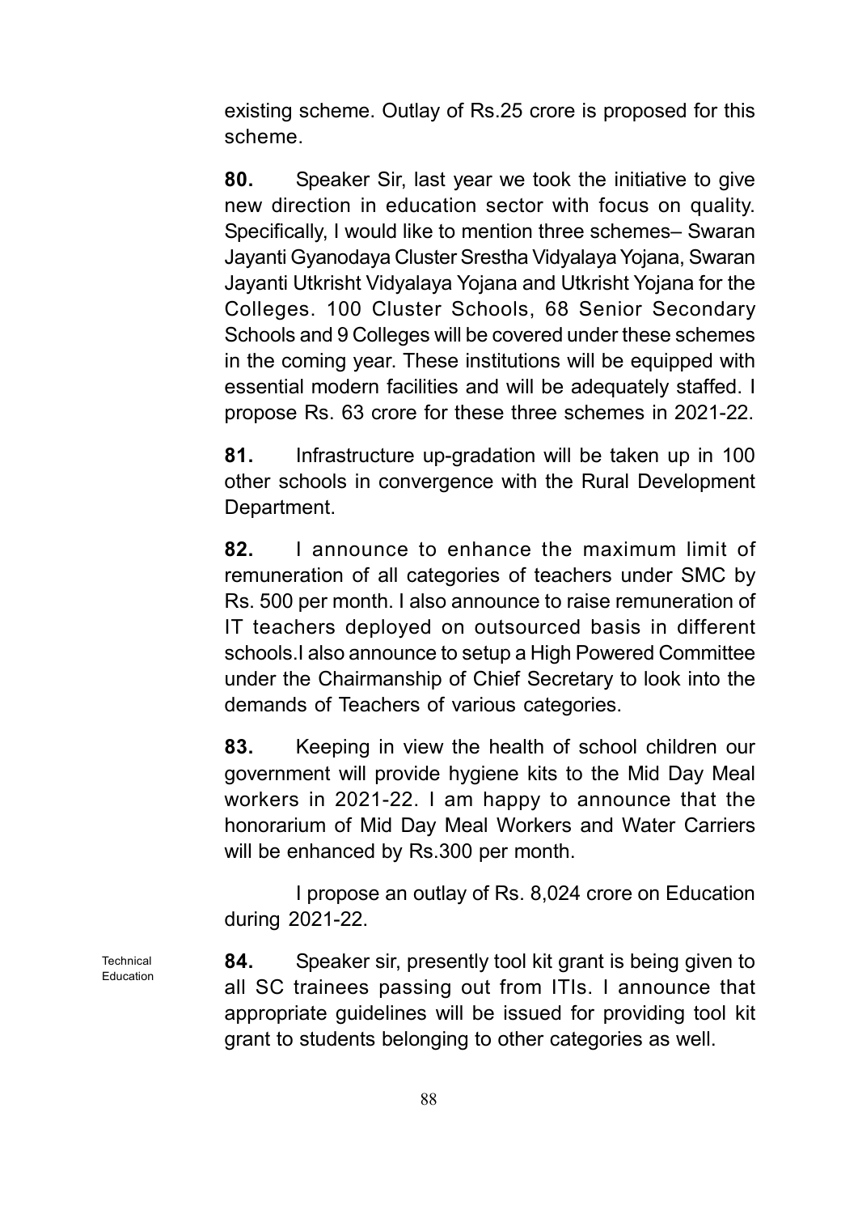existing scheme. Outlay of Rs.25 crore is proposed for this scheme.

**80.** Speaker Sir, last year we took the initiative to give new direction in education sector with focus on quality. Specifically, I would like to mention three schemes– Swaran Jayanti Gyanodaya Cluster Srestha Vidyalaya Yojana, Swaran Jayanti Utkrisht Vidyalaya Yojana and Utkrisht Yojana for the Colleges. 100 Cluster Schools, 68 Senior Secondary Schools and 9 Colleges will be covered under these schemes in the coming year. These institutions will be equipped with essential modern facilities and will be adequately staffed. I propose Rs. 63 crore for these three schemes in 2021-22.

**81.** Infrastructure up-gradation will be taken up in 100 other schools in convergence with the Rural Development Department.

**82.** I announce to enhance the maximum limit of remuneration of all categories of teachers under SMC by Rs. 500 per month. I also announce to raise remuneration of IT teachers deployed on outsourced basis in different schools.I also announce to setup a High Powered Committee under the Chairmanship of Chief Secretary to look into the demands of Teachers of various categories.

**83.** Keeping in view the health of school children our government will provide hygiene kits to the Mid Day Meal workers in 2021-22. I am happy to announce that the honorarium of Mid Day Meal Workers and Water Carriers will be enhanced by Rs.300 per month.

I propose an outlay of Rs. 8,024 crore on Education during 2021-22.

Technical Education

**84.** Speaker sir, presently tool kit grant is being given to all SC trainees passing out from ITIs. I announce that appropriate guidelines will be issued for providing tool kit grant to students belonging to other categories as well.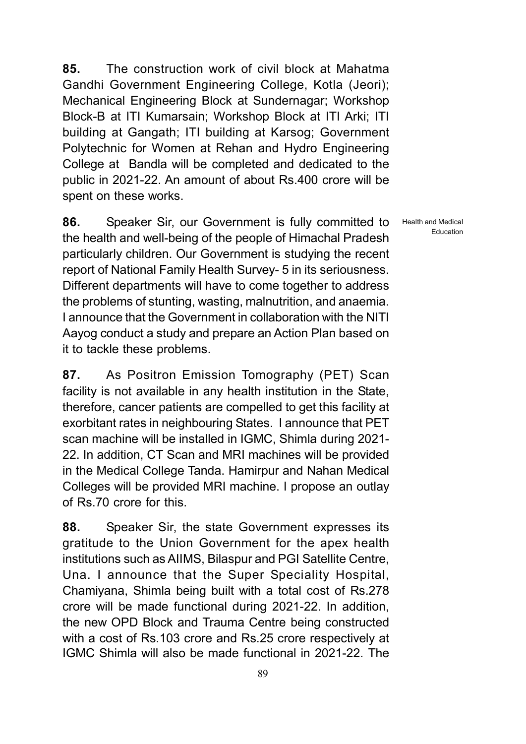**85.** The construction work of civil block at Mahatma Gandhi Government Engineering College, Kotla (Jeori); Mechanical Engineering Block at Sundernagar; Workshop Block-B at ITI Kumarsain; Workshop Block at ITI Arki; ITI building at Gangath; ITI building at Karsog; Government Polytechnic for Women at Rehan and Hydro Engineering College at Bandla will be completed and dedicated to the public in 2021-22. An amount of about Rs.400 crore will be spent on these works.

Health and Medical Education

**86.** Speaker Sir, our Government is fully committed to the health and well-being of the people of Himachal Pradesh particularly children. Our Government is studying the recent report of National Family Health Survey- 5 in its seriousness. Different departments will have to come together to address the problems of stunting, wasting, malnutrition, and anaemia. I announce that the Government in collaboration with the NITI Aayog conduct a study and prepare an Action Plan based on it to tackle these problems.

**87.** As Positron Emission Tomography (PET) Scan facility is not available in any health institution in the State, therefore, cancer patients are compelled to get this facility at exorbitant rates in neighbouring States. I announce that PET scan machine will be installed in IGMC, Shimla during 2021-22. In addition, CT Scan and MRI machines will be provided in the Medical College Tanda. Hamirpur and Nahan Medical Colleges will be provided MRI machine. I propose an outlay of Rs.70 crore for this.

**88.** Speaker Sir, the state Government expresses its gratitude to the Union Government for the apex health institutions such as AIIMS, Bilaspur and PGI Satellite Centre, Una. I announce that the Super Speciality Hospital, Chamiyana, Shimla being built with a total cost of Rs.278 crore will be made functional during 2021-22. In addition, the new OPD Block and Trauma Centre being constructed with a cost of Rs.103 crore and Rs.25 crore respectively at IGMC Shimla will also be made functional in 2021-22. The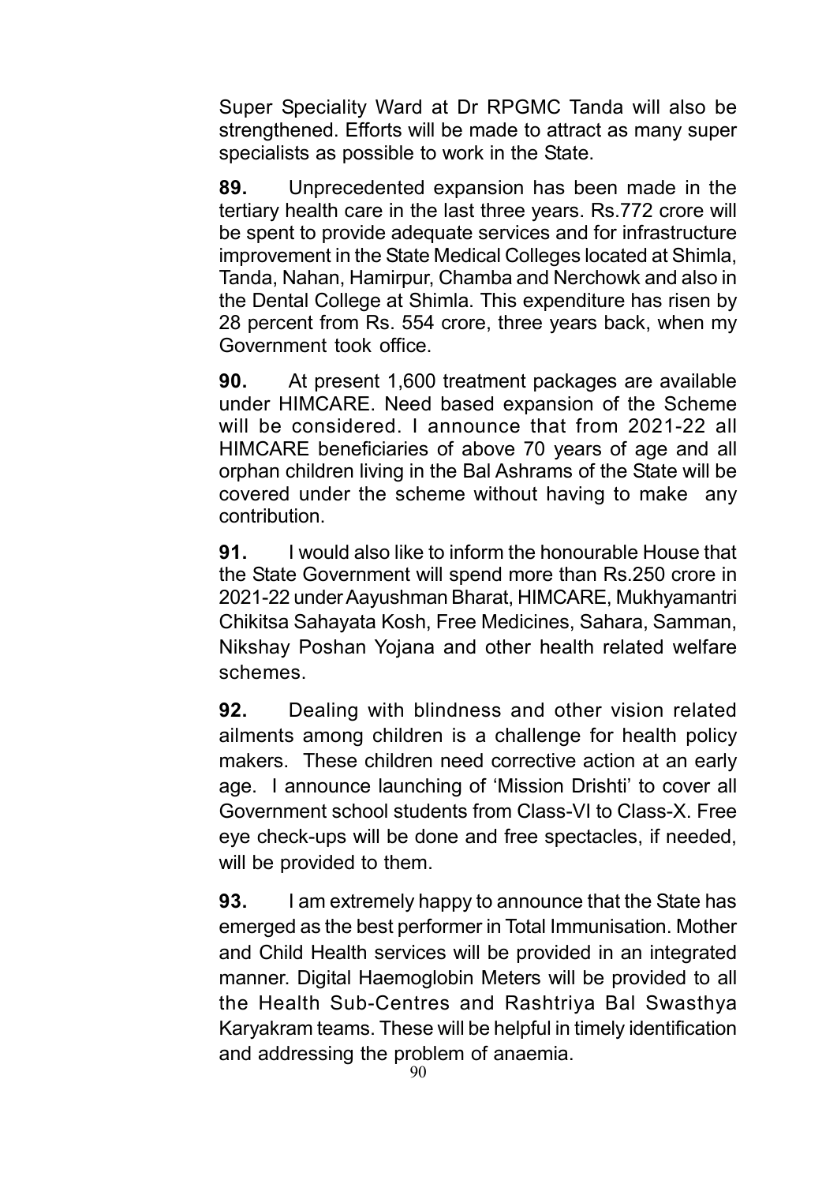Super Speciality Ward at Dr RPGMC Tanda will also be strengthened. Efforts will be made to attract as many super specialists as possible to work in the State.

**89.** Unprecedented expansion has been made in the tertiary health care in the last three years. Rs.772 crore will be spent to provide adequate services and for infrastructure improvement in the State Medical Colleges located at Shimla, Tanda, Nahan, Hamirpur, Chamba and Nerchowk and also in the Dental College at Shimla. This expenditure has risen by 28 percent from Rs. 554 crore, three years back, when my Government took office.

**90.** At present 1,600 treatment packages are available under HIMCARE. Need based expansion of the Scheme will be considered. I announce that from 2021-22 all HIMCARE beneficiaries of above 70 years of age and all orphan children living in the Bal Ashrams of the State will be covered under the scheme without having to make any contribution.

**91.** I would also like to inform the honourable House that the State Government will spend more than Rs.250 crore in 2021-22 under Aayushman Bharat, HIMCARE, Mukhyamantri Chikitsa Sahayata Kosh, Free Medicines, Sahara, Samman, Nikshay Poshan Yojana and other health related welfare schemes.

**92.** Dealing with blindness and other vision related ailments among children is a challenge for health policy makers. These children need corrective action at an early age. I announce launching of 'Mission Drishti' to cover all Government school students from Class-VI to Class-X. Free eye check-ups will be done and free spectacles, if needed, will be provided to them.

**93.** I am extremely happy to announce that the State has emerged as the best performer in Total Immunisation. Mother and Child Health services will be provided in an integrated manner. Digital Haemoglobin Meters will be provided to all the Health Sub-Centres and Rashtriya Bal Swasthya Karyakram teams. These will be helpful in timely identification and addressing the problem of anaemia.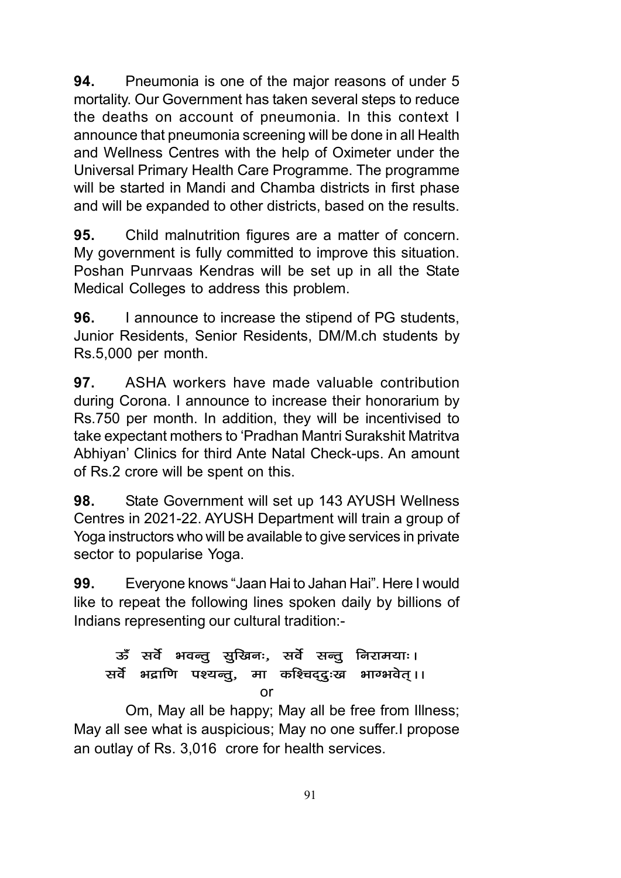**94.** Pneumonia is one of the major reasons of under 5 mortality. Our Government has taken several steps to reduce the deaths on account of pneumonia. In this context I announce that pneumonia screening will be done in all Health and Wellness Centres with the help of Oximeter under the Universal Primary Health Care Programme. The programme will be started in Mandi and Chamba districts in first phase and will be expanded to other districts, based on the results.

**95.** Child malnutrition figures are a matter of concern. My government is fully committed to improve this situation. Poshan Punrvaas Kendras will be set up in all the State Medical Colleges to address this problem.

**96.** I announce to increase the stipend of PG students, Junior Residents, Senior Residents, DM/M.ch students by Rs.5,000 per month.

**97.** ASHA workers have made valuable contribution during Corona. I announce to increase their honorarium by Rs.750 per month. In addition, they will be incentivised to take expectant mothers to 'Pradhan Mantri Surakshit Matritva Abhiyan' Clinics for third Ante Natal Check-ups. An amount of Rs.2 crore will be spent on this.

**98.** State Government will set up 143 AYUSH Wellness Centres in 2021-22. AYUSH Department will train a group of Yoga instructors who will be available to give services in private sector to popularise Yoga.

**99.** Everyone knows "Jaan Hai to Jahan Hai". Here I would like to repeat the following lines spoken daily by billions of Indians representing our cultural tradition:-

ऊँ सर्वे भवन्तु सुखिनः, सर्वे सन्तु निरामयाः।
सर्वे भद्राणि पश्यन्तु, मा कश्चिद्दुःख भाग्भवेत्।।

or

Om, May all be happy; May all be free from Illness; May all see what is auspicious; May no one suffer.I propose an outlay of Rs. 3,016 crore for health services.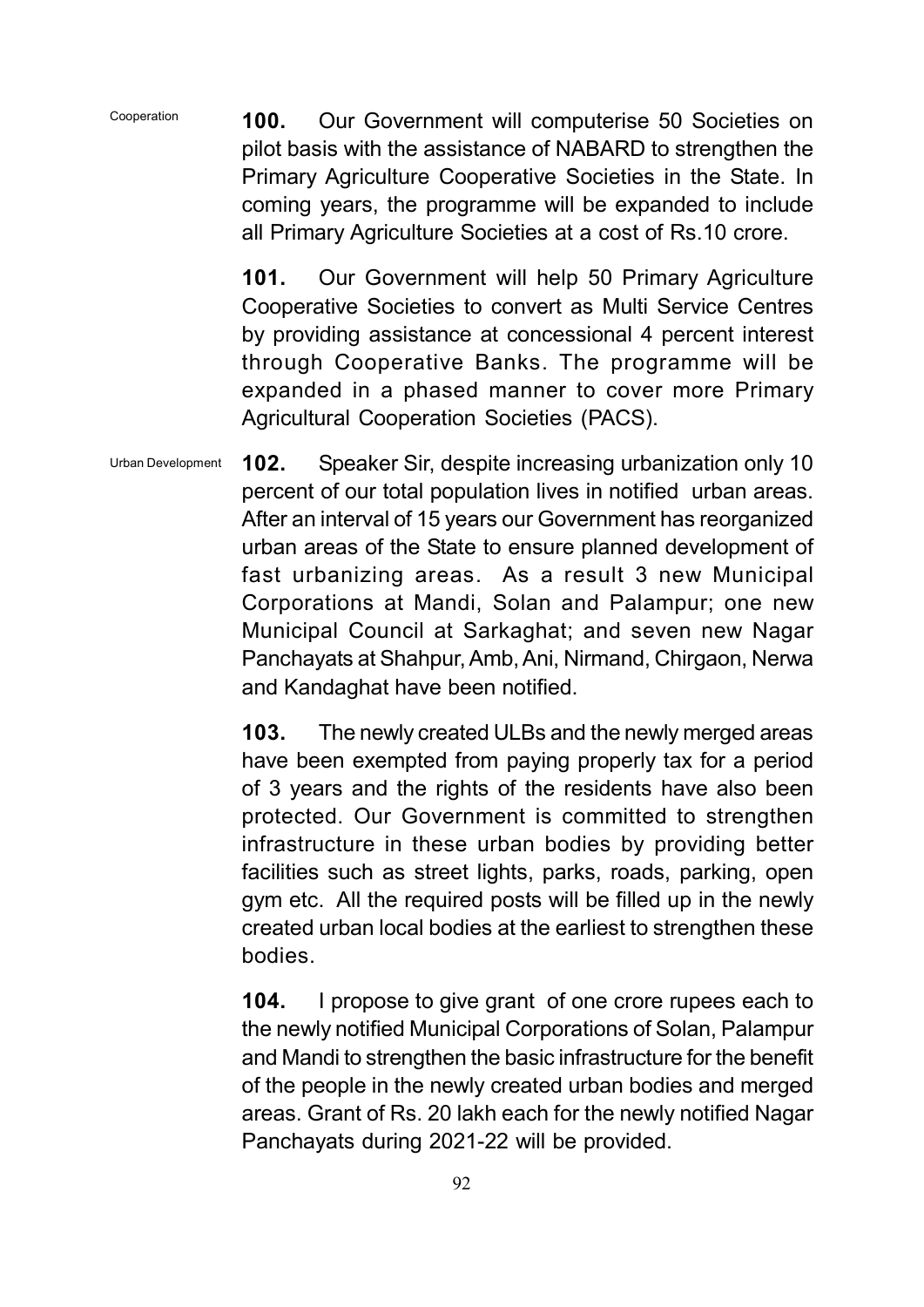Cooperation

**100.** Our Government will computerise 50 Societies on pilot basis with the assistance of NABARD to strengthen the Primary Agriculture Cooperative Societies in the State. In coming years, the programme will be expanded to include all Primary Agriculture Societies at a cost of Rs.10 crore.

**101.** Our Government will help 50 Primary Agriculture Cooperative Societies to convert as Multi Service Centres by providing assistance at concessional 4 percent interest through Cooperative Banks. The programme will be expanded in a phased manner to cover more Primary Agricultural Cooperation Societies (PACS).

Urban Development

**102.** Speaker Sir, despite increasing urbanization only 10 percent of our total population lives in notified urban areas. After an interval of 15 years our Government has reorganized urban areas of the State to ensure planned development of fast urbanizing areas. As a result 3 new Municipal Corporations at Mandi, Solan and Palampur; one new Municipal Council at Sarkaghat; and seven new Nagar Panchayats at Shahpur, Amb, Ani, Nirmand, Chirgaon, Nerwa and Kandaghat have been notified.

**103.** The newly created ULBs and the newly merged areas have been exempted from paying properly tax for a period of 3 years and the rights of the residents have also been protected. Our Government is committed to strengthen infrastructure in these urban bodies by providing better facilities such as street lights, parks, roads, parking, open gym etc. All the required posts will be filled up in the newly created urban local bodies at the earliest to strengthen these bodies.

**104.** I propose to give grant of one crore rupees each to the newly notified Municipal Corporations of Solan, Palampur and Mandi to strengthen the basic infrastructure for the benefit of the people in the newly created urban bodies and merged areas. Grant of Rs. 20 lakh each for the newly notified Nagar Panchayats during 2021-22 will be provided.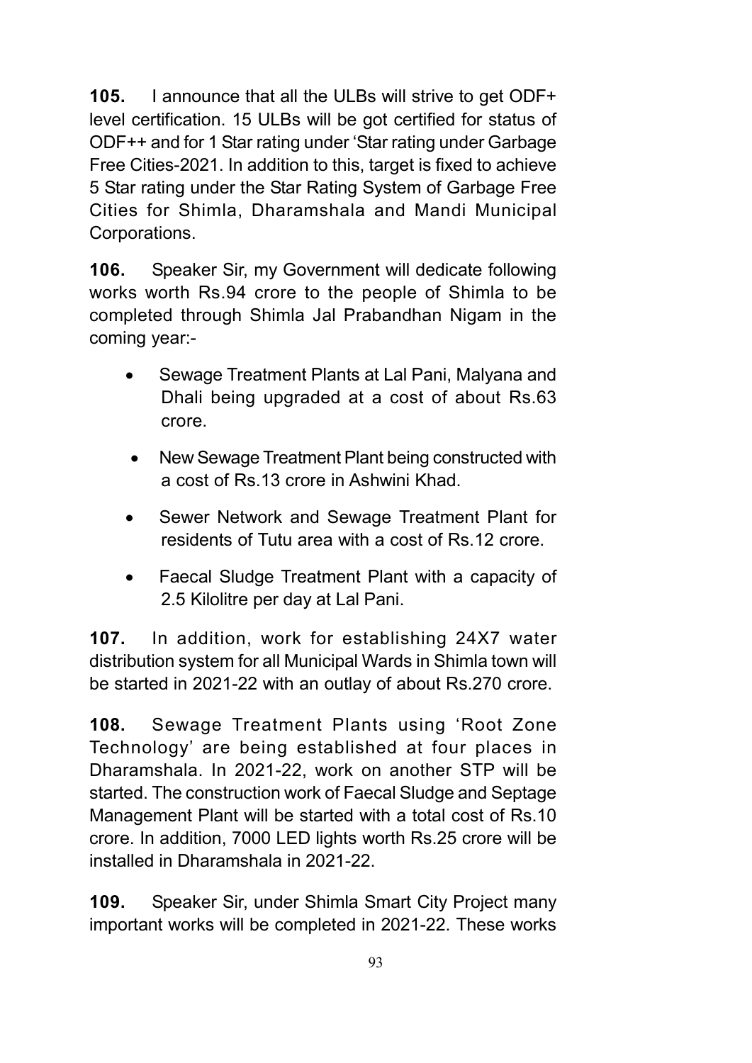**105.** I announce that all the ULBs will strive to get ODF+ level certification. 15 ULBs will be got certified for status of ODF++ and for 1 Star rating under 'Star rating under Garbage Free Cities-2021. In addition to this, target is fixed to achieve 5 Star rating under the Star Rating System of Garbage Free Cities for Shimla, Dharamshala and Mandi Municipal Corporations.

**106.** Speaker Sir, my Government will dedicate following works worth Rs.94 crore to the people of Shimla to be completed through Shimla Jal Prabandhan Nigam in the coming year:-

- Sewage Treatment Plants at Lal Pani, Malyana and Dhali being upgraded at a cost of about Rs.63 crore.
- New Sewage Treatment Plant being constructed with a cost of Rs.13 crore in Ashwini Khad.
- Sewer Network and Sewage Treatment Plant for residents of Tutu area with a cost of Rs.12 crore.
- Faecal Sludge Treatment Plant with a capacity of 2.5 Kilolitre per day at Lal Pani.

**107.** In addition, work for establishing 24X7 water distribution system for all Municipal Wards in Shimla town will be started in 2021-22 with an outlay of about Rs.270 crore.

**108.** Sewage Treatment Plants using 'Root Zone Technology' are being established at four places in Dharamshala. In 2021-22, work on another STP will be started. The construction work of Faecal Sludge and Septage Management Plant will be started with a total cost of Rs.10 crore. In addition, 7000 LED lights worth Rs.25 crore will be installed in Dharamshala in 2021-22.

**109.** Speaker Sir, under Shimla Smart City Project many important works will be completed in 2021-22. These works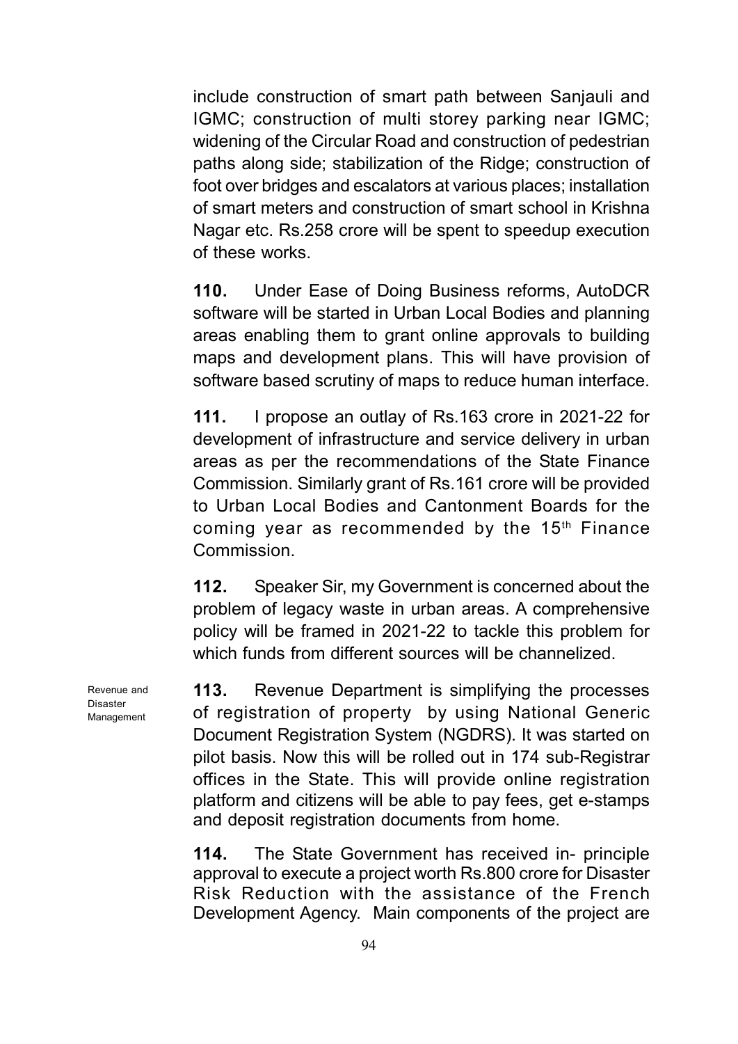include construction of smart path between Sanjauli and IGMC; construction of multi storey parking near IGMC; widening of the Circular Road and construction of pedestrian paths along side; stabilization of the Ridge; construction of foot over bridges and escalators at various places; installation of smart meters and construction of smart school in Krishna Nagar etc. Rs.258 crore will be spent to speedup execution of these works.

**110.** Under Ease of Doing Business reforms, AutoDCR software will be started in Urban Local Bodies and planning areas enabling them to grant online approvals to building maps and development plans. This will have provision of software based scrutiny of maps to reduce human interface.

**111.** I propose an outlay of Rs.163 crore in 2021-22 for development of infrastructure and service delivery in urban areas as per the recommendations of the State Finance Commission. Similarly grant of Rs.161 crore will be provided to Urban Local Bodies and Cantonment Boards for the coming year as recommended by the 15th Finance Commission.

**112.** Speaker Sir, my Government is concerned about the problem of legacy waste in urban areas. A comprehensive policy will be framed in 2021-22 to tackle this problem for which funds from different sources will be channelized.

Revenue and Disaster Management

**113.** Revenue Department is simplifying the processes of registration of property by using National Generic Document Registration System (NGDRS). It was started on pilot basis. Now this will be rolled out in 174 sub-Registrar offices in the State. This will provide online registration platform and citizens will be able to pay fees, get e-stamps and deposit registration documents from home.

**114.** The State Government has received in- principle approval to execute a project worth Rs.800 crore for Disaster Risk Reduction with the assistance of the French Development Agency. Main components of the project are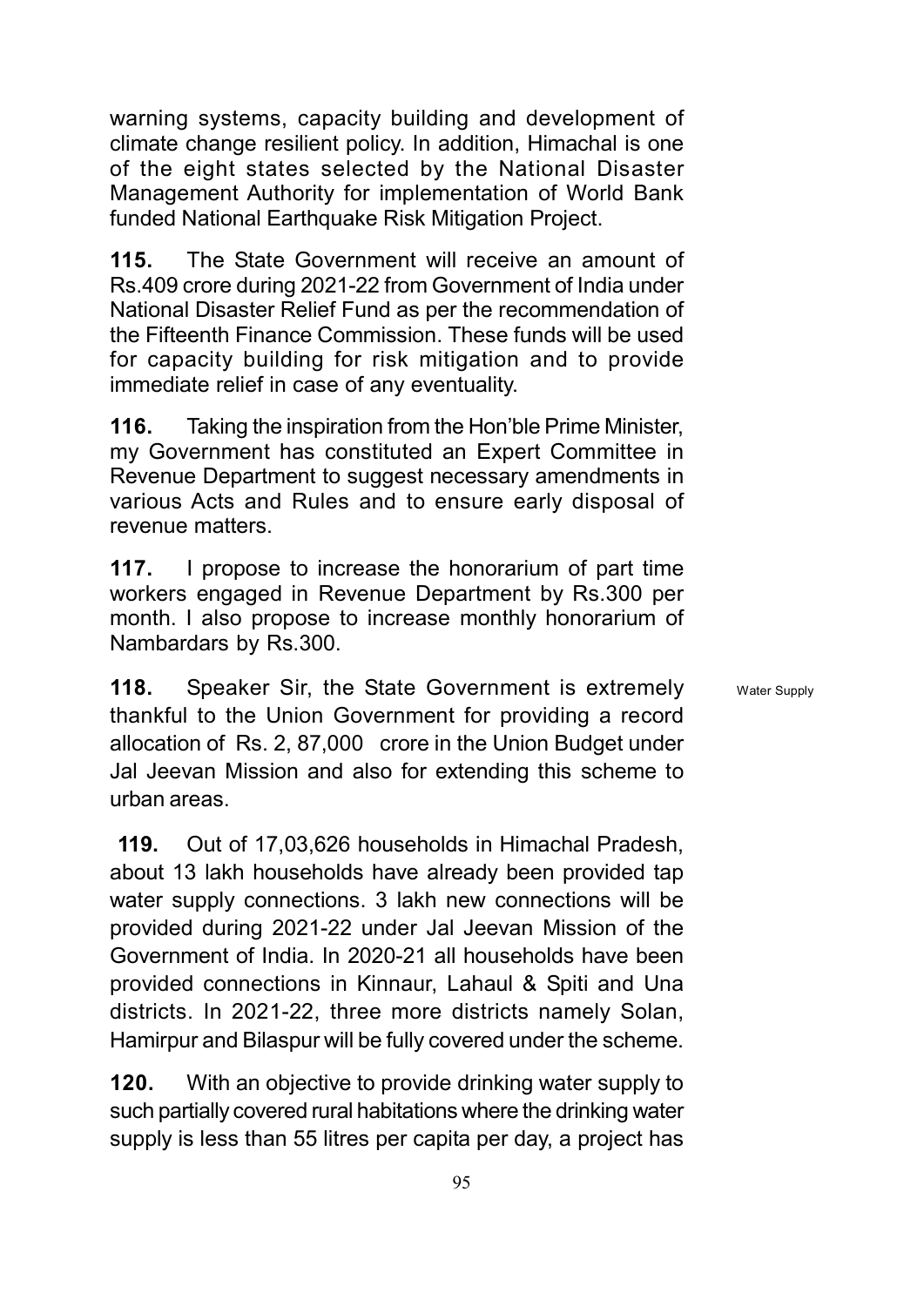warning systems, capacity building and development of climate change resilient policy. In addition, Himachal is one of the eight states selected by the National Disaster Management Authority for implementation of World Bank funded National Earthquake Risk Mitigation Project.

**115.** The State Government will receive an amount of Rs.409 crore during 2021-22 from Government of India under National Disaster Relief Fund as per the recommendation of the Fifteenth Finance Commission. These funds will be used for capacity building for risk mitigation and to provide immediate relief in case of any eventuality.

**116.** Taking the inspiration from the Hon'ble Prime Minister, my Government has constituted an Expert Committee in Revenue Department to suggest necessary amendments in various Acts and Rules and to ensure early disposal of revenue matters.

**117.** I propose to increase the honorarium of part time workers engaged in Revenue Department by Rs.300 per month. I also propose to increase monthly honorarium of Nambardars by Rs.300.

Water Supply

**118.** Speaker Sir, the State Government is extremely thankful to the Union Government for providing a record allocation of Rs. 2, 87,000 crore in the Union Budget under Jal Jeevan Mission and also for extending this scheme to urban areas.

**119.** Out of 17,03,626 households in Himachal Pradesh, about 13 lakh households have already been provided tap water supply connections. 3 lakh new connections will be provided during 2021-22 under Jal Jeevan Mission of the Government of India. In 2020-21 all households have been provided connections in Kinnaur, Lahaul & Spiti and Una districts. In 2021-22, three more districts namely Solan, Hamirpur and Bilaspur will be fully covered under the scheme.

**120.** With an objective to provide drinking water supply to such partially covered rural habitations where the drinking water supply is less than 55 litres per capita per day, a project has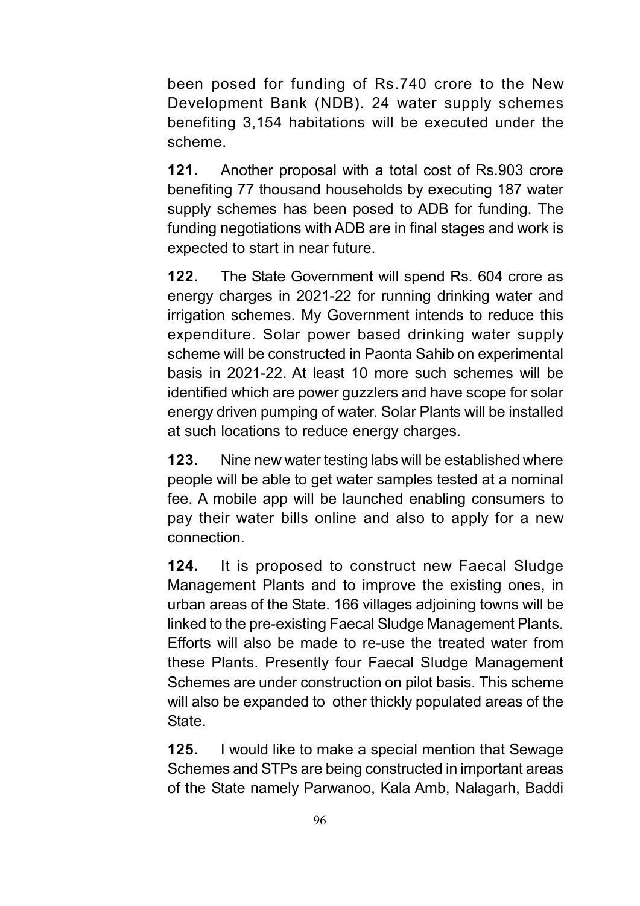been posed for funding of Rs.740 crore to the New Development Bank (NDB). 24 water supply schemes benefiting 3,154 habitations will be executed under the scheme.

**121.** Another proposal with a total cost of Rs.903 crore benefiting 77 thousand households by executing 187 water supply schemes has been posed to ADB for funding. The funding negotiations with ADB are in final stages and work is expected to start in near future.

**122.** The State Government will spend Rs. 604 crore as energy charges in 2021-22 for running drinking water and irrigation schemes. My Government intends to reduce this expenditure. Solar power based drinking water supply scheme will be constructed in Paonta Sahib on experimental basis in 2021-22. At least 10 more such schemes will be identified which are power guzzlers and have scope for solar energy driven pumping of water. Solar Plants will be installed at such locations to reduce energy charges.

**123.** Nine new water testing labs will be established where people will be able to get water samples tested at a nominal fee. A mobile app will be launched enabling consumers to pay their water bills online and also to apply for a new connection.

**124.** It is proposed to construct new Faecal Sludge Management Plants and to improve the existing ones, in urban areas of the State. 166 villages adjoining towns will be linked to the pre-existing Faecal Sludge Management Plants. Efforts will also be made to re-use the treated water from these Plants. Presently four Faecal Sludge Management Schemes are under construction on pilot basis. This scheme will also be expanded to other thickly populated areas of the State.

**125.** I would like to make a special mention that Sewage Schemes and STPs are being constructed in important areas of the State namely Parwanoo, Kala Amb, Nalagarh, Baddi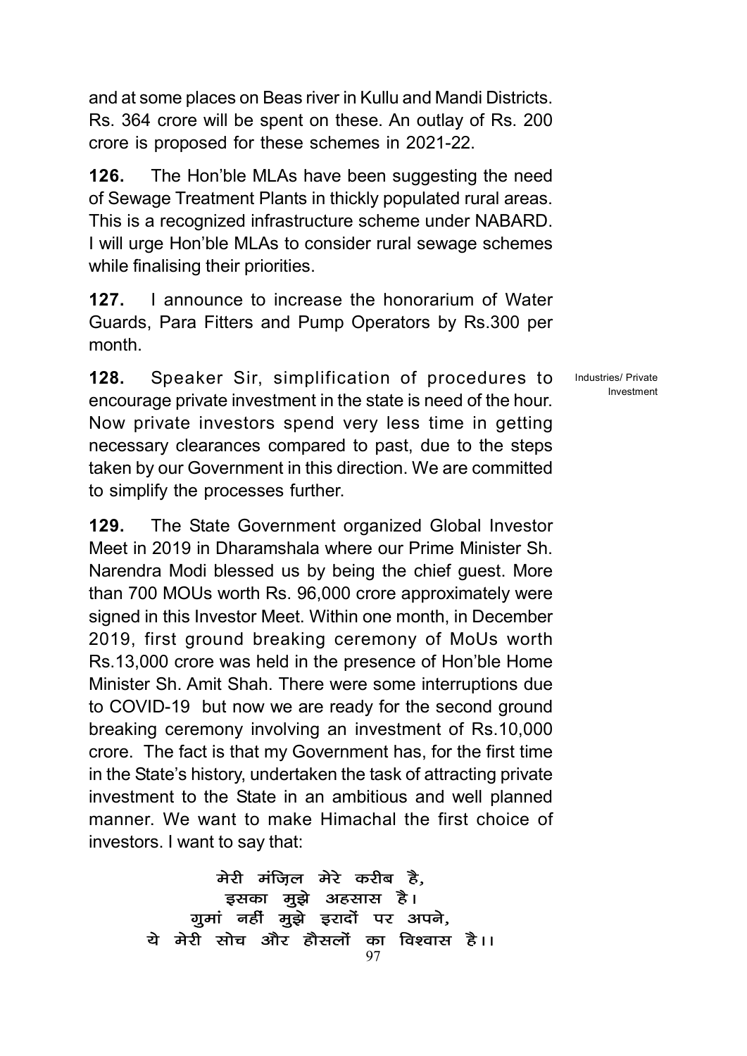and at some places on Beas river in Kullu and Mandi Districts. Rs. 364 crore will be spent on these. An outlay of Rs. 200 crore is proposed for these schemes in 2021-22.

**126.** The Hon'ble MLAs have been suggesting the need of Sewage Treatment Plants in thickly populated rural areas. This is a recognized infrastructure scheme under NABARD. I will urge Hon'ble MLAs to consider rural sewage schemes while finalising their priorities.

**127.** I announce to increase the honorarium of Water Guards, Para Fitters and Pump Operators by Rs.300 per month.

Industries/ Private Investment

**128.** Speaker Sir, simplification of procedures to encourage private investment in the state is need of the hour. Now private investors spend very less time in getting necessary clearances compared to past, due to the steps taken by our Government in this direction. We are committed to simplify the processes further.

**129.** The State Government organized Global Investor Meet in 2019 in Dharamshala where our Prime Minister Sh. Narendra Modi blessed us by being the chief guest. More than 700 MOUs worth Rs. 96,000 crore approximately were signed in this Investor Meet. Within one month, in December 2019, first ground breaking ceremony of MoUs worth Rs.13,000 crore was held in the presence of Hon'ble Home Minister Sh. Amit Shah. There were some interruptions due to COVID-19 but now we are ready for the second ground breaking ceremony involving an investment of Rs.10,000 crore. The fact is that my Government has, for the first time in the State's history, undertaken the task of attracting private investment to the State in an ambitious and well planned manner. We want to make Himachal the first choice of investors. I want to say that:

मेरी मंज़िल मेरे करीब है,  
इसका मुझे अहसास है।  
गुमां नहीं मुझे इरादों पर अपने,  
ये मेरी सोच और हौसलों का विश्वास है।।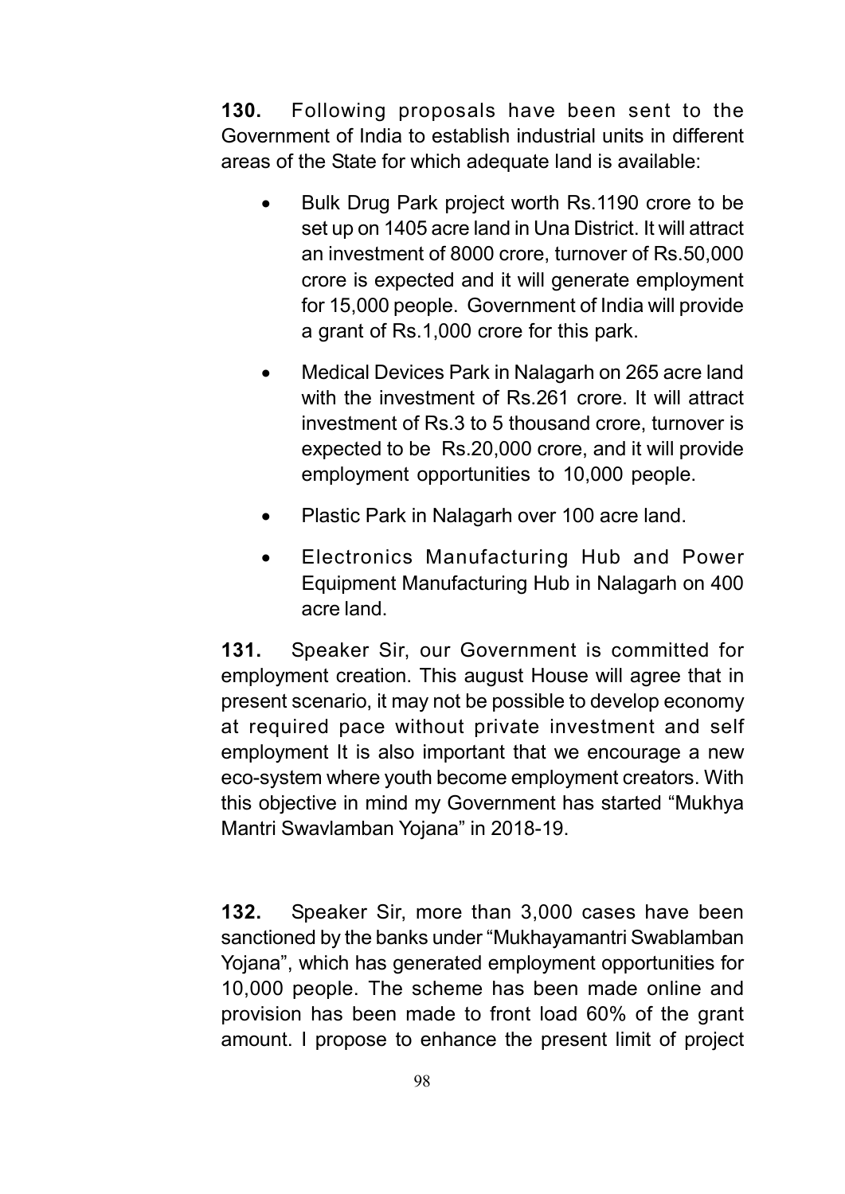**130.** Following proposals have been sent to the Government of India to establish industrial units in different areas of the State for which adequate land is available:

- Bulk Drug Park project worth Rs.1190 crore to be set up on 1405 acre land in Una District. It will attract an investment of 8000 crore, turnover of Rs.50,000 crore is expected and it will generate employment for 15,000 people. Government of India will provide a grant of Rs.1,000 crore for this park.
- Medical Devices Park in Nalagarh on 265 acre land with the investment of Rs.261 crore. It will attract investment of Rs.3 to 5 thousand crore, turnover is expected to be Rs.20,000 crore, and it will provide employment opportunities to 10,000 people.
- Plastic Park in Nalagarh over 100 acre land.
- Electronics Manufacturing Hub and Power Equipment Manufacturing Hub in Nalagarh on 400 acre land.

**131.** Speaker Sir, our Government is committed for employment creation. This august House will agree that in present scenario, it may not be possible to develop economy at required pace without private investment and self employment It is also important that we encourage a new eco-system where youth become employment creators. With this objective in mind my Government has started "Mukhya Mantri Swavlamban Yojana" in 2018-19.

**132.** Speaker Sir, more than 3,000 cases have been sanctioned by the banks under "Mukhayamantri Swablamban Yojana", which has generated employment opportunities for 10,000 people. The scheme has been made online and provision has been made to front load 60% of the grant amount. I propose to enhance the present limit of project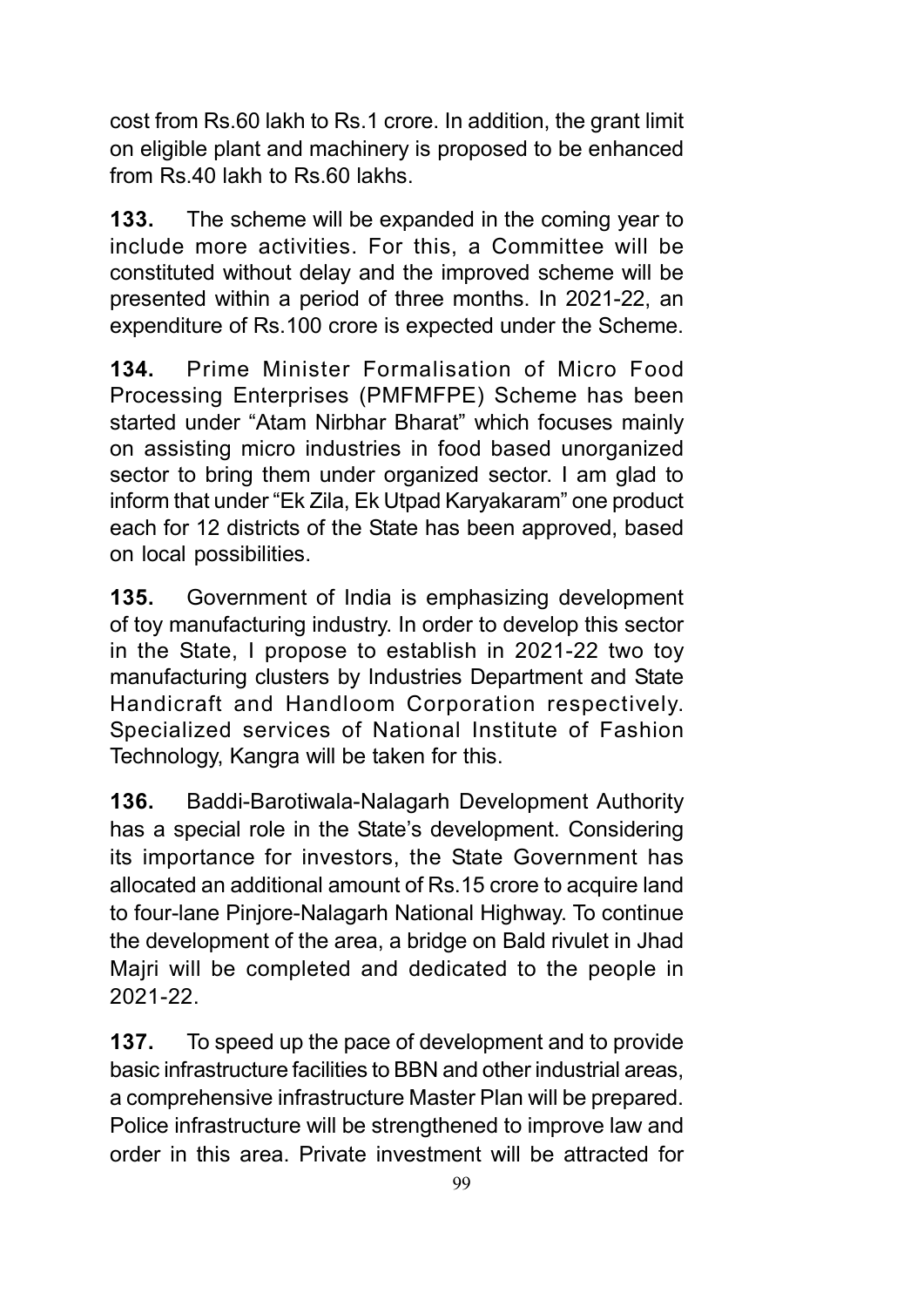cost from Rs.60 lakh to Rs.1 crore. In addition, the grant limit on eligible plant and machinery is proposed to be enhanced from Rs.40 lakh to Rs.60 lakhs.

**133.** The scheme will be expanded in the coming year to include more activities. For this, a Committee will be constituted without delay and the improved scheme will be presented within a period of three months. In 2021-22, an expenditure of Rs.100 crore is expected under the Scheme.

**134.** Prime Minister Formalisation of Micro Food Processing Enterprises (PMFMFPE) Scheme has been started under "Atam Nirbhar Bharat" which focuses mainly on assisting micro industries in food based unorganized sector to bring them under organized sector. I am glad to inform that under "Ek Zila, Ek Utpad Karyakaram" one product each for 12 districts of the State has been approved, based on local possibilities.

**135.** Government of India is emphasizing development of toy manufacturing industry. In order to develop this sector in the State, I propose to establish in 2021-22 two toy manufacturing clusters by Industries Department and State Handicraft and Handloom Corporation respectively. Specialized services of National Institute of Fashion Technology, Kangra will be taken for this.

**136.** Baddi-Barotiwala-Nalagarh Development Authority has a special role in the State's development. Considering its importance for investors, the State Government has allocated an additional amount of Rs.15 crore to acquire land to four-lane Pinjore-Nalagarh National Highway. To continue the development of the area, a bridge on Bald rivulet in Jhad Majri will be completed and dedicated to the people in 2021-22.

**137.** To speed up the pace of development and to provide basic infrastructure facilities to BBN and other industrial areas, a comprehensive infrastructure Master Plan will be prepared. Police infrastructure will be strengthened to improve law and order in this area. Private investment will be attracted for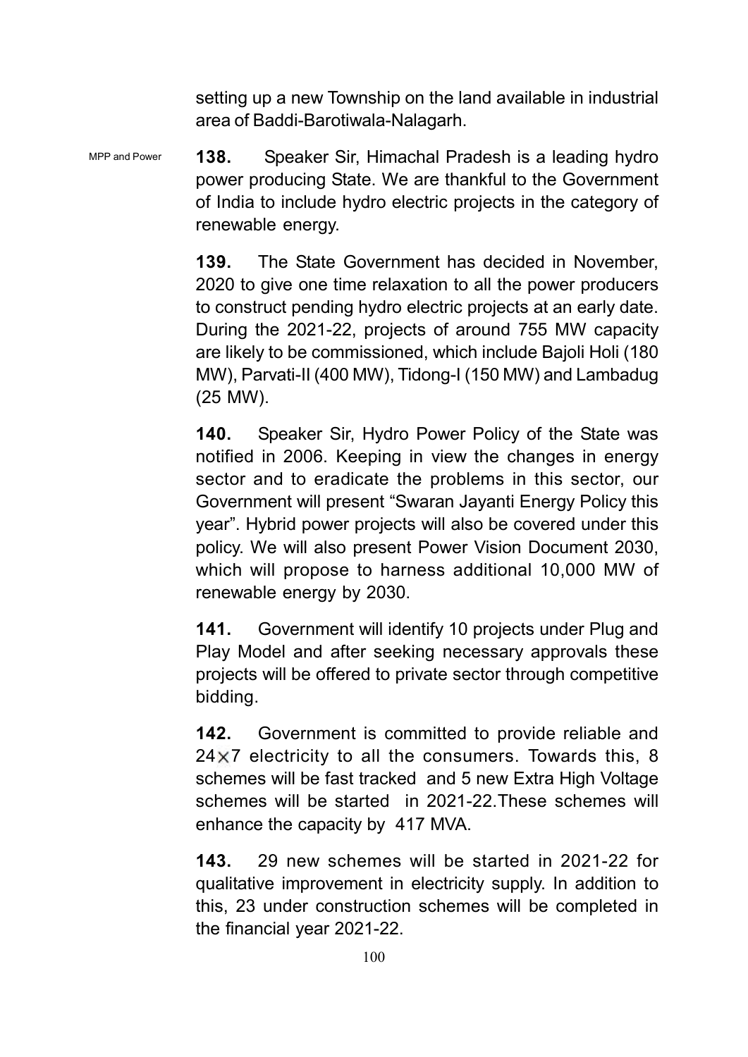setting up a new Township on the land available in industrial area of Baddi-Barotiwala-Nalagarh.

MPP and Power

**138.** Speaker Sir, Himachal Pradesh is a leading hydro power producing State. We are thankful to the Government of India to include hydro electric projects in the category of renewable energy.

**139.** The State Government has decided in November, 2020 to give one time relaxation to all the power producers to construct pending hydro electric projects at an early date. During the 2021-22, projects of around 755 MW capacity are likely to be commissioned, which include Bajoli Holi (180 MW), Parvati-II (400 MW), Tidong-I (150 MW) and Lambadug (25 MW).

**140.** Speaker Sir, Hydro Power Policy of the State was notified in 2006. Keeping in view the changes in energy sector and to eradicate the problems in this sector, our Government will present "Swaran Jayanti Energy Policy this year". Hybrid power projects will also be covered under this policy. We will also present Power Vision Document 2030, which will propose to harness additional 10,000 MW of renewable energy by 2030.

**141.** Government will identify 10 projects under Plug and Play Model and after seeking necessary approvals these projects will be offered to private sector through competitive bidding.

**142.** Government is committed to provide reliable and 24×7 electricity to all the consumers. Towards this, 8 schemes will be fast tracked and 5 new Extra High Voltage schemes will be started in 2021-22.These schemes will enhance the capacity by 417 MVA.

**143.** 29 new schemes will be started in 2021-22 for qualitative improvement in electricity supply. In addition to this, 23 under construction schemes will be completed in the financial year 2021-22.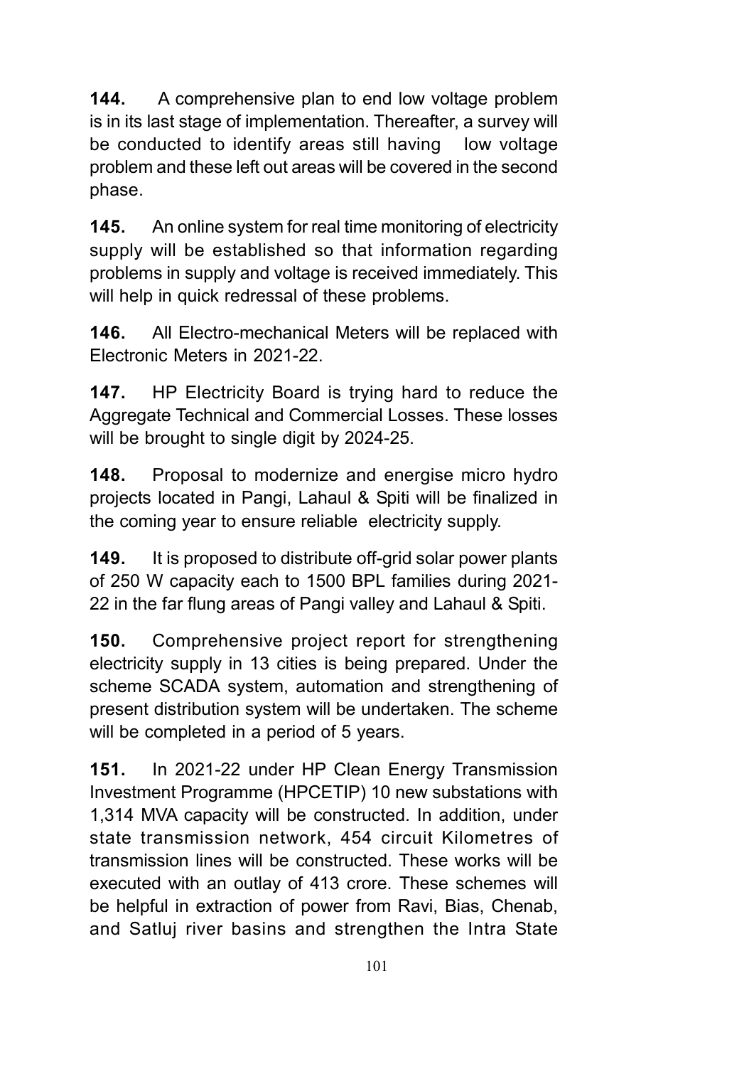**144.** A comprehensive plan to end low voltage problem is in its last stage of implementation. Thereafter, a survey will be conducted to identify areas still having low voltage problem and these left out areas will be covered in the second phase.

**145.** An online system for real time monitoring of electricity supply will be established so that information regarding problems in supply and voltage is received immediately. This will help in quick redressal of these problems.

**146.** All Electro-mechanical Meters will be replaced with Electronic Meters in 2021-22.

**147.** HP Electricity Board is trying hard to reduce the Aggregate Technical and Commercial Losses. These losses will be brought to single digit by 2024-25.

**148.** Proposal to modernize and energise micro hydro projects located in Pangi, Lahaul & Spiti will be finalized in the coming year to ensure reliable electricity supply.

**149.** It is proposed to distribute off-grid solar power plants of 250 W capacity each to 1500 BPL families during 2021-22 in the far flung areas of Pangi valley and Lahaul & Spiti.

**150.** Comprehensive project report for strengthening electricity supply in 13 cities is being prepared. Under the scheme SCADA system, automation and strengthening of present distribution system will be undertaken. The scheme will be completed in a period of 5 years.

**151.** In 2021-22 under HP Clean Energy Transmission Investment Programme (HPCETIP) 10 new substations with 1,314 MVA capacity will be constructed. In addition, under state transmission network, 454 circuit Kilometres of transmission lines will be constructed. These works will be executed with an outlay of 413 crore. These schemes will be helpful in extraction of power from Ravi, Bias, Chenab, and Satluj river basins and strengthen the Intra State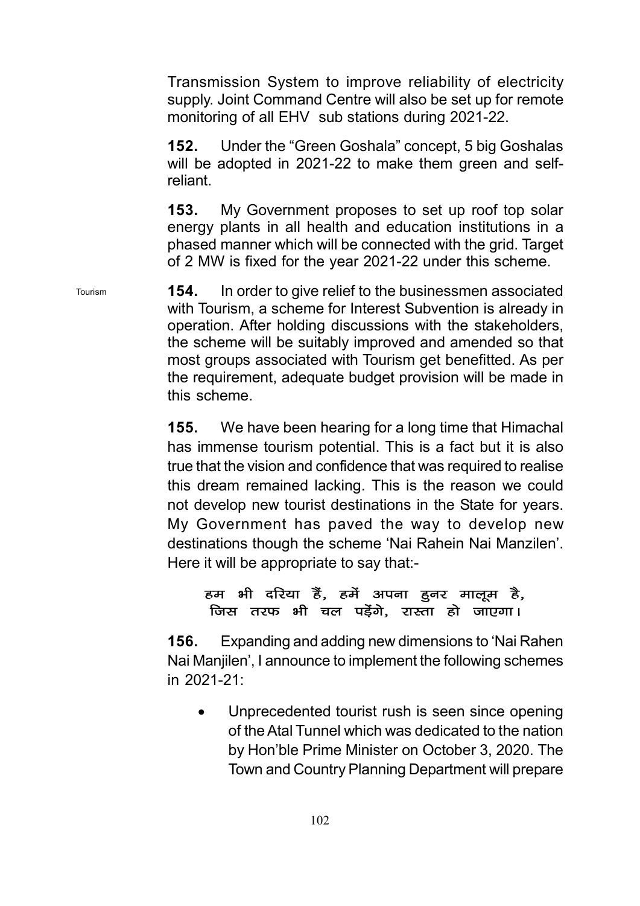Transmission System to improve reliability of electricity supply. Joint Command Centre will also be set up for remote monitoring of all EHV sub stations during 2021-22.

**152.** Under the "Green Goshala" concept, 5 big Goshalas will be adopted in 2021-22 to make them green and self-reliant.

**153.** My Government proposes to set up roof top solar energy plants in all health and education institutions in a phased manner which will be connected with the grid. Target of 2 MW is fixed for the year 2021-22 under this scheme.

Tourism

**154.** In order to give relief to the businessmen associated with Tourism, a scheme for Interest Subvention is already in operation. After holding discussions with the stakeholders, the scheme will be suitably improved and amended so that most groups associated with Tourism get benefitted. As per the requirement, adequate budget provision will be made in this scheme.

**155.** We have been hearing for a long time that Himachal has immense tourism potential. This is a fact but it is also true that the vision and confidence that was required to realise this dream remained lacking. This is the reason we could not develop new tourist destinations in the State for years. My Government has paved the way to develop new destinations though the scheme 'Nai Rahein Nai Manzilen'. Here it will be appropriate to say that:-

हम भी दरिया हैं, हमें अपना हुनर मालूम है,
जिस तरफ भी चल पड़ेंगे, रास्ता हो जाएगा।

**156.** Expanding and adding new dimensions to 'Nai Rahen Nai Manjilen', I announce to implement the following schemes in 2021-21:

- Unprecedented tourist rush is seen since opening of the Atal Tunnel which was dedicated to the nation by Hon'ble Prime Minister on October 3, 2020. The Town and Country Planning Department will prepare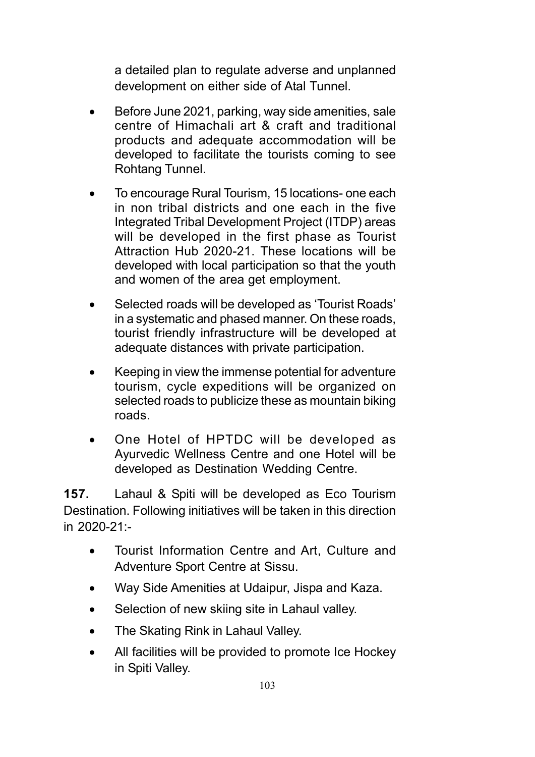a detailed plan to regulate adverse and unplanned development on either side of Atal Tunnel.

- Before June 2021, parking, way side amenities, sale centre of Himachali art & craft and traditional products and adequate accommodation will be developed to facilitate the tourists coming to see Rohtang Tunnel.
- To encourage Rural Tourism, 15 locations- one each in non tribal districts and one each in the five Integrated Tribal Development Project (ITDP) areas will be developed in the first phase as Tourist Attraction Hub 2020-21. These locations will be developed with local participation so that the youth and women of the area get employment.
- Selected roads will be developed as 'Tourist Roads' in a systematic and phased manner. On these roads, tourist friendly infrastructure will be developed at adequate distances with private participation.
- Keeping in view the immense potential for adventure tourism, cycle expeditions will be organized on selected roads to publicize these as mountain biking roads.
- One Hotel of HPTDC will be developed as Ayurvedic Wellness Centre and one Hotel will be developed as Destination Wedding Centre.

**157.** Lahaul & Spiti will be developed as Eco Tourism Destination. Following initiatives will be taken in this direction in 2020-21:-

- Tourist Information Centre and Art, Culture and Adventure Sport Centre at Sissu.
- Way Side Amenities at Udaipur, Jispa and Kaza.
- Selection of new skiing site in Lahaul valley.
- The Skating Rink in Lahaul Valley.
- All facilities will be provided to promote Ice Hockey in Spiti Valley.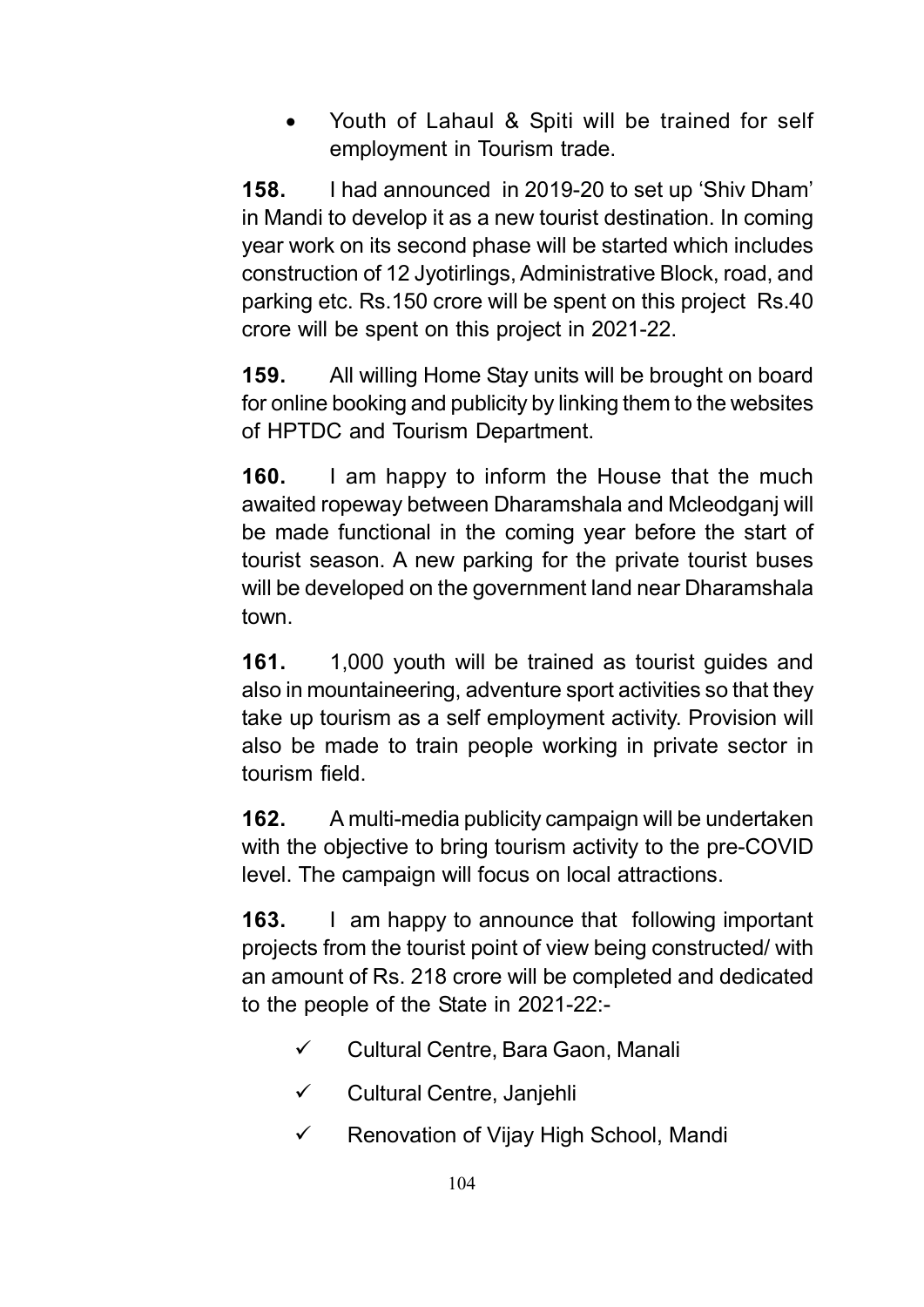- Youth of Lahaul & Spiti will be trained for self employment in Tourism trade.

**158.** I had announced in 2019-20 to set up 'Shiv Dham' in Mandi to develop it as a new tourist destination. In coming year work on its second phase will be started which includes construction of 12 Jyotirlings, Administrative Block, road, and parking etc. Rs.150 crore will be spent on this project Rs.40 crore will be spent on this project in 2021-22.

**159.** All willing Home Stay units will be brought on board for online booking and publicity by linking them to the websites of HPTDC and Tourism Department.

**160.** I am happy to inform the House that the much awaited ropeway between Dharamshala and Mcleodganj will be made functional in the coming year before the start of tourist season. A new parking for the private tourist buses will be developed on the government land near Dharamshala town.

**161.** 1,000 youth will be trained as tourist guides and also in mountaineering, adventure sport activities so that they take up tourism as a self employment activity. Provision will also be made to train people working in private sector in tourism field.

**162.** A multi-media publicity campaign will be undertaken with the objective to bring tourism activity to the pre-COVID level. The campaign will focus on local attractions.

**163.** I am happy to announce that following important projects from the tourist point of view being constructed/ with an amount of Rs. 218 crore will be completed and dedicated to the people of the State in 2021-22:-

- ✓ Cultural Centre, Bara Gaon, Manali
- ✓ Cultural Centre, Janjehli
- ✓ Renovation of Vijay High School, Mandi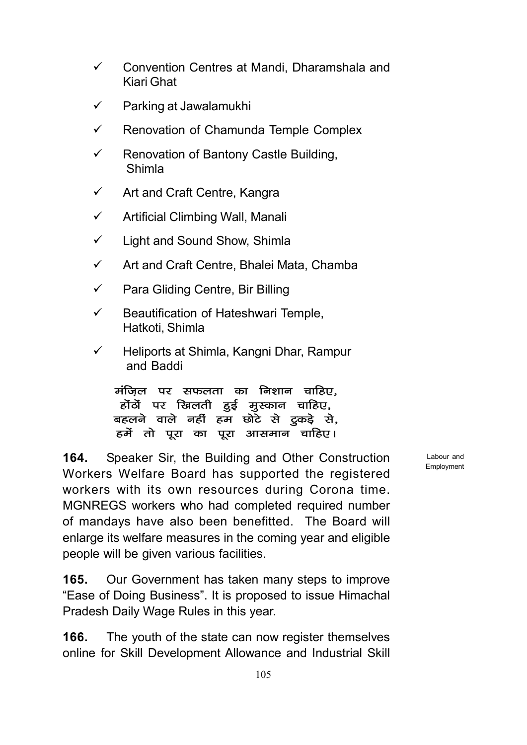- ✓ Convention Centres at Mandi, Dharamshala and Kiari Ghat
- ✓ Parking at Jawalamukhi
- ✓ Renovation of Chamunda Temple Complex
- ✓ Renovation of Bantony Castle Building, Shimla
- ✓ Art and Craft Centre, Kangra
- ✓ Artificial Climbing Wall, Manali
- ✓ Light and Sound Show, Shimla
- ✓ Art and Craft Centre, Bhalei Mata, Chamba
- ✓ Para Gliding Centre, Bir Billing
- ✓ Beautification of Hateshwari Temple, Hatkoti, Shimla
- ✓ Heliports at Shimla, Kangni Dhar, Rampur and Baddi

मंज़िल पर सफलता का निशान चाहिए,
होंठों पर खिलती हुई मुस्कान चाहिए,
बहलने वाले नहीं हम छोटे से टुकड़े से,
हमें तो पूरा का पूरा आसमान चाहिए।

Labour and Employment

**164.** Speaker Sir, the Building and Other Construction Workers Welfare Board has supported the registered workers with its own resources during Corona time. MGNREGS workers who had completed required number of mandays have also been benefitted. The Board will enlarge its welfare measures in the coming year and eligible people will be given various facilities.

**165.** Our Government has taken many steps to improve "Ease of Doing Business". It is proposed to issue Himachal Pradesh Daily Wage Rules in this year.

**166.** The youth of the state can now register themselves online for Skill Development Allowance and Industrial Skill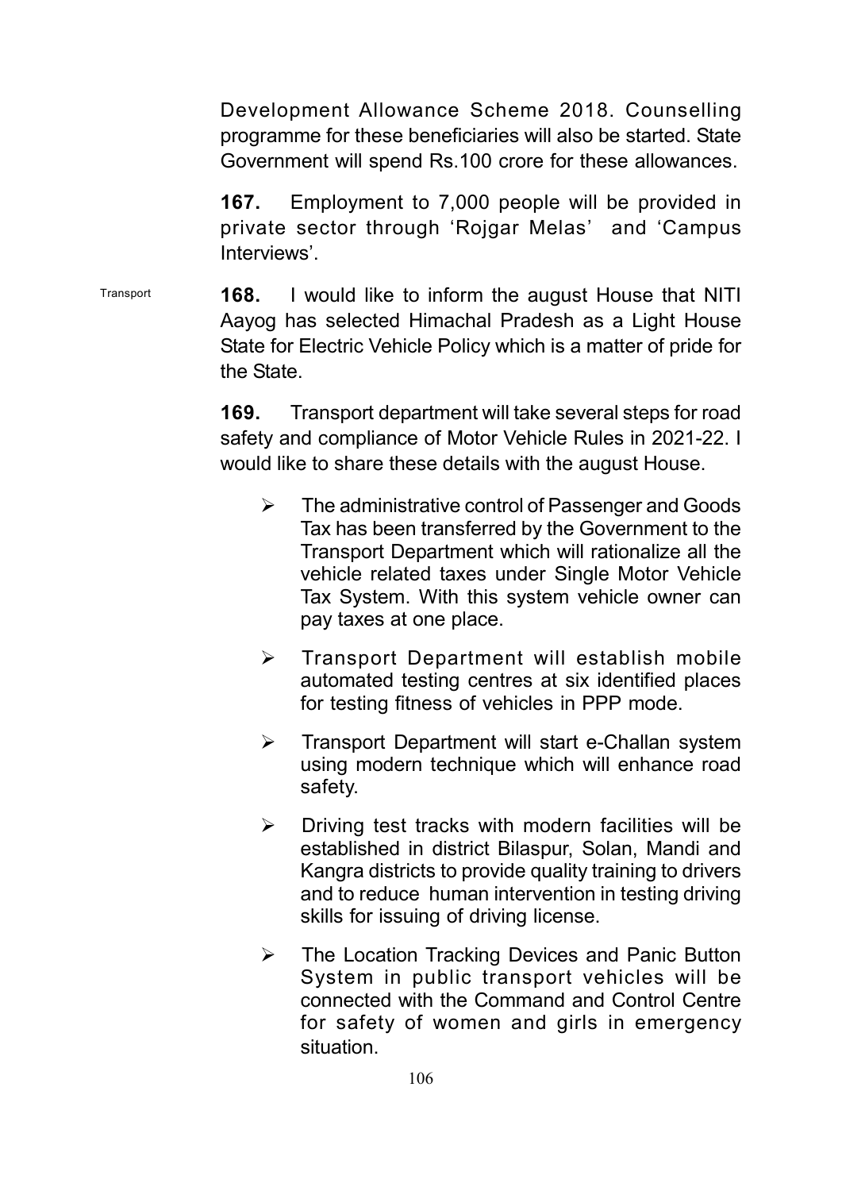Development Allowance Scheme 2018. Counselling programme for these beneficiaries will also be started. State Government will spend Rs.100 crore for these allowances.

**167.** Employment to 7,000 people will be provided in private sector through 'Rojgar Melas' and 'Campus Interviews'.

Transport

**168.** I would like to inform the august House that NITI Aayog has selected Himachal Pradesh as a Light House State for Electric Vehicle Policy which is a matter of pride for the State.

**169.** Transport department will take several steps for road safety and compliance of Motor Vehicle Rules in 2021-22. I would like to share these details with the august House.

- The administrative control of Passenger and Goods Tax has been transferred by the Government to the Transport Department which will rationalize all the vehicle related taxes under Single Motor Vehicle Tax System. With this system vehicle owner can pay taxes at one place.
- Transport Department will establish mobile automated testing centres at six identified places for testing fitness of vehicles in PPP mode.
- Transport Department will start e-Challan system using modern technique which will enhance road safety.
- Driving test tracks with modern facilities will be established in district Bilaspur, Solan, Mandi and Kangra districts to provide quality training to drivers and to reduce human intervention in testing driving skills for issuing of driving license.
- The Location Tracking Devices and Panic Button System in public transport vehicles will be connected with the Command and Control Centre for safety of women and girls in emergency situation.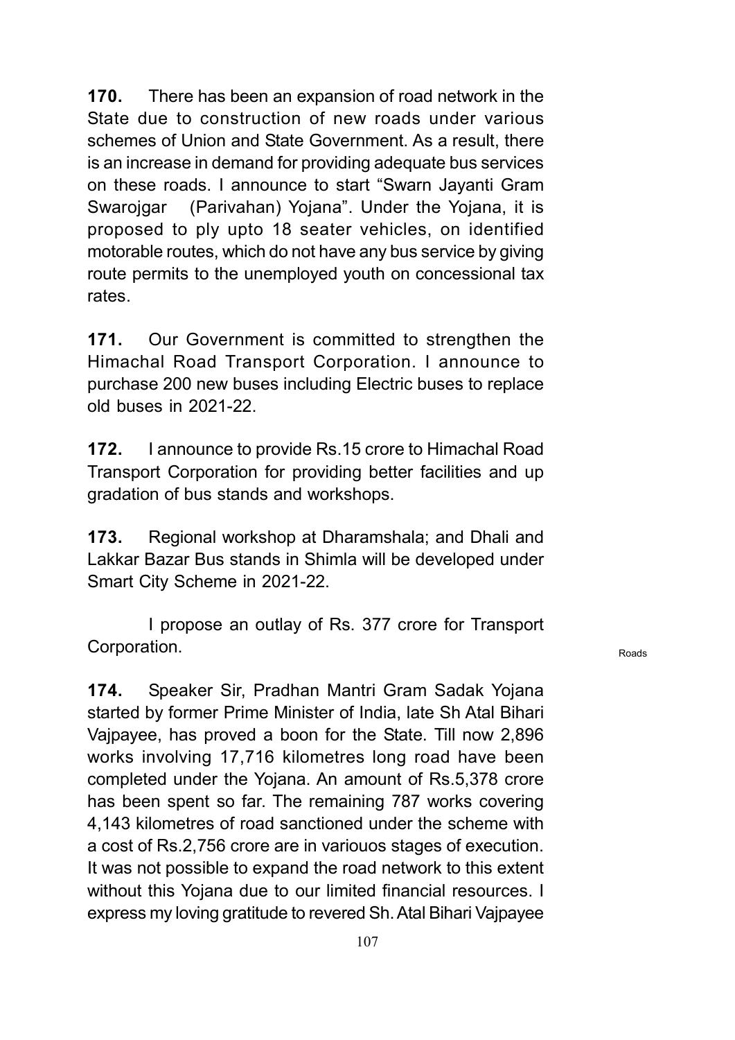**170.** There has been an expansion of road network in the State due to construction of new roads under various schemes of Union and State Government. As a result, there is an increase in demand for providing adequate bus services on these roads. I announce to start "Swarn Jayanti Gram Swarojgar (Parivahan) Yojana". Under the Yojana, it is proposed to ply upto 18 seater vehicles, on identified motorable routes, which do not have any bus service by giving route permits to the unemployed youth on concessional tax rates.

**171.** Our Government is committed to strengthen the Himachal Road Transport Corporation. I announce to purchase 200 new buses including Electric buses to replace old buses in 2021-22.

**172.** I announce to provide Rs.15 crore to Himachal Road Transport Corporation for providing better facilities and up gradation of bus stands and workshops.

**173.** Regional workshop at Dharamshala; and Dhali and Lakkar Bazar Bus stands in Shimla will be developed under Smart City Scheme in 2021-22.

I propose an outlay of Rs. 377 crore for Transport Corporation.

Roads

**174.** Speaker Sir, Pradhan Mantri Gram Sadak Yojana started by former Prime Minister of India, late Sh Atal Bihari Vajpayee, has proved a boon for the State. Till now 2,896 works involving 17,716 kilometres long road have been completed under the Yojana. An amount of Rs.5,378 crore has been spent so far. The remaining 787 works covering 4,143 kilometres of road sanctioned under the scheme with a cost of Rs.2,756 crore are in variouos stages of execution. It was not possible to expand the road network to this extent without this Yojana due to our limited financial resources. I express my loving gratitude to revered Sh. Atal Bihari Vajpayee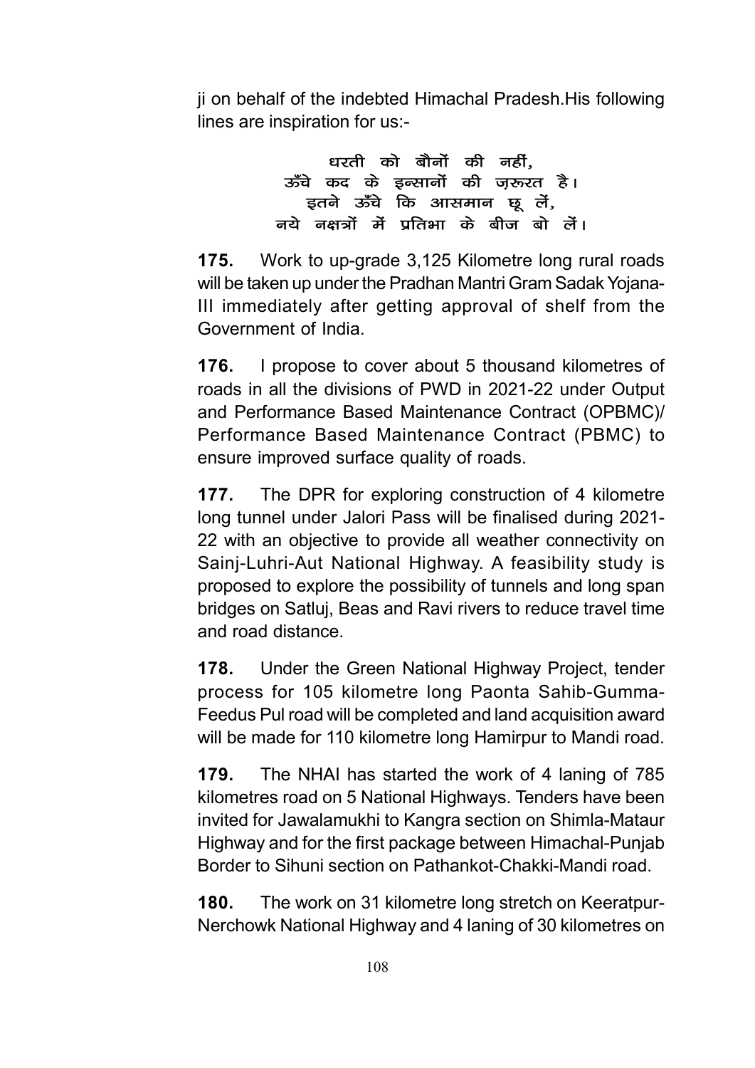ji on behalf of the indebted Himachal Pradesh.His following lines are inspiration for us:-

धरती को बौनों की नहीं,  
ऊँचे कद के इन्सानों की ज़रूरत है।  
इतने ऊँचे कि आसमान छू लें,  
नये नक्षत्रों में प्रतिभा के बीज बो लें।

**175.** Work to up-grade 3,125 Kilometre long rural roads will be taken up under the Pradhan Mantri Gram Sadak Yojana-III immediately after getting approval of shelf from the Government of India.

**176.** I propose to cover about 5 thousand kilometres of roads in all the divisions of PWD in 2021-22 under Output and Performance Based Maintenance Contract (OPBMC)/ Performance Based Maintenance Contract (PBMC) to ensure improved surface quality of roads.

**177.** The DPR for exploring construction of 4 kilometre long tunnel under Jalori Pass will be finalised during 2021-22 with an objective to provide all weather connectivity on Sainj-Luhri-Aut National Highway. A feasibility study is proposed to explore the possibility of tunnels and long span bridges on Satluj, Beas and Ravi rivers to reduce travel time and road distance.

**178.** Under the Green National Highway Project, tender process for 105 kilometre long Paonta Sahib-Gumma-Feedus Pul road will be completed and land acquisition award will be made for 110 kilometre long Hamirpur to Mandi road.

**179.** The NHAI has started the work of 4 laning of 785 kilometres road on 5 National Highways. Tenders have been invited for Jawalamukhi to Kangra section on Shimla-Mataur Highway and for the first package between Himachal-Punjab Border to Sihuni section on Pathankot-Chakki-Mandi road.

**180.** The work on 31 kilometre long stretch on Keeratpur-Nerchowk National Highway and 4 laning of 30 kilometres on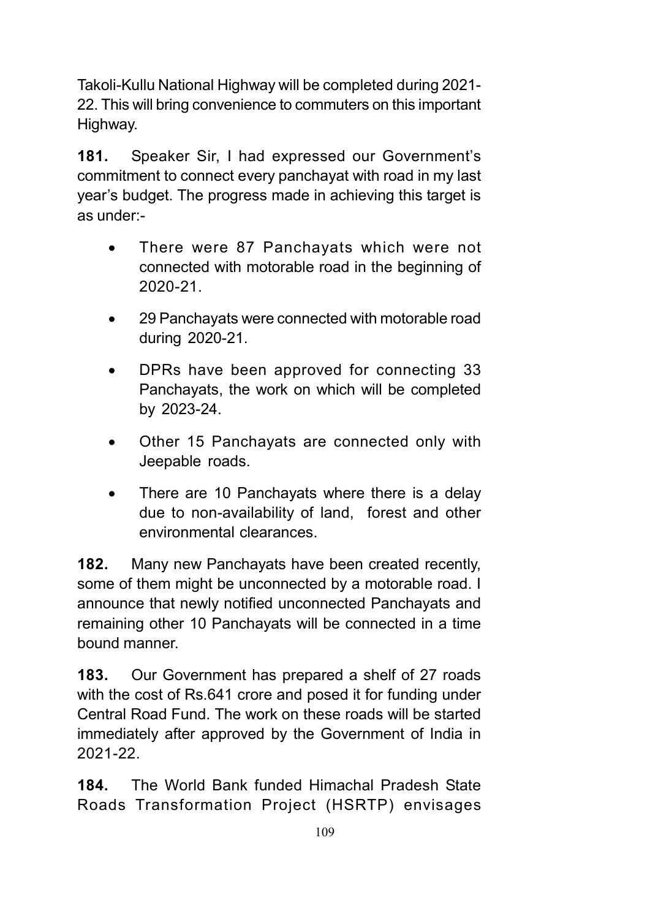Takoli-Kullu National Highway will be completed during 2021-22. This will bring convenience to commuters on this important Highway.

**181.** Speaker Sir, I had expressed our Government's commitment to connect every panchayat with road in my last year's budget. The progress made in achieving this target is as under:-

- There were 87 Panchayats which were not connected with motorable road in the beginning of 2020-21.
- 29 Panchayats were connected with motorable road during 2020-21.
- DPRs have been approved for connecting 33 Panchayats, the work on which will be completed by 2023-24.
- Other 15 Panchayats are connected only with Jeepable roads.
- There are 10 Panchayats where there is a delay due to non-availability of land, forest and other environmental clearances.

**182.** Many new Panchayats have been created recently, some of them might be unconnected by a motorable road. I announce that newly notified unconnected Panchayats and remaining other 10 Panchayats will be connected in a time bound manner.

**183.** Our Government has prepared a shelf of 27 roads with the cost of Rs.641 crore and posed it for funding under Central Road Fund. The work on these roads will be started immediately after approved by the Government of India in 2021-22.

**184.** The World Bank funded Himachal Pradesh State Roads Transformation Project (HSRTP) envisages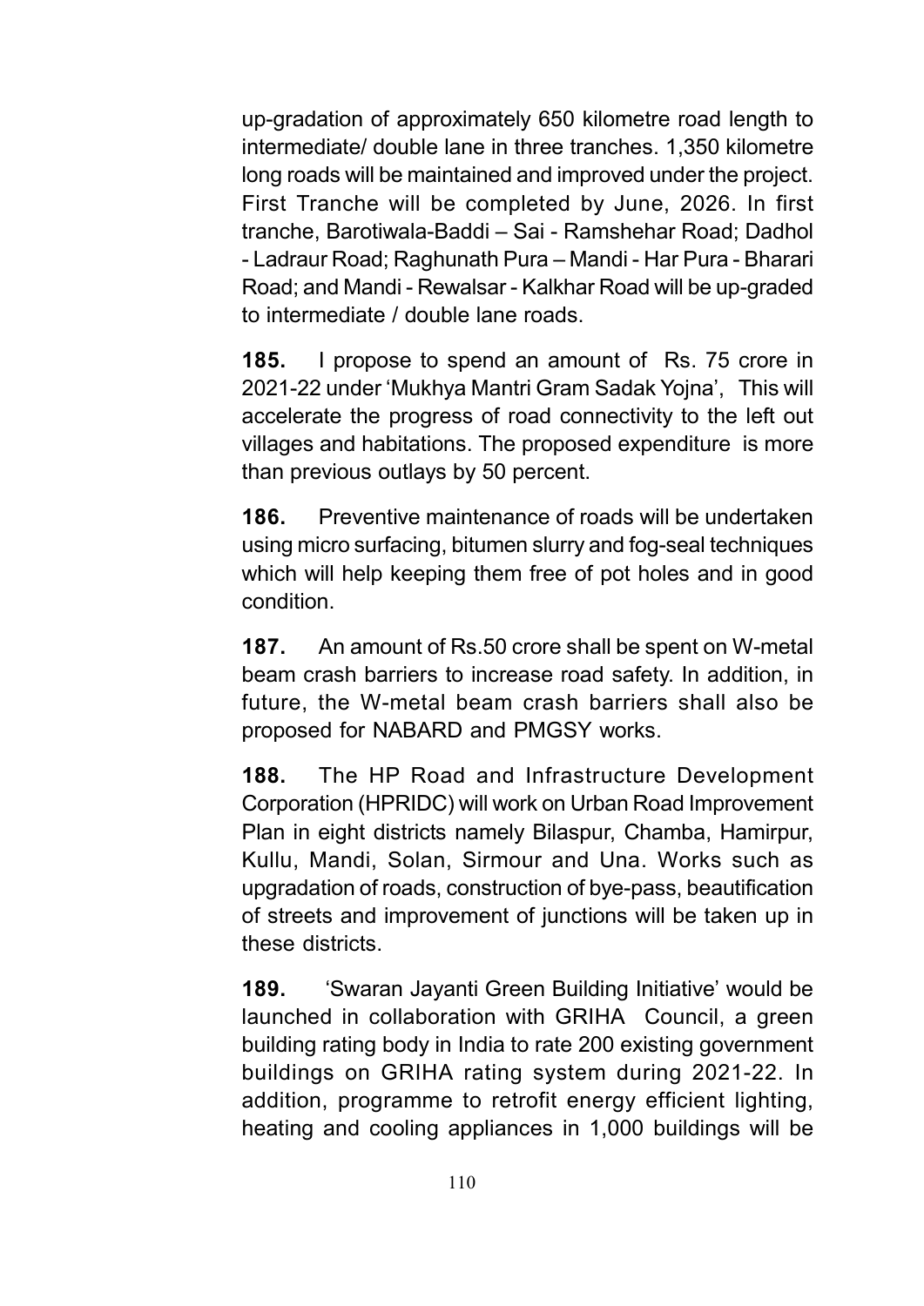up-gradation of approximately 650 kilometre road length to intermediate/ double lane in three tranches. 1,350 kilometre long roads will be maintained and improved under the project. First Tranche will be completed by June, 2026. In first tranche, Barotiwala-Baddi – Sai - Ramshehar Road; Dadhol - Ladraur Road; Raghunath Pura – Mandi - Har Pura - Bharari Road; and Mandi - Rewalsar - Kalkhar Road will be up-graded to intermediate / double lane roads.

**185.** I propose to spend an amount of Rs. 75 crore in 2021-22 under 'Mukhya Mantri Gram Sadak Yojna', This will accelerate the progress of road connectivity to the left out villages and habitations. The proposed expenditure is more than previous outlays by 50 percent.

**186.** Preventive maintenance of roads will be undertaken using micro surfacing, bitumen slurry and fog-seal techniques which will help keeping them free of pot holes and in good condition.

**187.** An amount of Rs.50 crore shall be spent on W-metal beam crash barriers to increase road safety. In addition, in future, the W-metal beam crash barriers shall also be proposed for NABARD and PMGSY works.

**188.** The HP Road and Infrastructure Development Corporation (HPRIDC) will work on Urban Road Improvement Plan in eight districts namely Bilaspur, Chamba, Hamirpur, Kullu, Mandi, Solan, Sirmour and Una. Works such as upgradation of roads, construction of bye-pass, beautification of streets and improvement of junctions will be taken up in these districts.

**189.** 'Swaran Jayanti Green Building Initiative' would be launched in collaboration with GRIHA Council, a green building rating body in India to rate 200 existing government buildings on GRIHA rating system during 2021-22. In addition, programme to retrofit energy efficient lighting, heating and cooling appliances in 1,000 buildings will be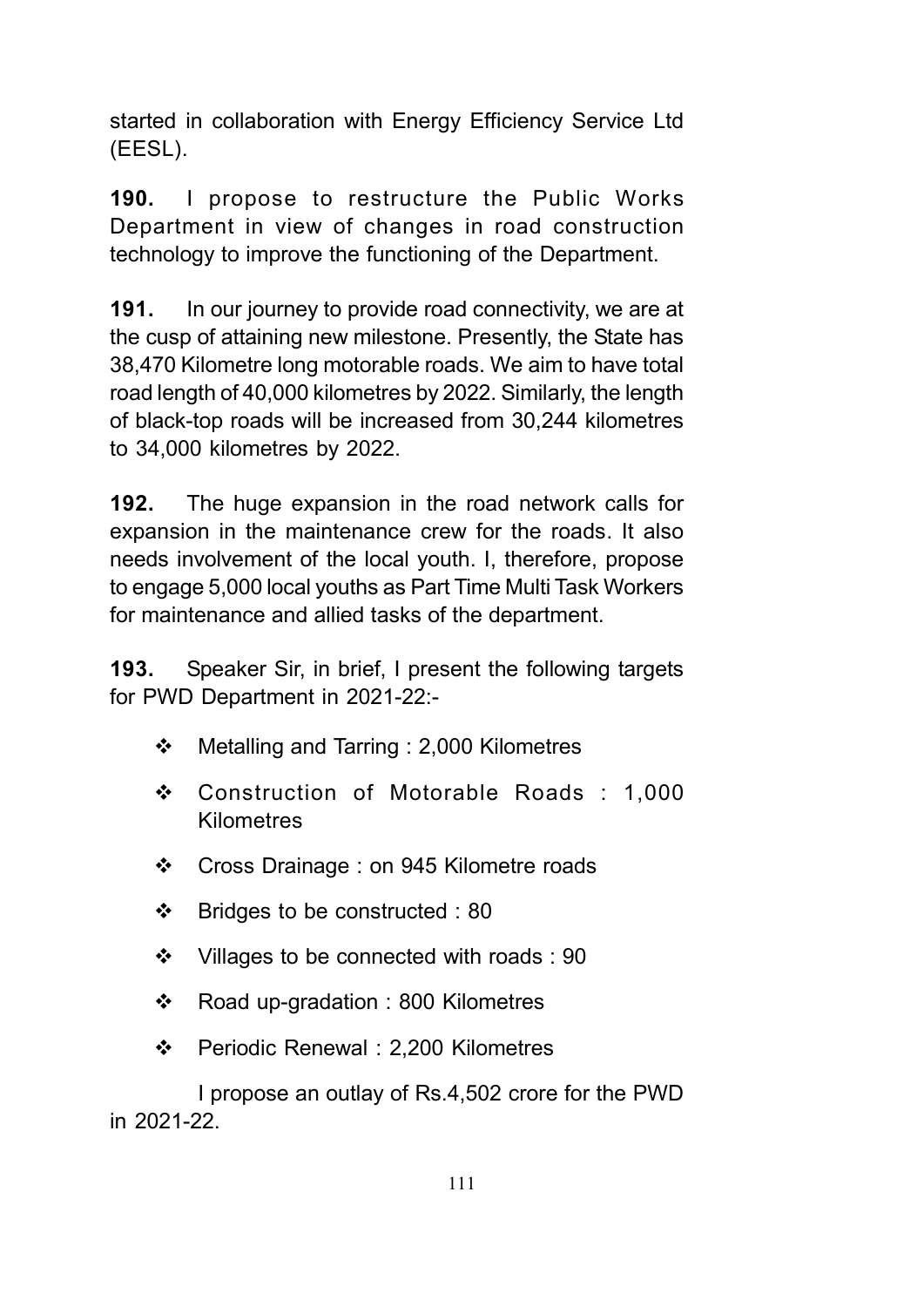started in collaboration with Energy Efficiency Service Ltd (EESL).

**190.** I propose to restructure the Public Works Department in view of changes in road construction technology to improve the functioning of the Department.

**191.** In our journey to provide road connectivity, we are at the cusp of attaining new milestone. Presently, the State has 38,470 Kilometre long motorable roads. We aim to have total road length of 40,000 kilometres by 2022. Similarly, the length of black-top roads will be increased from 30,244 kilometres to 34,000 kilometres by 2022.

**192.** The huge expansion in the road network calls for expansion in the maintenance crew for the roads. It also needs involvement of the local youth. I, therefore, propose to engage 5,000 local youths as Part Time Multi Task Workers for maintenance and allied tasks of the department.

**193.** Speaker Sir, in brief, I present the following targets for PWD Department in 2021-22:-

- Metalling and Tarring : 2,000 Kilometres
- Construction of Motorable Roads : 1,000 Kilometres
- Cross Drainage : on 945 Kilometre roads
- Bridges to be constructed : 80
- Villages to be connected with roads : 90
- Road up-gradation : 800 Kilometres
- Periodic Renewal : 2,200 Kilometres

I propose an outlay of Rs.4,502 crore for the PWD in 2021-22.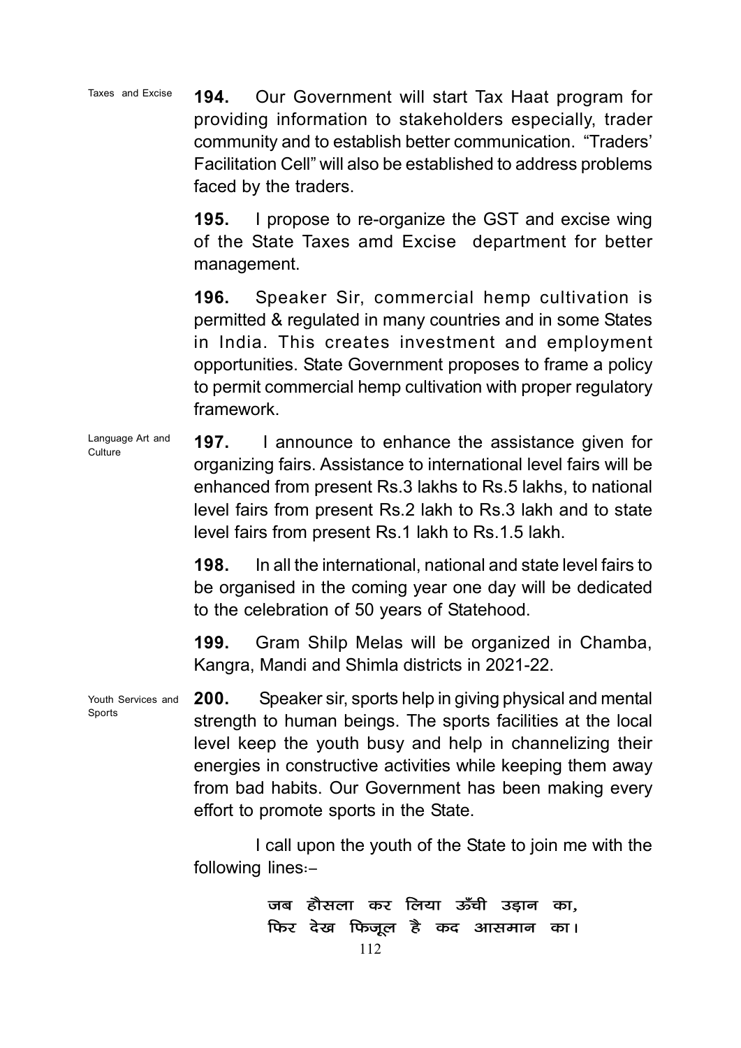Taxes and Excise

**194.** Our Government will start Tax Haat program for providing information to stakeholders especially, trader community and to establish better communication. "Traders' Facilitation Cell" will also be established to address problems faced by the traders.

**195.** I propose to re-organize the GST and excise wing of the State Taxes amd Excise department for better management.

**196.** Speaker Sir, commercial hemp cultivation is permitted & regulated in many countries and in some States in India. This creates investment and employment opportunities. State Government proposes to frame a policy to permit commercial hemp cultivation with proper regulatory framework.

Language Art and Culture

**197.** I announce to enhance the assistance given for organizing fairs. Assistance to international level fairs will be enhanced from present Rs.3 lakhs to Rs.5 lakhs, to national level fairs from present Rs.2 lakh to Rs.3 lakh and to state level fairs from present Rs.1 lakh to Rs.1.5 lakh.

**198.** In all the international, national and state level fairs to be organised in the coming year one day will be dedicated to the celebration of 50 years of Statehood.

**199.** Gram Shilp Melas will be organized in Chamba, Kangra, Mandi and Shimla districts in 2021-22.

Youth Services and Sports

**200.** Speaker sir, sports help in giving physical and mental strength to human beings. The sports facilities at the local level keep the youth busy and help in channelizing their energies in constructive activities while keeping them away from bad habits. Our Government has been making every effort to promote sports in the State.

I call upon the youth of the State to join me with the following lines:–

जब हौसला कर लिया ऊँची उड़ान का,
फिर देख फिज़ूल है कद आसमान का।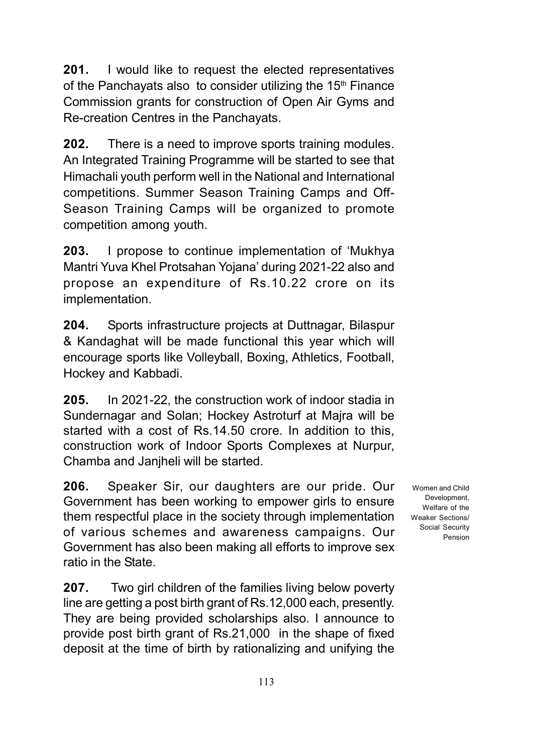**201.** I would like to request the elected representatives of the Panchayats also to consider utilizing the 15th Finance Commission grants for construction of Open Air Gyms and Re-creation Centres in the Panchayats.

**202.** There is a need to improve sports training modules. An Integrated Training Programme will be started to see that Himachali youth perform well in the National and International competitions. Summer Season Training Camps and Off-Season Training Camps will be organized to promote competition among youth.

**203.** I propose to continue implementation of 'Mukhya Mantri Yuva Khel Protsahan Yojana' during 2021-22 also and propose an expenditure of Rs.10.22 crore on its implementation.

**204.** Sports infrastructure projects at Duttnagar, Bilaspur & Kandaghat will be made functional this year which will encourage sports like Volleyball, Boxing, Athletics, Football, Hockey and Kabbadi.

**205.** In 2021-22, the construction work of indoor stadia in Sundernagar and Solan; Hockey Astroturf at Majra will be started with a cost of Rs.14.50 crore. In addition to this, construction work of Indoor Sports Complexes at Nurpur, Chamba and Janjheli will be started.

*Women and Child Development, Welfare of the Weaker Sections/ Social Security Pension*

**206.** Speaker Sir, our daughters are our pride. Our Government has been working to empower girls to ensure them respectful place in the society through implementation of various schemes and awareness campaigns. Our Government has also been making all efforts to improve sex ratio in the State.

**207.** Two girl children of the families living below poverty line are getting a post birth grant of Rs.12,000 each, presently. They are being provided scholarships also. I announce to provide post birth grant of Rs.21,000 in the shape of fixed deposit at the time of birth by rationalizing and unifying the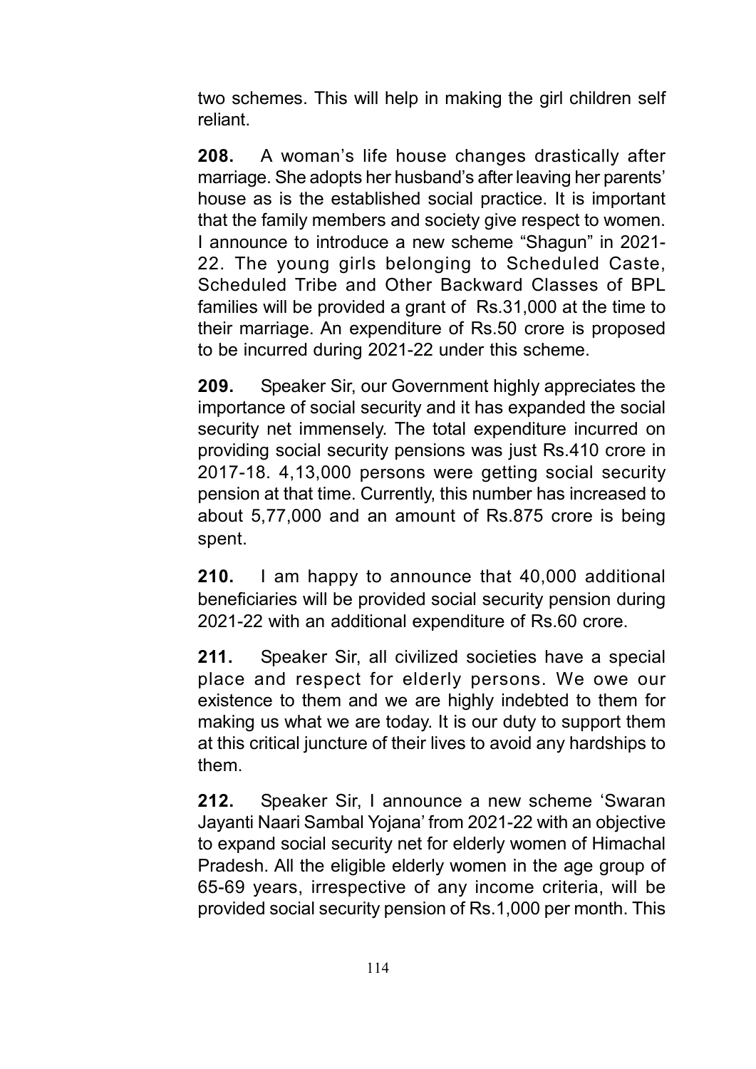two schemes. This will help in making the girl children self reliant.

**208.** A woman's life house changes drastically after marriage. She adopts her husband's after leaving her parents' house as is the established social practice. It is important that the family members and society give respect to women. I announce to introduce a new scheme "Shagun" in 2021-22. The young girls belonging to Scheduled Caste, Scheduled Tribe and Other Backward Classes of BPL families will be provided a grant of Rs.31,000 at the time to their marriage. An expenditure of Rs.50 crore is proposed to be incurred during 2021-22 under this scheme.

**209.** Speaker Sir, our Government highly appreciates the importance of social security and it has expanded the social security net immensely. The total expenditure incurred on providing social security pensions was just Rs.410 crore in 2017-18. 4,13,000 persons were getting social security pension at that time. Currently, this number has increased to about 5,77,000 and an amount of Rs.875 crore is being spent.

**210.** I am happy to announce that 40,000 additional beneficiaries will be provided social security pension during 2021-22 with an additional expenditure of Rs.60 crore.

**211.** Speaker Sir, all civilized societies have a special place and respect for elderly persons. We owe our existence to them and we are highly indebted to them for making us what we are today. It is our duty to support them at this critical juncture of their lives to avoid any hardships to them.

**212.** Speaker Sir, I announce a new scheme 'Swaran Jayanti Naari Sambal Yojana' from 2021-22 with an objective to expand social security net for elderly women of Himachal Pradesh. All the eligible elderly women in the age group of 65-69 years, irrespective of any income criteria, will be provided social security pension of Rs.1,000 per month. This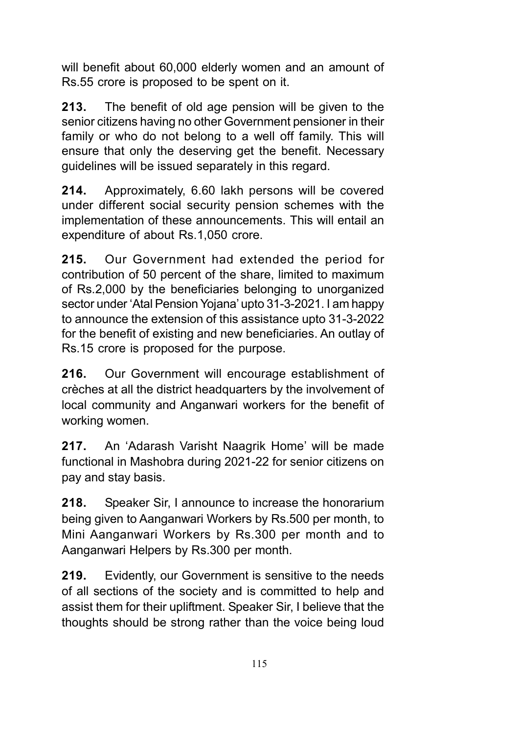will benefit about 60,000 elderly women and an amount of Rs.55 crore is proposed to be spent on it.

**213.** The benefit of old age pension will be given to the senior citizens having no other Government pensioner in their family or who do not belong to a well off family. This will ensure that only the deserving get the benefit. Necessary guidelines will be issued separately in this regard.

**214.** Approximately, 6.60 lakh persons will be covered under different social security pension schemes with the implementation of these announcements. This will entail an expenditure of about Rs.1,050 crore.

**215.** Our Government had extended the period for contribution of 50 percent of the share, limited to maximum of Rs.2,000 by the beneficiaries belonging to unorganized sector under 'Atal Pension Yojana' upto 31-3-2021. I am happy to announce the extension of this assistance upto 31-3-2022 for the benefit of existing and new beneficiaries. An outlay of Rs.15 crore is proposed for the purpose.

**216.** Our Government will encourage establishment of crèches at all the district headquarters by the involvement of local community and Anganwari workers for the benefit of working women.

**217.** An 'Adarash Varisht Naagrik Home' will be made functional in Mashobra during 2021-22 for senior citizens on pay and stay basis.

**218.** Speaker Sir, I announce to increase the honorarium being given to Aanganwari Workers by Rs.500 per month, to Mini Aanganwari Workers by Rs.300 per month and to Aanganwari Helpers by Rs.300 per month.

**219.** Evidently, our Government is sensitive to the needs of all sections of the society and is committed to help and assist them for their upliftment. Speaker Sir, I believe that the thoughts should be strong rather than the voice being loud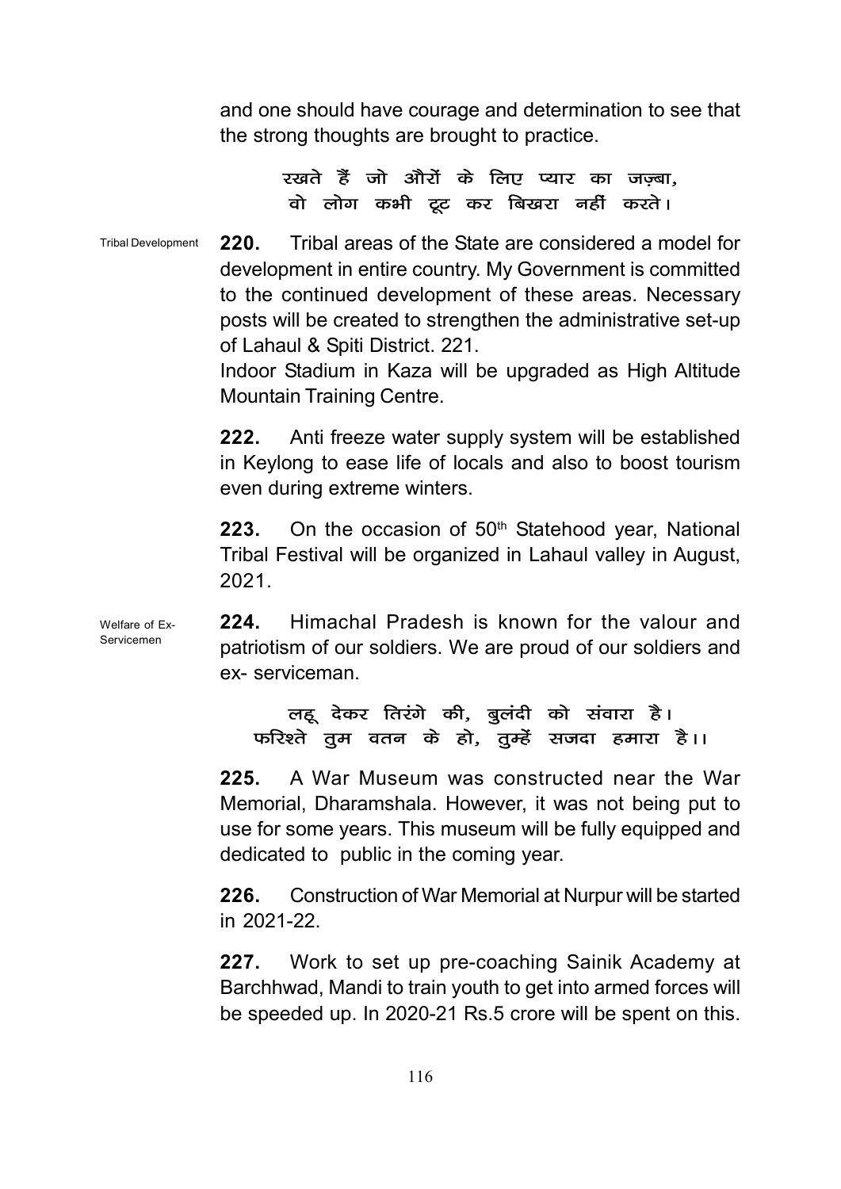and one should have courage and determination to see that the strong thoughts are brought to practice.

रखते हैं जो औरों के लिए प्यार का जज़्बा,
वो लोग कभी टूट कर बिखरा नहीं करते।

Tribal Development

**220.** Tribal areas of the State are considered a model for development in entire country. My Government is committed to the continued development of these areas. Necessary posts will be created to strengthen the administrative set-up of Lahaul & Spiti District. 221.
Indoor Stadium in Kaza will be upgraded as High Altitude Mountain Training Centre.

**222.** Anti freeze water supply system will be established in Keylong to ease life of locals and also to boost tourism even during extreme winters.

**223.** On the occasion of 50th Statehood year, National Tribal Festival will be organized in Lahaul valley in August, 2021.

Welfare of Ex-Servicemen

**224.** Himachal Pradesh is known for the valour and patriotism of our soldiers. We are proud of our soldiers and ex- serviceman.

लहू देकर तिरंगे की, बुलंदी को संवारा है।
फरिश्ते तुम वतन के हो, तुम्हें सजदा हमारा है।।

**225.** A War Museum was constructed near the War Memorial, Dharamshala. However, it was not being put to use for some years. This museum will be fully equipped and dedicated to public in the coming year.

**226.** Construction of War Memorial at Nurpur will be started in 2021-22.

**227.** Work to set up pre-coaching Sainik Academy at Barchhwad, Mandi to train youth to get into armed forces will be speeded up. In 2020-21 Rs.5 crore will be spent on this.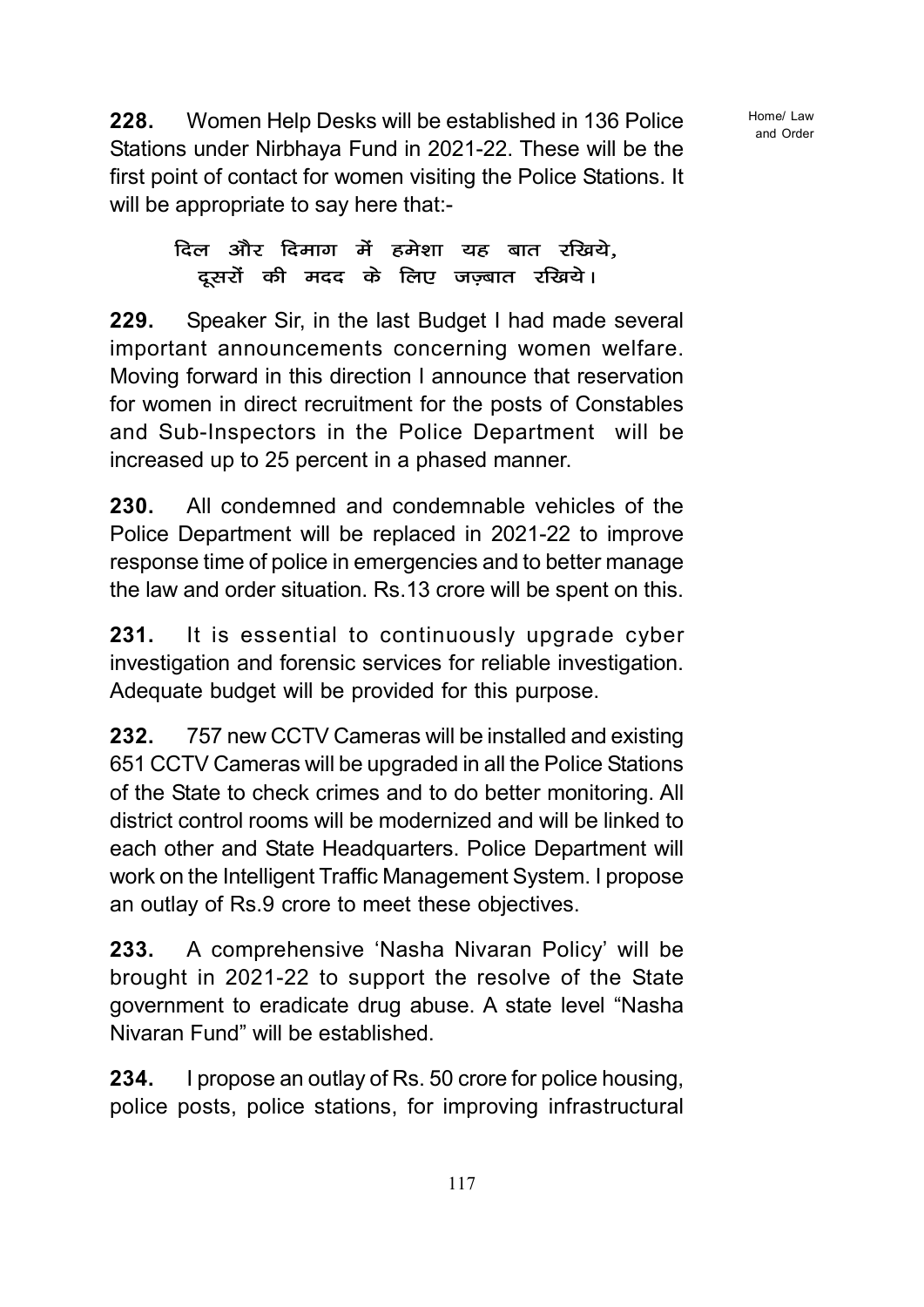Home/ Law and Order

**228.** Women Help Desks will be established in 136 Police Stations under Nirbhaya Fund in 2021-22. These will be the first point of contact for women visiting the Police Stations. It will be appropriate to say here that:-

दिल और दिमाग में हमेशा यह बात रखिये,
दूसरों की मदद के लिए जज़्बात रखिये।

**229.** Speaker Sir, in the last Budget I had made several important announcements concerning women welfare. Moving forward in this direction I announce that reservation for women in direct recruitment for the posts of Constables and Sub-Inspectors in the Police Department will be increased up to 25 percent in a phased manner.

**230.** All condemned and condemnable vehicles of the Police Department will be replaced in 2021-22 to improve response time of police in emergencies and to better manage the law and order situation. Rs.13 crore will be spent on this.

**231.** It is essential to continuously upgrade cyber investigation and forensic services for reliable investigation. Adequate budget will be provided for this purpose.

**232.** 757 new CCTV Cameras will be installed and existing 651 CCTV Cameras will be upgraded in all the Police Stations of the State to check crimes and to do better monitoring. All district control rooms will be modernized and will be linked to each other and State Headquarters. Police Department will work on the Intelligent Traffic Management System. I propose an outlay of Rs.9 crore to meet these objectives.

**233.** A comprehensive 'Nasha Nivaran Policy' will be brought in 2021-22 to support the resolve of the State government to eradicate drug abuse. A state level "Nasha Nivaran Fund" will be established.

**234.** I propose an outlay of Rs. 50 crore for police housing, police posts, police stations, for improving infrastructural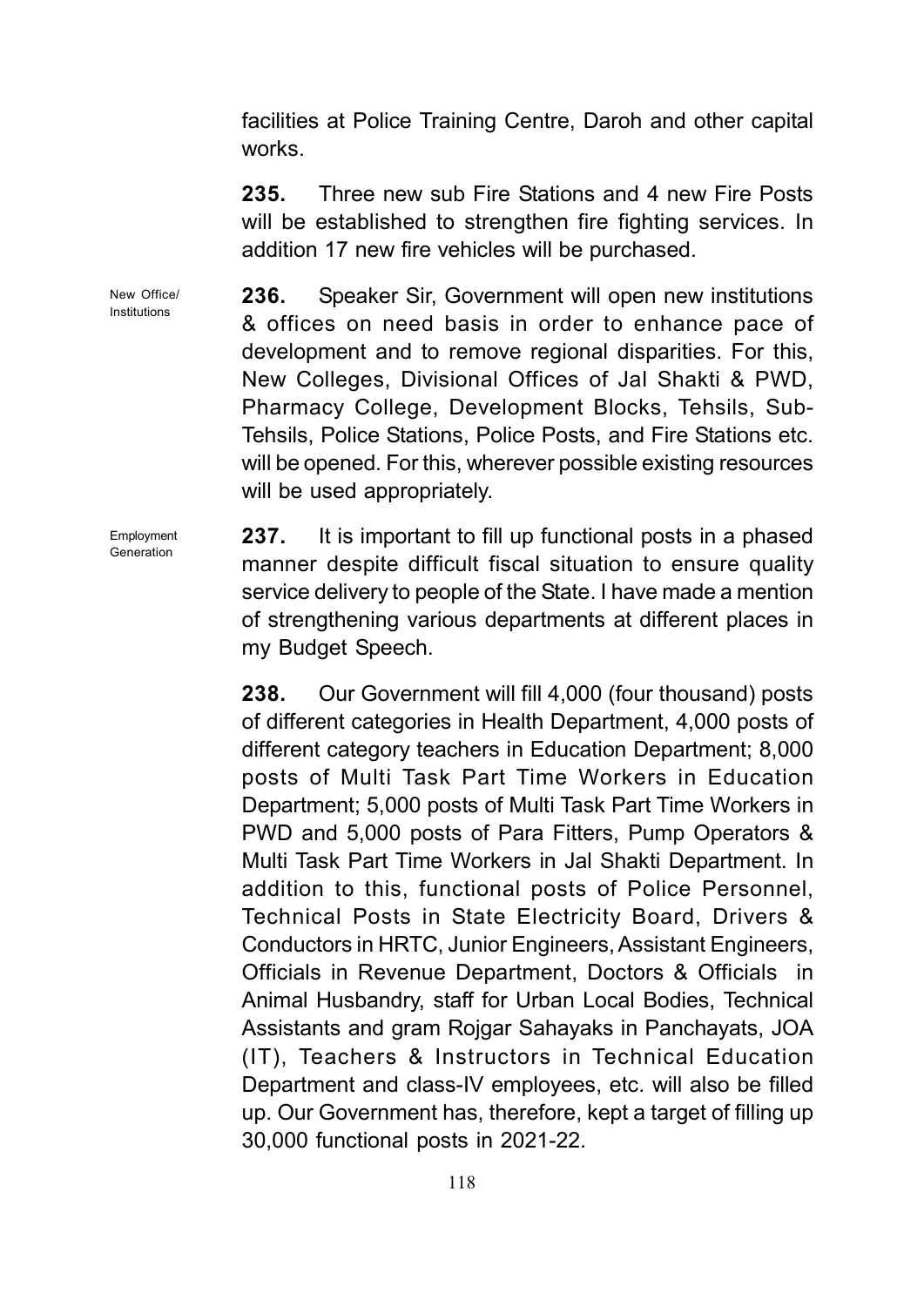facilities at Police Training Centre, Daroh and other capital works.

**235.** Three new sub Fire Stations and 4 new Fire Posts will be established to strengthen fire fighting services. In addition 17 new fire vehicles will be purchased.

New Office/ Institutions

**236.** Speaker Sir, Government will open new institutions & offices on need basis in order to enhance pace of development and to remove regional disparities. For this, New Colleges, Divisional Offices of Jal Shakti & PWD, Pharmacy College, Development Blocks, Tehsils, Sub-Tehsils, Police Stations, Police Posts, and Fire Stations etc. will be opened. For this, wherever possible existing resources will be used appropriately.

Employment Generation

**237.** It is important to fill up functional posts in a phased manner despite difficult fiscal situation to ensure quality service delivery to people of the State. I have made a mention of strengthening various departments at different places in my Budget Speech.

**238.** Our Government will fill 4,000 (four thousand) posts of different categories in Health Department, 4,000 posts of different category teachers in Education Department; 8,000 posts of Multi Task Part Time Workers in Education Department; 5,000 posts of Multi Task Part Time Workers in PWD and 5,000 posts of Para Fitters, Pump Operators & Multi Task Part Time Workers in Jal Shakti Department. In addition to this, functional posts of Police Personnel, Technical Posts in State Electricity Board, Drivers & Conductors in HRTC, Junior Engineers, Assistant Engineers, Officials in Revenue Department, Doctors & Officials in Animal Husbandry, staff for Urban Local Bodies, Technical Assistants and gram Rojgar Sahayaks in Panchayats, JOA (IT), Teachers & Instructors in Technical Education Department and class-IV employees, etc. will also be filled up. Our Government has, therefore, kept a target of filling up 30,000 functional posts in 2021-22.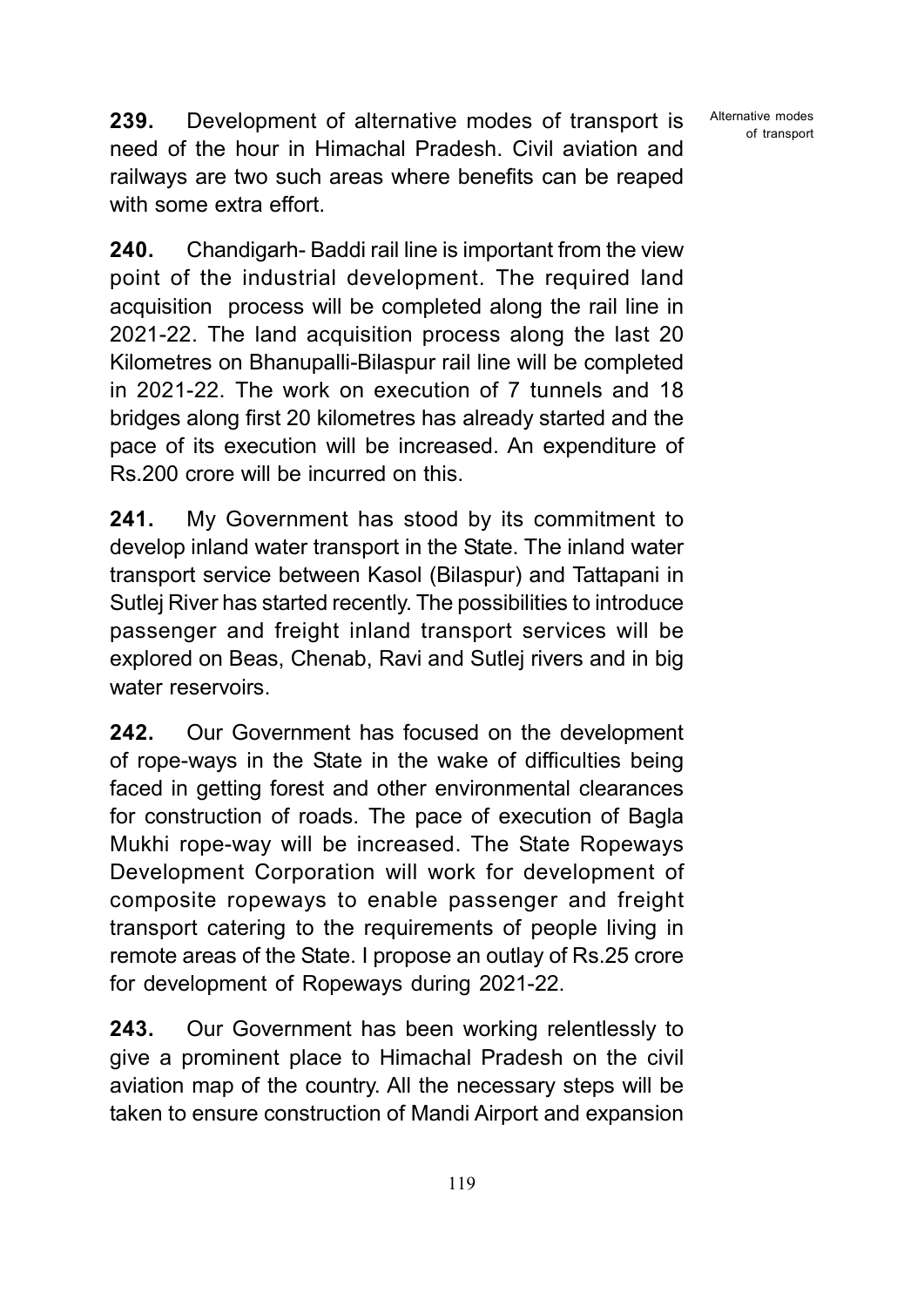Alternative modes of transport

**239.** Development of alternative modes of transport is need of the hour in Himachal Pradesh. Civil aviation and railways are two such areas where benefits can be reaped with some extra effort.

**240.** Chandigarh- Baddi rail line is important from the view point of the industrial development. The required land acquisition process will be completed along the rail line in 2021-22. The land acquisition process along the last 20 Kilometres on Bhanupalli-Bilaspur rail line will be completed in 2021-22. The work on execution of 7 tunnels and 18 bridges along first 20 kilometres has already started and the pace of its execution will be increased. An expenditure of Rs.200 crore will be incurred on this.

**241.** My Government has stood by its commitment to develop inland water transport in the State. The inland water transport service between Kasol (Bilaspur) and Tattapani in Sutlej River has started recently. The possibilities to introduce passenger and freight inland transport services will be explored on Beas, Chenab, Ravi and Sutlej rivers and in big water reservoirs.

**242.** Our Government has focused on the development of rope-ways in the State in the wake of difficulties being faced in getting forest and other environmental clearances for construction of roads. The pace of execution of Bagla Mukhi rope-way will be increased. The State Ropeways Development Corporation will work for development of composite ropeways to enable passenger and freight transport catering to the requirements of people living in remote areas of the State. I propose an outlay of Rs.25 crore for development of Ropeways during 2021-22.

**243.** Our Government has been working relentlessly to give a prominent place to Himachal Pradesh on the civil aviation map of the country. All the necessary steps will be taken to ensure construction of Mandi Airport and expansion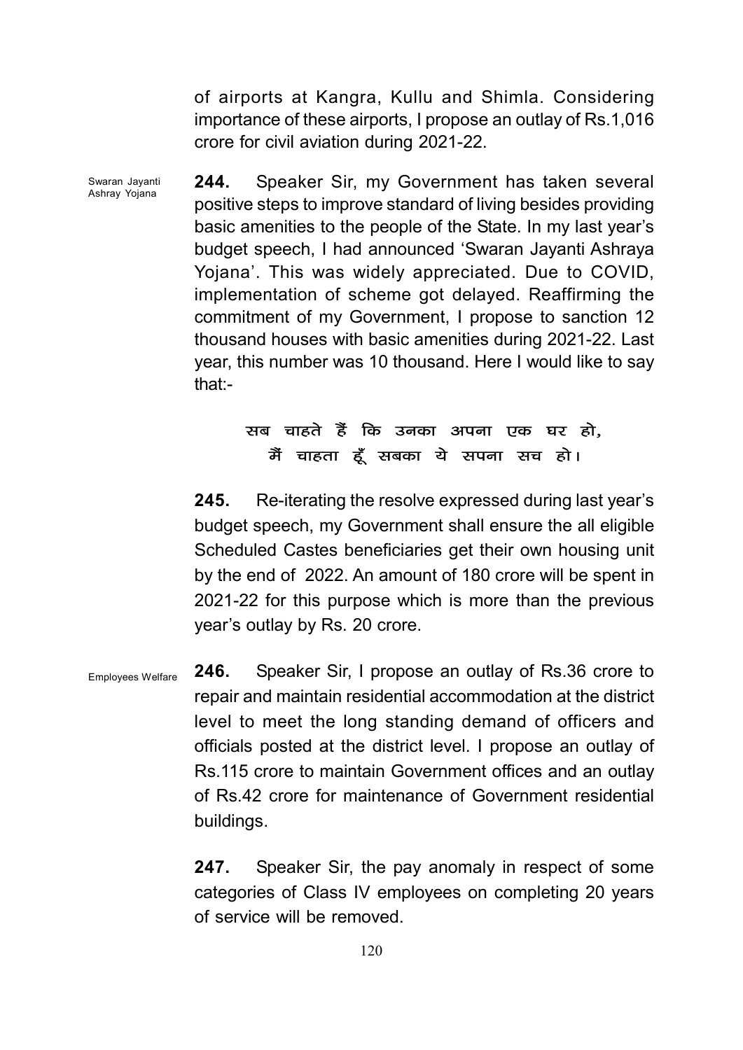of airports at Kangra, Kullu and Shimla. Considering importance of these airports, I propose an outlay of Rs.1,016 crore for civil aviation during 2021-22.

Swaran Jayanti Ashray Yojana

**244.** Speaker Sir, my Government has taken several positive steps to improve standard of living besides providing basic amenities to the people of the State. In my last year's budget speech, I had announced 'Swaran Jayanti Ashraya Yojana'. This was widely appreciated. Due to COVID, implementation of scheme got delayed. Reaffirming the commitment of my Government, I propose to sanction 12 thousand houses with basic amenities during 2021-22. Last year, this number was 10 thousand. Here I would like to say that:-

सब चाहते हैं कि उनका अपना एक घर हो,  
मैं चाहता हूँ सबका ये सपना सच हो।

**245.** Re-iterating the resolve expressed during last year's budget speech, my Government shall ensure the all eligible Scheduled Castes beneficiaries get their own housing unit by the end of 2022. An amount of 180 crore will be spent in 2021-22 for this purpose which is more than the previous year's outlay by Rs. 20 crore.

Employees Welfare

**246.** Speaker Sir, I propose an outlay of Rs.36 crore to repair and maintain residential accommodation at the district level to meet the long standing demand of officers and officials posted at the district level. I propose an outlay of Rs.115 crore to maintain Government offices and an outlay of Rs.42 crore for maintenance of Government residential buildings.

**247.** Speaker Sir, the pay anomaly in respect of some categories of Class IV employees on completing 20 years of service will be removed.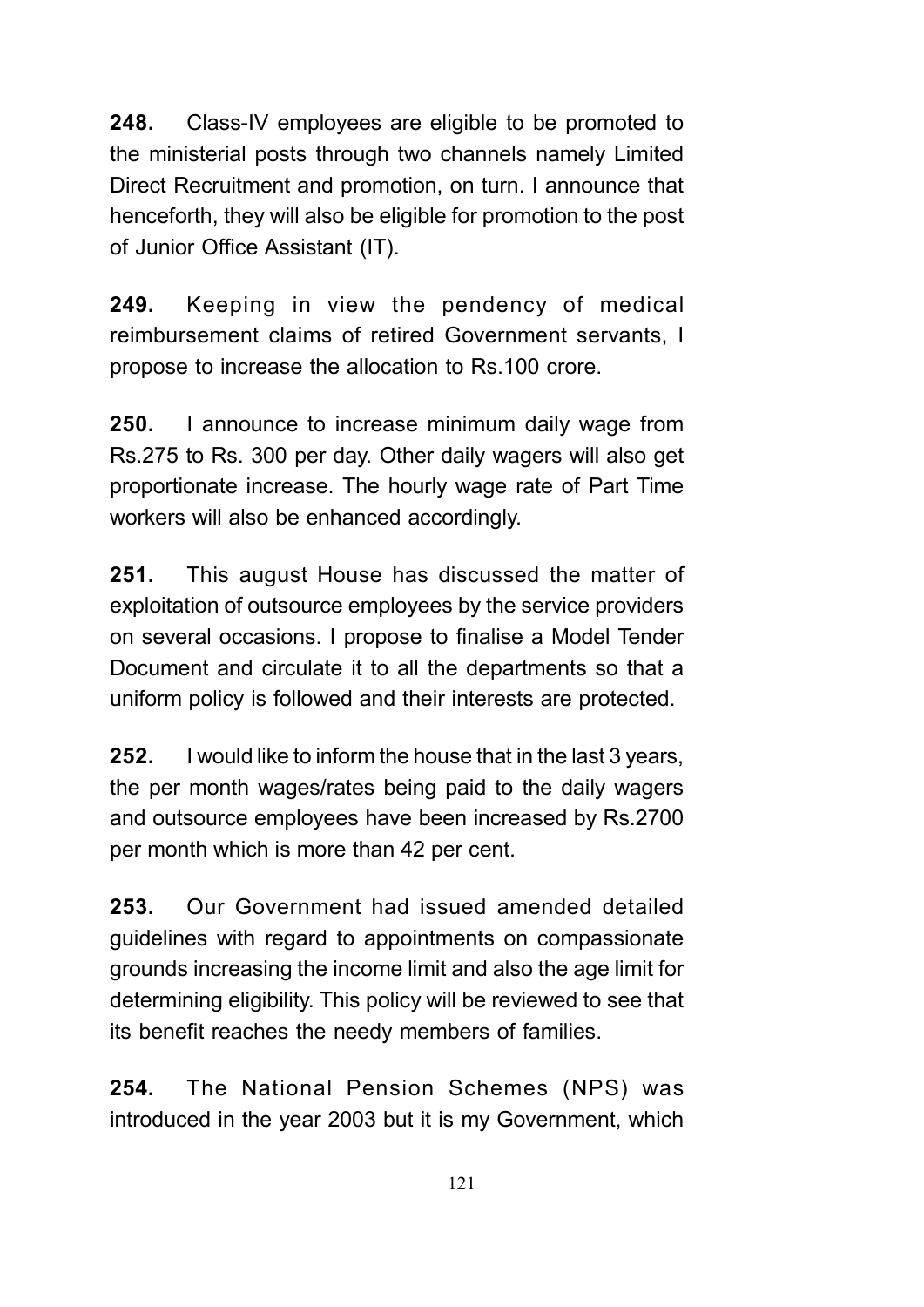**248.** Class-IV employees are eligible to be promoted to the ministerial posts through two channels namely Limited Direct Recruitment and promotion, on turn. I announce that henceforth, they will also be eligible for promotion to the post of Junior Office Assistant (IT).

**249.** Keeping in view the pendency of medical reimbursement claims of retired Government servants, I propose to increase the allocation to Rs.100 crore.

**250.** I announce to increase minimum daily wage from Rs.275 to Rs. 300 per day. Other daily wagers will also get proportionate increase. The hourly wage rate of Part Time workers will also be enhanced accordingly.

**251.** This august House has discussed the matter of exploitation of outsource employees by the service providers on several occasions. I propose to finalise a Model Tender Document and circulate it to all the departments so that a uniform policy is followed and their interests are protected.

**252.** I would like to inform the house that in the last 3 years, the per month wages/rates being paid to the daily wagers and outsource employees have been increased by Rs.2700 per month which is more than 42 per cent.

**253.** Our Government had issued amended detailed guidelines with regard to appointments on compassionate grounds increasing the income limit and also the age limit for determining eligibility. This policy will be reviewed to see that its benefit reaches the needy members of families.

**254.** The National Pension Schemes (NPS) was introduced in the year 2003 but it is my Government, which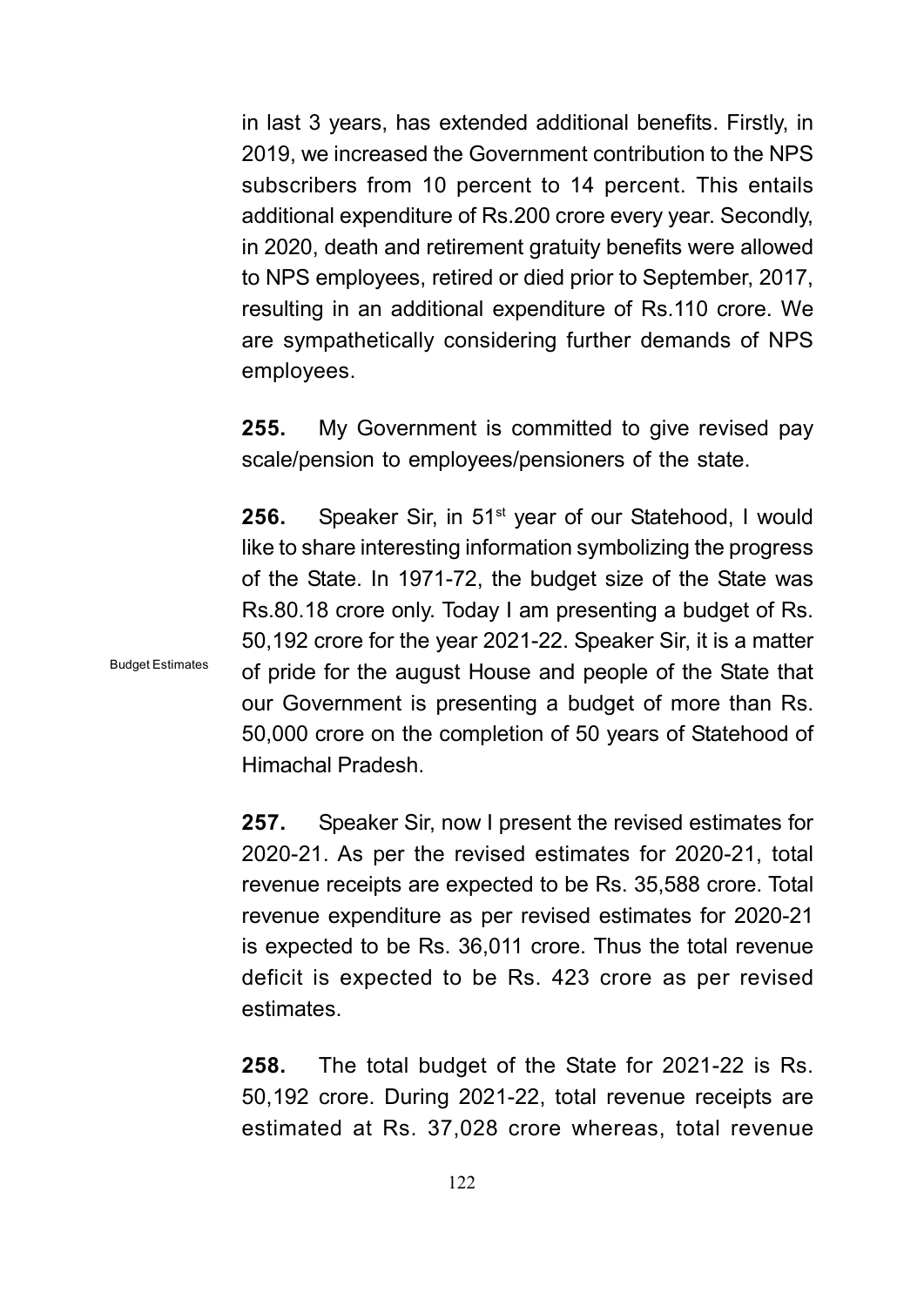in last 3 years, has extended additional benefits. Firstly, in 2019, we increased the Government contribution to the NPS subscribers from 10 percent to 14 percent. This entails additional expenditure of Rs.200 crore every year. Secondly, in 2020, death and retirement gratuity benefits were allowed to NPS employees, retired or died prior to September, 2017, resulting in an additional expenditure of Rs.110 crore. We are sympathetically considering further demands of NPS employees.

**255.** My Government is committed to give revised pay scale/pension to employees/pensioners of the state.

Budget Estimates

**256.** Speaker Sir, in 51st year of our Statehood, I would like to share interesting information symbolizing the progress of the State. In 1971-72, the budget size of the State was Rs.80.18 crore only. Today I am presenting a budget of Rs. 50,192 crore for the year 2021-22. Speaker Sir, it is a matter of pride for the august House and people of the State that our Government is presenting a budget of more than Rs. 50,000 crore on the completion of 50 years of Statehood of Himachal Pradesh.

**257.** Speaker Sir, now I present the revised estimates for 2020-21. As per the revised estimates for 2020-21, total revenue receipts are expected to be Rs. 35,588 crore. Total revenue expenditure as per revised estimates for 2020-21 is expected to be Rs. 36,011 crore. Thus the total revenue deficit is expected to be Rs. 423 crore as per revised estimates.

**258.** The total budget of the State for 2021-22 is Rs. 50,192 crore. During 2021-22, total revenue receipts are estimated at Rs. 37,028 crore whereas, total revenue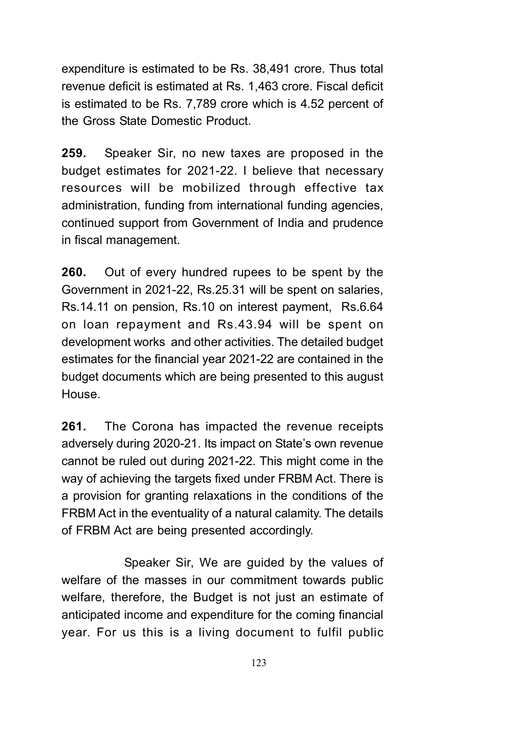expenditure is estimated to be Rs. 38,491 crore. Thus total revenue deficit is estimated at Rs. 1,463 crore. Fiscal deficit is estimated to be Rs. 7,789 crore which is 4.52 percent of the Gross State Domestic Product.

**259.** Speaker Sir, no new taxes are proposed in the budget estimates for 2021-22. I believe that necessary resources will be mobilized through effective tax administration, funding from international funding agencies, continued support from Government of India and prudence in fiscal management.

**260.** Out of every hundred rupees to be spent by the Government in 2021-22, Rs.25.31 will be spent on salaries, Rs.14.11 on pension, Rs.10 on interest payment, Rs.6.64 on loan repayment and Rs.43.94 will be spent on development works and other activities. The detailed budget estimates for the financial year 2021-22 are contained in the budget documents which are being presented to this august House.

**261.** The Corona has impacted the revenue receipts adversely during 2020-21. Its impact on State's own revenue cannot be ruled out during 2021-22. This might come in the way of achieving the targets fixed under FRBM Act. There is a provision for granting relaxations in the conditions of the FRBM Act in the eventuality of a natural calamity. The details of FRBM Act are being presented accordingly.

Speaker Sir, We are guided by the values of welfare of the masses in our commitment towards public welfare, therefore, the Budget is not just an estimate of anticipated income and expenditure for the coming financial year. For us this is a living document to fulfil public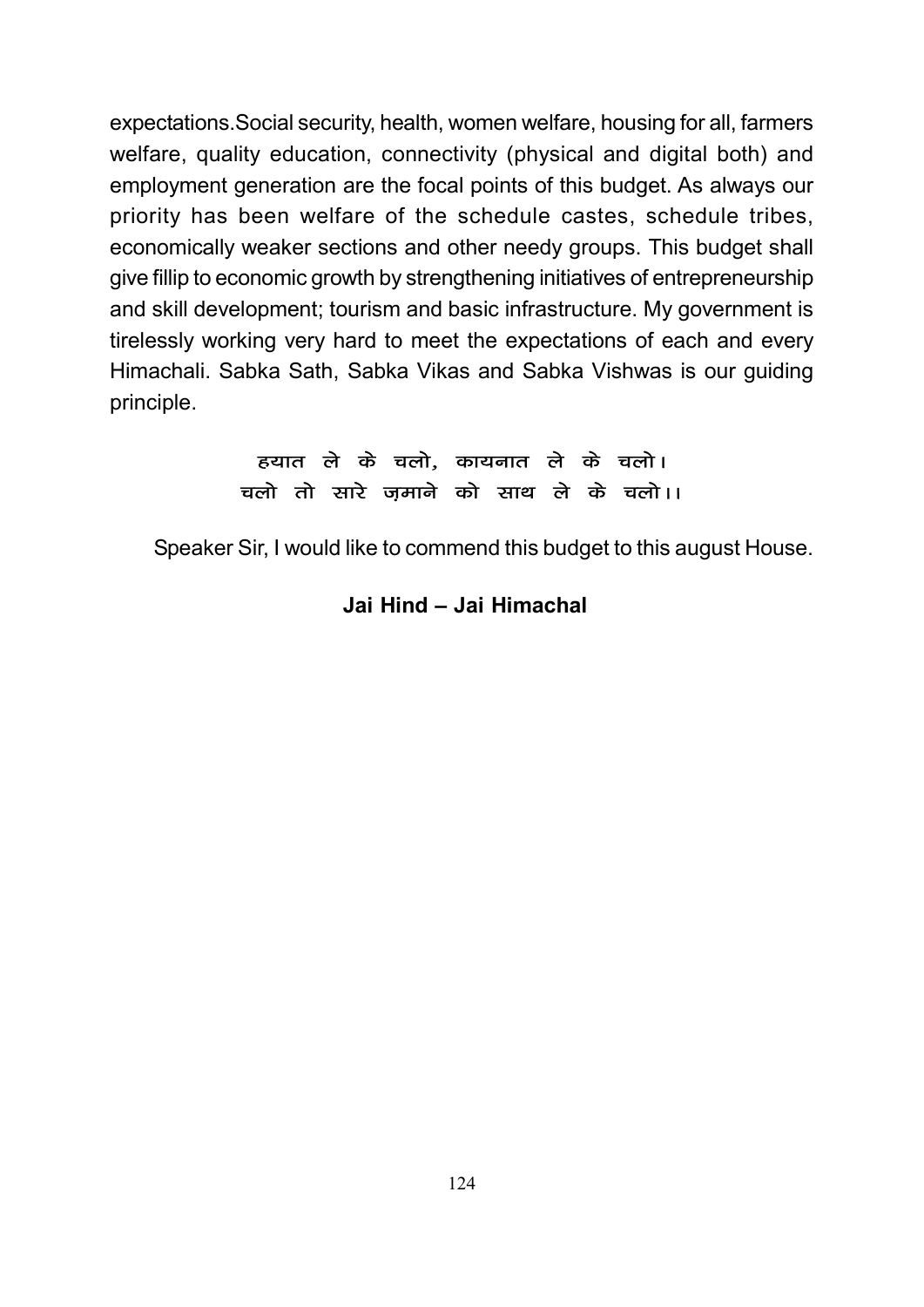expectations.Social security, health, women welfare, housing for all, farmers welfare, quality education, connectivity (physical and digital both) and employment generation are the focal points of this budget. As always our priority has been welfare of the schedule castes, schedule tribes, economically weaker sections and other needy groups. This budget shall give fillip to economic growth by strengthening initiatives of entrepreneurship and skill development; tourism and basic infrastructure. My government is tirelessly working very hard to meet the expectations of each and every Himachali. Sabka Sath, Sabka Vikas and Sabka Vishwas is our guiding principle.

हयात ले के चलो, कायनात ले के चलो।
चलो तो सारे ज़माने को साथ ले के चलो।।

Speaker Sir, I would like to commend this budget to this august House.

**Jai Hind – Jai Himachal**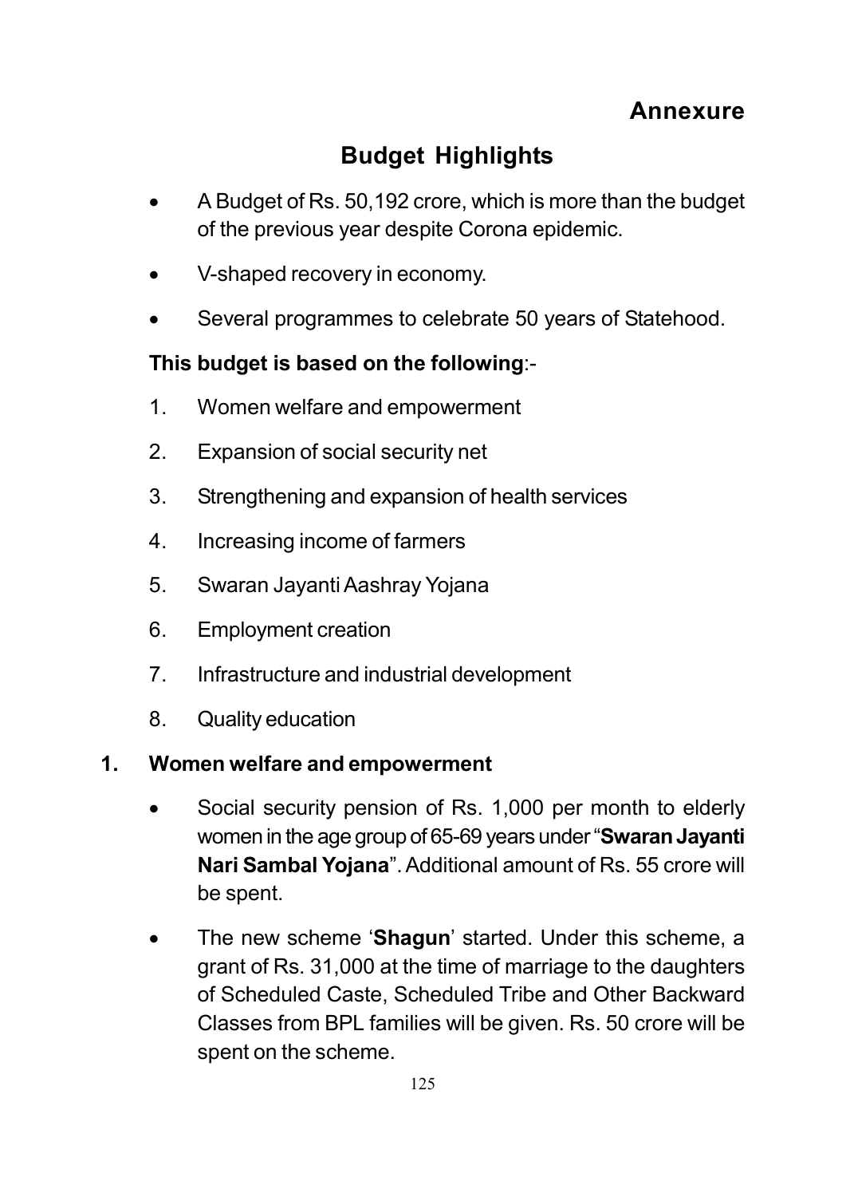# Annexure

## Budget Highlights

- A Budget of Rs. 50,192 crore, which is more than the budget of the previous year despite Corona epidemic.
- V-shaped recovery in economy.
- Several programmes to celebrate 50 years of Statehood.

**This budget is based on the following**:-

1. Women welfare and empowerment
2. Expansion of social security net
3. Strengthening and expansion of health services
4. Increasing income of farmers
5. Swaran Jayanti Aashray Yojana
6. Employment creation
7. Infrastructure and industrial development
8. Quality education

### 1. Women welfare and empowerment

- Social security pension of Rs. 1,000 per month to elderly women in the age group of 65-69 years under "**Swaran Jayanti Nari Sambal Yojana**". Additional amount of Rs. 55 crore will be spent.
- The new scheme '**Shagun**' started. Under this scheme, a grant of Rs. 31,000 at the time of marriage to the daughters of Scheduled Caste, Scheduled Tribe and Other Backward Classes from BPL families will be given. Rs. 50 crore will be spent on the scheme.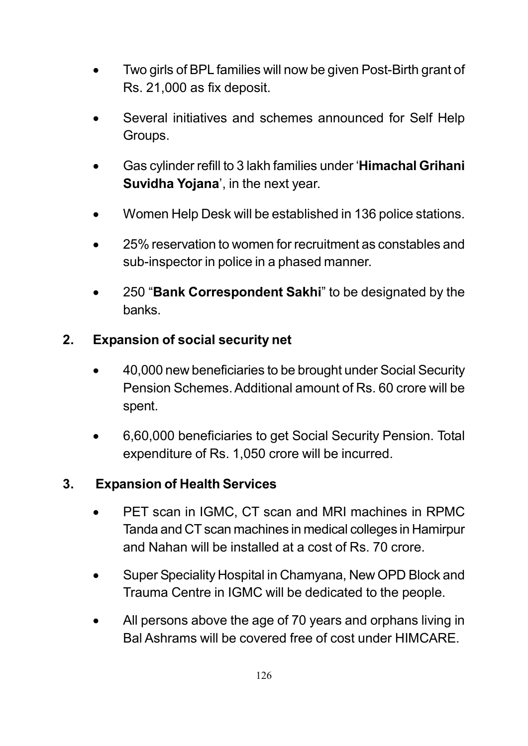- Two girls of BPL families will now be given Post-Birth grant of Rs. 21,000 as fix deposit.
- Several initiatives and schemes announced for Self Help Groups.
- Gas cylinder refill to 3 lakh families under '**Himachal Grihani Suvidha Yojana**', in the next year.
- Women Help Desk will be established in 136 police stations.
- 25% reservation to women for recruitment as constables and sub-inspector in police in a phased manner.
- 250 "**Bank Correspondent Sakhi**" to be designated by the banks.

**2. Expansion of social security net**

- 40,000 new beneficiaries to be brought under Social Security Pension Schemes. Additional amount of Rs. 60 crore will be spent.
- 6,60,000 beneficiaries to get Social Security Pension. Total expenditure of Rs. 1,050 crore will be incurred.

**3. Expansion of Health Services**

- PET scan in IGMC, CT scan and MRI machines in RPMC Tanda and CT scan machines in medical colleges in Hamirpur and Nahan will be installed at a cost of Rs. 70 crore.
- Super Speciality Hospital in Chamyana, New OPD Block and Trauma Centre in IGMC will be dedicated to the people.
- All persons above the age of 70 years and orphans living in Bal Ashrams will be covered free of cost under HIMCARE.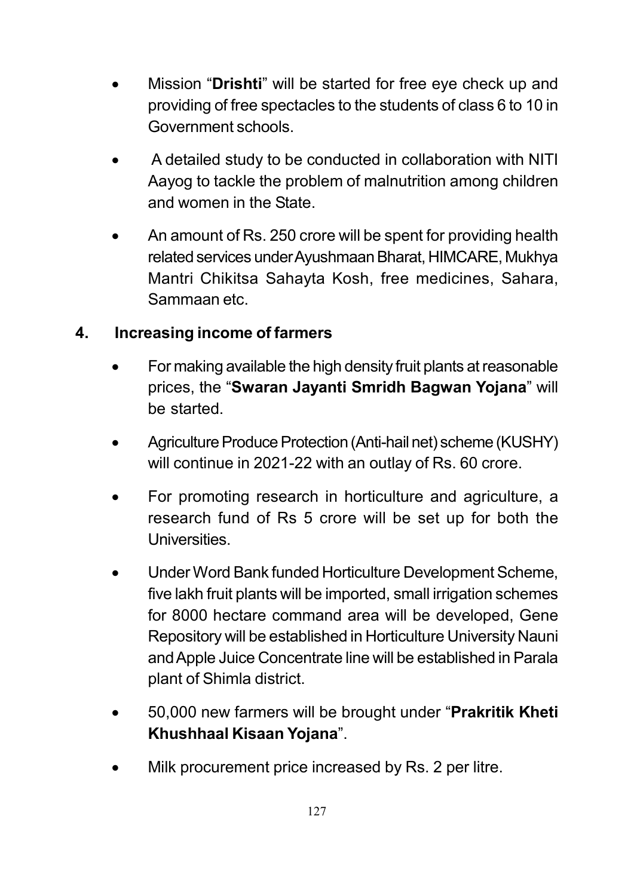- Mission "**Drishti**" will be started for free eye check up and providing of free spectacles to the students of class 6 to 10 in Government schools.
- A detailed study to be conducted in collaboration with NITI Aayog to tackle the problem of malnutrition among children and women in the State.
- An amount of Rs. 250 crore will be spent for providing health related services under Ayushmaan Bharat, HIMCARE, Mukhya Mantri Chikitsa Sahayta Kosh, free medicines, Sahara, Sammaan etc.

## 4. Increasing income of farmers

- For making available the high density fruit plants at reasonable prices, the "**Swaran Jayanti Smridh Bagwan Yojana**" will be started.
- Agriculture Produce Protection (Anti-hail net) scheme (KUSHY) will continue in 2021-22 with an outlay of Rs. 60 crore.
- For promoting research in horticulture and agriculture, a research fund of Rs 5 crore will be set up for both the Universities.
- Under Word Bank funded Horticulture Development Scheme, five lakh fruit plants will be imported, small irrigation schemes for 8000 hectare command area will be developed, Gene Repository will be established in Horticulture University Nauni and Apple Juice Concentrate line will be established in Parala plant of Shimla district.
- 50,000 new farmers will be brought under "**Prakritik Kheti Khushhaal Kisaan Yojana**".
- Milk procurement price increased by Rs. 2 per litre.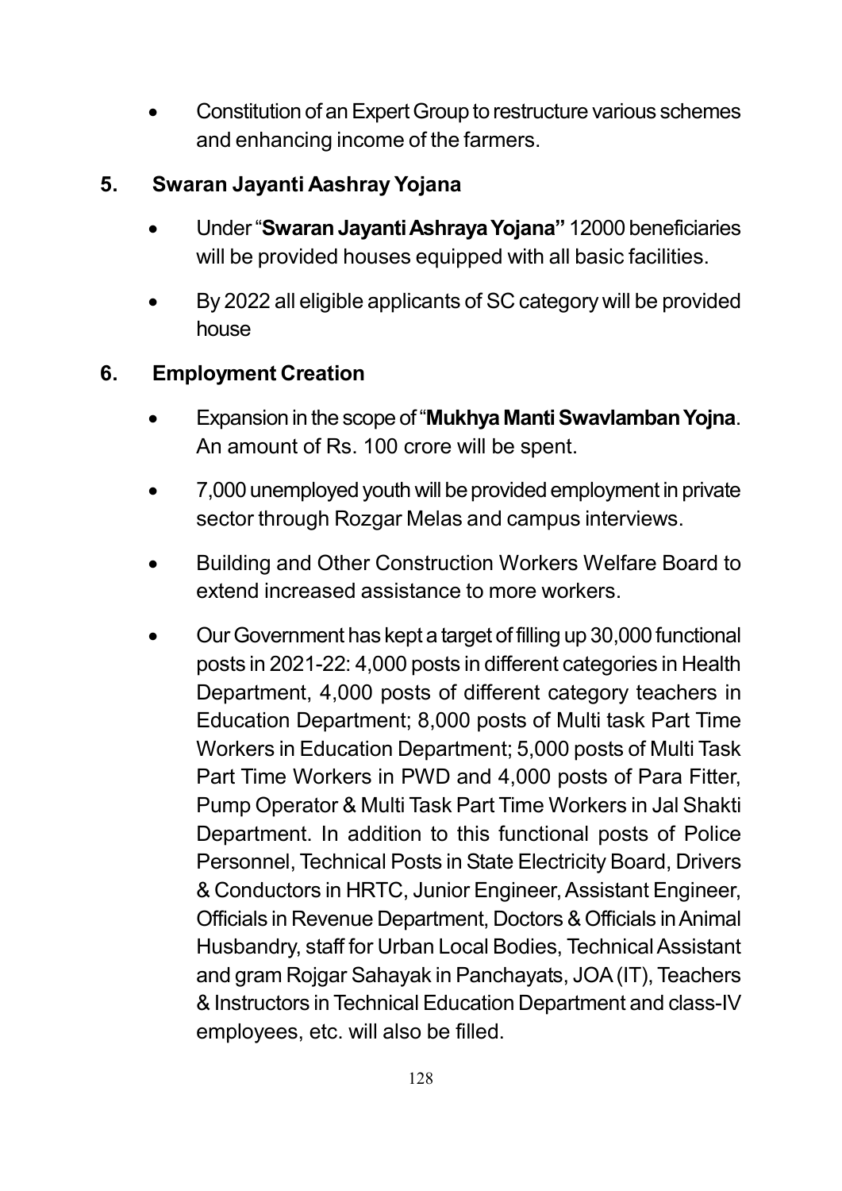- Constitution of an Expert Group to restructure various schemes and enhancing income of the farmers.

## 5. Swaran Jayanti Aashray Yojana

- Under "**Swaran Jayanti Ashraya Yojana"** 12000 beneficiaries will be provided houses equipped with all basic facilities.
- By 2022 all eligible applicants of SC category will be provided house

## 6. Employment Creation

- Expansion in the scope of "**Mukhya Manti Swavlamban Yojna**. An amount of Rs. 100 crore will be spent.
- 7,000 unemployed youth will be provided employment in private sector through Rozgar Melas and campus interviews.
- Building and Other Construction Workers Welfare Board to extend increased assistance to more workers.
- Our Government has kept a target of filling up 30,000 functional posts in 2021-22: 4,000 posts in different categories in Health Department, 4,000 posts of different category teachers in Education Department; 8,000 posts of Multi task Part Time Workers in Education Department; 5,000 posts of Multi Task Part Time Workers in PWD and 4,000 posts of Para Fitter, Pump Operator & Multi Task Part Time Workers in Jal Shakti Department. In addition to this functional posts of Police Personnel, Technical Posts in State Electricity Board, Drivers & Conductors in HRTC, Junior Engineer, Assistant Engineer, Officials in Revenue Department, Doctors & Officials in Animal Husbandry, staff for Urban Local Bodies, Technical Assistant and gram Rojgar Sahayak in Panchayats, JOA (IT), Teachers & Instructors in Technical Education Department and class-IV employees, etc. will also be filled.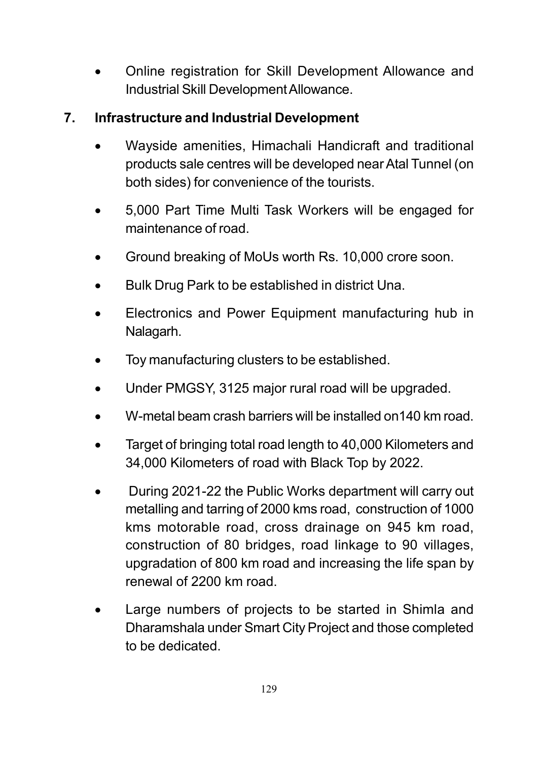- Online registration for Skill Development Allowance and Industrial Skill Development Allowance.

## 7. Infrastructure and Industrial Development

- Wayside amenities, Himachali Handicraft and traditional products sale centres will be developed near Atal Tunnel (on both sides) for convenience of the tourists.
- 5,000 Part Time Multi Task Workers will be engaged for maintenance of road.
- Ground breaking of MoUs worth Rs. 10,000 crore soon.
- Bulk Drug Park to be established in district Una.
- Electronics and Power Equipment manufacturing hub in Nalagarh.
- Toy manufacturing clusters to be established.
- Under PMGSY, 3125 major rural road will be upgraded.
- W-metal beam crash barriers will be installed on140 km road.
- Target of bringing total road length to 40,000 Kilometers and 34,000 Kilometers of road with Black Top by 2022.
- During 2021-22 the Public Works department will carry out metalling and tarring of 2000 kms road, construction of 1000 kms motorable road, cross drainage on 945 km road, construction of 80 bridges, road linkage to 90 villages, upgradation of 800 km road and increasing the life span by renewal of 2200 km road.
- Large numbers of projects to be started in Shimla and Dharamshala under Smart City Project and those completed to be dedicated.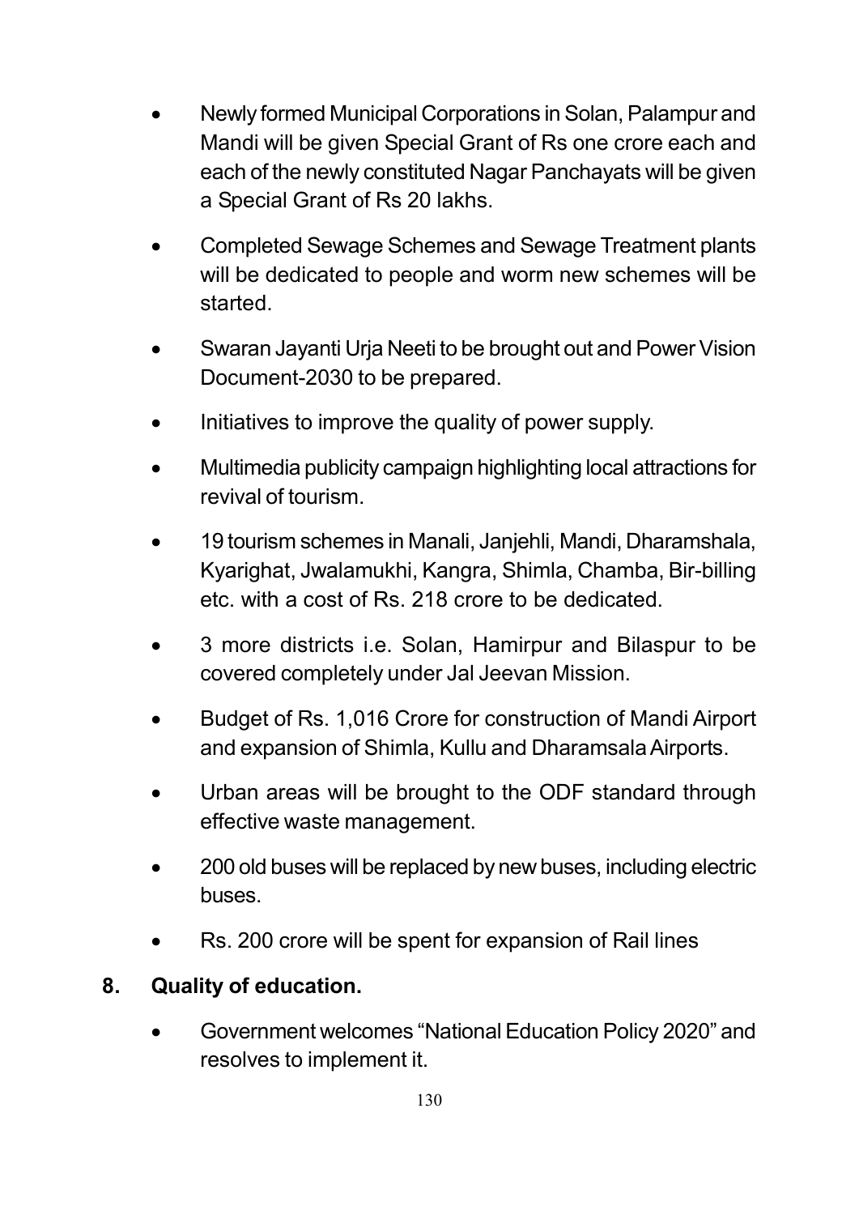- Newly formed Municipal Corporations in Solan, Palampur and Mandi will be given Special Grant of Rs one crore each and each of the newly constituted Nagar Panchayats will be given a Special Grant of Rs 20 lakhs.
- Completed Sewage Schemes and Sewage Treatment plants will be dedicated to people and worm new schemes will be started.
- Swaran Jayanti Urja Neeti to be brought out and Power Vision Document-2030 to be prepared.
- Initiatives to improve the quality of power supply.
- Multimedia publicity campaign highlighting local attractions for revival of tourism.
- 19 tourism schemes in Manali, Janjehli, Mandi, Dharamshala, Kyarighat, Jwalamukhi, Kangra, Shimla, Chamba, Bir-billing etc. with a cost of Rs. 218 crore to be dedicated.
- 3 more districts i.e. Solan, Hamirpur and Bilaspur to be covered completely under Jal Jeevan Mission.
- Budget of Rs. 1,016 Crore for construction of Mandi Airport and expansion of Shimla, Kullu and Dharamsala Airports.
- Urban areas will be brought to the ODF standard through effective waste management.
- 200 old buses will be replaced by new buses, including electric buses.
- Rs. 200 crore will be spent for expansion of Rail lines

## 8. Quality of education.

- Government welcomes “National Education Policy 2020” and resolves to implement it.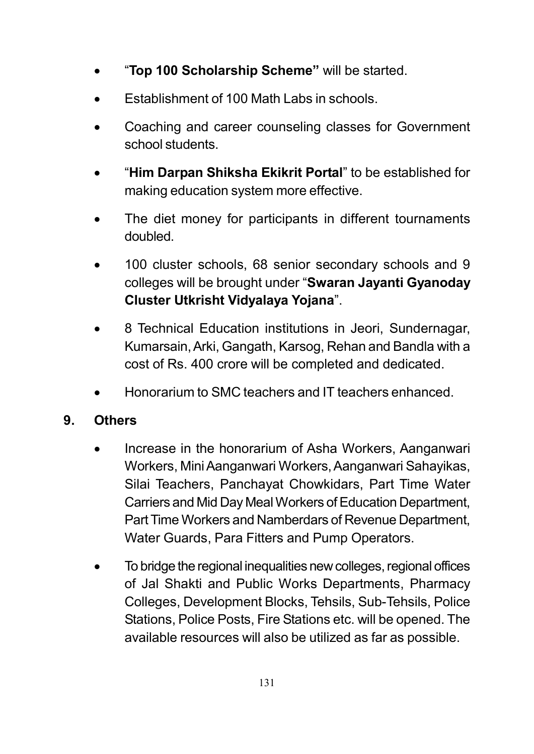- "**Top 100 Scholarship Scheme"** will be started.
- Establishment of 100 Math Labs in schools.
- Coaching and career counseling classes for Government school students.
- "**Him Darpan Shiksha Ekikrit Portal**" to be established for making education system more effective.
- The diet money for participants in different tournaments doubled.
- 100 cluster schools, 68 senior secondary schools and 9 colleges will be brought under "**Swaran Jayanti Gyanoday Cluster Utkrisht Vidyalaya Yojana**".
- 8 Technical Education institutions in Jeori, Sundernagar, Kumarsain, Arki, Gangath, Karsog, Rehan and Bandla with a cost of Rs. 400 crore will be completed and dedicated.
- Honorarium to SMC teachers and IT teachers enhanced.

## 9. Others

- Increase in the honorarium of Asha Workers, Aanganwari Workers, Mini Aanganwari Workers, Aanganwari Sahayikas, Silai Teachers, Panchayat Chowkidars, Part Time Water Carriers and Mid Day Meal Workers of Education Department, Part Time Workers and Namberdars of Revenue Department, Water Guards, Para Fitters and Pump Operators.
- To bridge the regional inequalities new colleges, regional offices of Jal Shakti and Public Works Departments, Pharmacy Colleges, Development Blocks, Tehsils, Sub-Tehsils, Police Stations, Police Posts, Fire Stations etc. will be opened. The available resources will also be utilized as far as possible.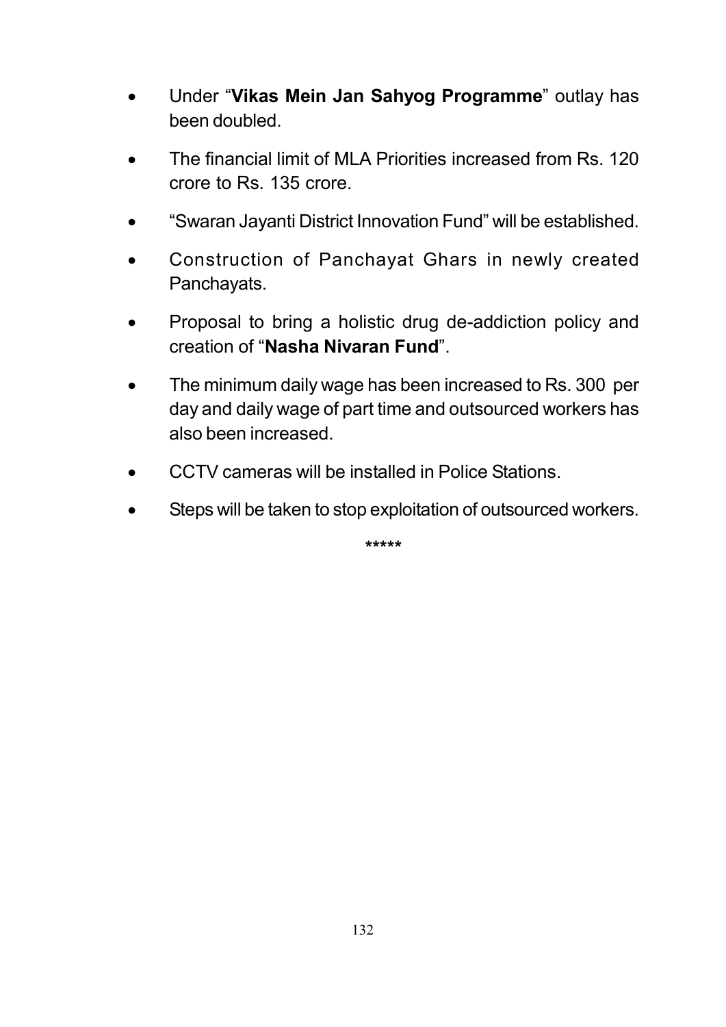- Under “**Vikas Mein Jan Sahyog Programme**” outlay has been doubled.
- The financial limit of MLA Priorities increased from Rs. 120 crore to Rs. 135 crore.
- “Swaran Jayanti District Innovation Fund” will be established.
- Construction of Panchayat Ghars in newly created Panchayats.
- Proposal to bring a holistic drug de-addiction policy and creation of “**Nasha Nivaran Fund**”.
- The minimum daily wage has been increased to Rs. 300 per day and daily wage of part time and outsourced workers has also been increased.
- CCTV cameras will be installed in Police Stations.
- Steps will be taken to stop exploitation of outsourced workers.

*****